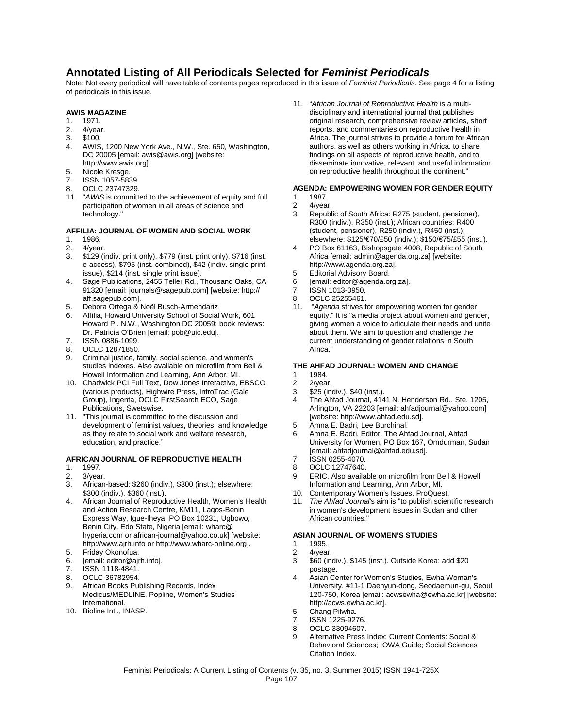# Annotated Listing of All Periodicals Selected for *Feminist Periodicals*

Note: Not every periodical will have table of contents pages reproduced in this issue of *Feminist Periodicals*. See page 4 for a listing of periodicals in this issue.

### AWIS MAGAZINE

1. 1971.
2. 4/year.
3. $100.
4. AWIS, 1200 New York Ave., N.W., Ste. 650, Washington, DC 20005 [email: awis@awis.org] [website: http://www.awis.org].
5. Nicole Kresge.
7. ISSN 1057-5839.
8. OCLC 23747329.
11. "*AWIS* is committed to the achievement of equity and full participation of women in all areas of science and technology."

### AFFILIA: JOURNAL OF WOMEN AND SOCIAL WORK

1. 1986.
2. 4/year.
3. $129 (indiv. print only), $779 (inst. print only), $716 (inst. e-access), $795 (inst. combined), $42 (indiv. single print issue), $214 (inst. single print issue).
4. Sage Publications, 2455 Teller Rd., Thousand Oaks, CA 91320 [email: journals@sagepub.com] [website: http://aff.sagepub.com].
5. Debora Ortega & Noël Busch-Armendariz
6. Affilia, Howard University School of Social Work, 601 Howard Pl. N.W., Washington DC 20059; book reviews: Dr. Patricia O'Brien [email: pob@uic.edu].
7. ISSN 0886-1099.
8. OCLC 12871850.
9. Criminal justice, family, social science, and women's studies indexes. Also available on microfilm from Bell & Howell Information and Learning, Ann Arbor, MI.
10. Chadwick PCI Full Text, Dow Jones Interactive, EBSCO (various products), Highwire Press, InfroTrac (Gale Group), Ingenta, OCLC FirstSearch ECO, Sage Publications, Swetswise.
11. "This journal is committed to the discussion and development of feminist values, theories, and knowledge as they relate to social work and welfare research, education, and practice."

### AFRICAN JOURNAL OF REPRODUCTIVE HEALTH

1. 1997.
2. 3/year.
3. African-based: $260 (indiv.), $300 (inst.); elsewhere: $300 (indiv.), $360 (inst.).
4. African Journal of Reproductive Health, Women's Health and Action Research Centre, KM11, Lagos-Benin Express Way, Igue-Iheya, PO Box 10231, Ugbowo, Benin City, Edo State, Nigeria [email: wharc@hyperia.com or african-journal@yahoo.co.uk] [website: http://www.ajrh.info or http://www.wharc-online.org].
5. Friday Okonofua.
6. [email: editor@ajrh.info].
7. ISSN 1118-4841.
8. OCLC 36782954.
9. African Books Publishing Records, Index Medicus/MEDLINE, Popline, Women's Studies International.
10. Bioline Intl., INASP.
11. "*African Journal of Reproductive Health* is a multi-disciplinary and international journal that publishes original research, comprehensive review articles, short reports, and commentaries on reproductive health in Africa. The journal strives to provide a forum for African authors, as well as others working in Africa, to share findings on all aspects of reproductive health, and to disseminate innovative, relevant, and useful information on reproductive health throughout the continent."

### AGENDA: EMPOWERING WOMEN FOR GENDER EQUITY

1. 1987.
2. 4/year.
3. Republic of South Africa: R275 (student, pensioner), R300 (indiv.), R350 (inst.); African countries: R400 (student, pensioner), R250 (indiv.), R450 (inst.); elsewhere: $125/€70/£50 (indiv.); $150/€75/£55 (inst.).
4. PO Box 61163, Bishopsgate 4008, Republic of South Africa [email: admin@agenda.org.za] [website: http://www.agenda.org.za].
5. Editorial Advisory Board.
6. [email: editor@agenda.org.za].
7. ISSN 1013-0950.
8. OCLC 25255461.
11. "*Agenda* strives for empowering women for gender equity." It is "a media project about women and gender, giving women a voice to articulate their needs and unite about them. We aim to question and challenge the current understanding of gender relations in South Africa."

### THE AHFAD JOURNAL: WOMEN AND CHANGE

1. 1984.
2. 2/year.
3. $25 (indiv.), $40 (inst.).
4. The Ahfad Journal, 4141 N. Henderson Rd., Ste. 1205, Arlington, VA 22203 [email: ahfadjournal@yahoo.com] [website: http://www.ahfad.edu.sd].
5. Amna E. Badri, Lee Burchinal.
6. Amna E. Badri, Editor, The Ahfad Journal, Ahfad University for Women, PO Box 167, Omdurman, Sudan [email: ahfadjournal@ahfad.edu.sd].
7. ISSN 0255-4070.
8. OCLC 12747640.
9. ERIC. Also available on microfilm from Bell & Howell Information and Learning, Ann Arbor, MI.
10. Contemporary Women's Issues, ProQuest.
11. *The Ahfad Journal*'s aim is "to publish scientific research in women's development issues in Sudan and other African countries."

### ASIAN JOURNAL OF WOMEN'S STUDIES

1. 1995.
2. 4/year.
3. $60 (indiv.), $145 (inst.). Outside Korea: add $20 postage.
4. Asian Center for Women's Studies, Ewha Woman's University, #11-1 Daehyun-dong, Seodaemun-gu, Seoul 120-750, Korea [email: acwsewha@ewha.ac.kr] [website: http://acws.ewha.ac.kr].
5. Chang Pilwha.
7. ISSN 1225-9276.
8. OCLC 33094607.
9. Alternative Press Index; Current Contents: Social & Behavioral Sciences; IOWA Guide; Social Sciences Citation Index.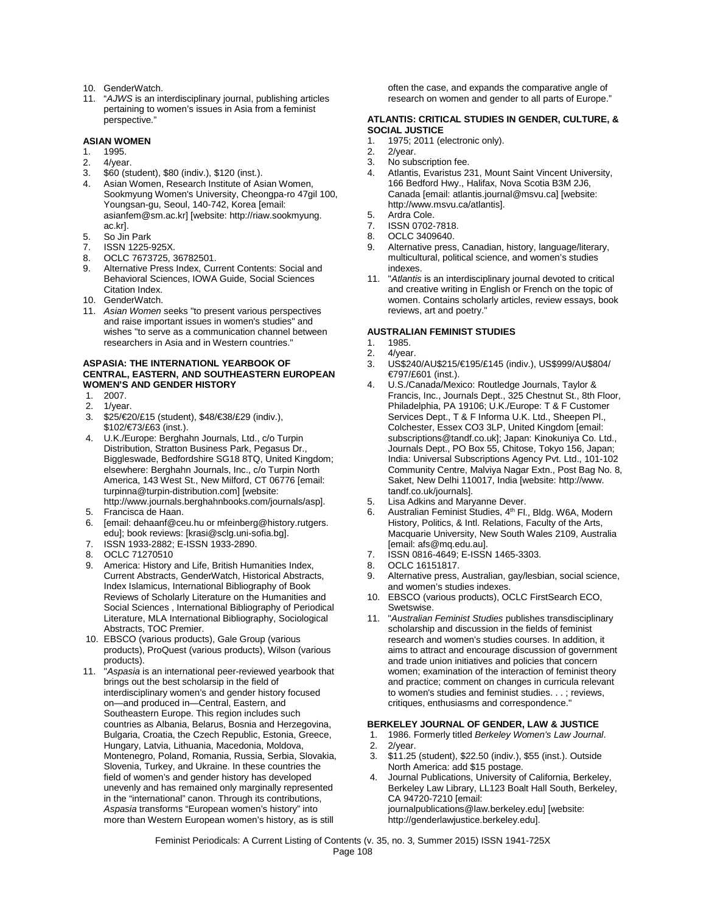10. GenderWatch.
11. "*AJWS* is an interdisciplinary journal, publishing articles pertaining to women's issues in Asia from a feminist perspective."

**ASIAN WOMEN**

1. 1995.
2. 4/year.
3. $60 (student), $80 (indiv.), $120 (inst.).
4. Asian Women, Research Institute of Asian Women, Sookmyung Women's University, Cheongpa-ro 47gil 100, Youngsan-gu, Seoul, 140-742, Korea [email: asianfem@sm.ac.kr] [website: http://riaw.sookmyung.ac.kr].
5. So Jin Park
7. ISSN 1225-925X.
8. OCLC 7673725, 36782501.
9. Alternative Press Index, Current Contents: Social and Behavioral Sciences, IOWA Guide, Social Sciences Citation Index.
10. GenderWatch.
11. *Asian Women* seeks "to present various perspectives and raise important issues in women's studies" and wishes "to serve as a communication channel between researchers in Asia and in Western countries."

**ASPASIA: THE INTERNATIONL YEARBOOK OF CENTRAL, EASTERN, AND SOUTHEASTERN EUROPEAN WOMEN'S AND GENDER HISTORY**

1. 2007.
2. 1/year.
3. $25/€20/£15 (student), $48/€38/£29 (indiv.), $102/€73/£63 (inst.).
4. U.K./Europe: Berghahn Journals, Ltd., c/o Turpin Distribution, Stratton Business Park, Pegasus Dr., Biggleswade, Bedfordshire SG18 8TQ, United Kingdom; elsewhere: Berghahn Journals, Inc., c/o Turpin North America, 143 West St., New Milford, CT 06776 [email: turpinna@turpin-distribution.com] [website: http://www.journals.berghahnbooks.com/journals/asp].
5. Francisca de Haan.
6. [email: dehaanf@ceu.hu or mfeinberg@history.rutgers.edu]; book reviews: [krasi@sclg.uni-sofia.bg].
7. ISSN 1933-2882; E-ISSN 1933-2890.
8. OCLC 71270510
9. America: History and Life, British Humanities Index, Current Abstracts, GenderWatch, Historical Abstracts, Index Islamicus, International Bibliography of Book Reviews of Scholarly Literature on the Humanities and Social Sciences , International Bibliography of Periodical Literature, MLA International Bibliography, Sociological Abstracts, TOC Premier.
10. EBSCO (various products), Gale Group (various products), ProQuest (various products), Wilson (various products).
11. "*Aspasia* is an international peer-reviewed yearbook that brings out the best scholarsip in the field of interdisciplinary women's and gender history focused on—and produced in—Central, Eastern, and Southeastern Europe. This region includes such countries as Albania, Belarus, Bosnia and Herzegovina, Bulgaria, Croatia, the Czech Republic, Estonia, Greece, Hungary, Latvia, Lithuania, Macedonia, Moldova, Montenegro, Poland, Romania, Russia, Serbia, Slovakia, Slovenia, Turkey, and Ukraine. In these countries the field of women's and gender history has developed unevenly and has remained only marginally represented in the "international" canon. Through its contributions, *Aspasia* transforms "European women's history" into more than Western European women's history, as is still often the case, and expands the comparative angle of research on women and gender to all parts of Europe."

**ATLANTIS: CRITICAL STUDIES IN GENDER, CULTURE, & SOCIAL JUSTICE**

1. 1975; 2011 (electronic only).
2. 2/year.
3. No subscription fee.
4. Atlantis, Evaristus 231, Mount Saint Vincent University, 166 Bedford Hwy., Halifax, Nova Scotia B3M 2J6, Canada [email: atlantis.journal@msvu.ca] [website: http://www.msvu.ca/atlantis].
5. Ardra Cole.
7. ISSN 0702-7818.
8. OCLC 3409640.
9. Alternative press, Canadian, history, language/literary, multicultural, political science, and women's studies indexes.
11. "*Atlantis* is an interdisciplinary journal devoted to critical and creative writing in English or French on the topic of women. Contains scholarly articles, review essays, book reviews, art and poetry."

**AUSTRALIAN FEMINIST STUDIES**

1. 1985.
2. 4/year.
3. US$240/AU$215/€195/£145 (indiv.), US$999/AU$804/€797/£601 (inst.).
4. U.S./Canada/Mexico: Routledge Journals, Taylor & Francis, Inc., Journals Dept., 325 Chestnut St., 8th Floor, Philadelphia, PA 19106; U.K./Europe: T & F Customer Services Dept., T & F Informa U.K. Ltd., Sheepen Pl., Colchester, Essex CO3 3LP, United Kingdom [email: subscriptions@tandf.co.uk]; Japan: Kinokuniya Co. Ltd., Journals Dept., PO Box 55, Chitose, Tokyo 156, Japan; India: Universal Subscriptions Agency Pvt. Ltd., 101-102 Community Centre, Malviya Nagar Extn., Post Bag No. 8, Saket, New Delhi 110017, India [website: http://www.tandf.co.uk/journals].
5. Lisa Adkins and Maryanne Dever.
6. Australian Feminist Studies, 4th Fl., Bldg. W6A, Modern History, Politics, & Intl. Relations, Faculty of the Arts, Macquarie University, New South Wales 2109, Australia [email: afs@mq.edu.au].
7. ISSN 0816-4649; E-ISSN 1465-3303.
8. OCLC 16151817.
9. Alternative press, Australian, gay/lesbian, social science, and women's studies indexes.
10. EBSCO (various products), OCLC FirstSearch ECO, Swetswise.
11. "*Australian Feminist Studies* publishes transdisciplinary scholarship and discussion in the fields of feminist research and women's studies courses. In addition, it aims to attract and encourage discussion of government and trade union initiatives and policies that concern women; examination of the interaction of feminist theory and practice; comment on changes in curricula relevant to women's studies and feminist studies. . . ; reviews, critiques, enthusiasms and correspondence."

**BERKELEY JOURNAL OF GENDER, LAW & JUSTICE**

1. 1986. Formerly titled *Berkeley Women's Law Journal*.
2. 2/year.
3. $11.25 (student), $22.50 (indiv.), $55 (inst.). Outside North America: add $15 postage.
4. Journal Publications, University of California, Berkeley, Berkeley Law Library, LL123 Boalt Hall South, Berkeley, CA 94720-7210 [email: journalpublications@law.berkeley.edu] [website: http://genderlawjustice.berkeley.edu].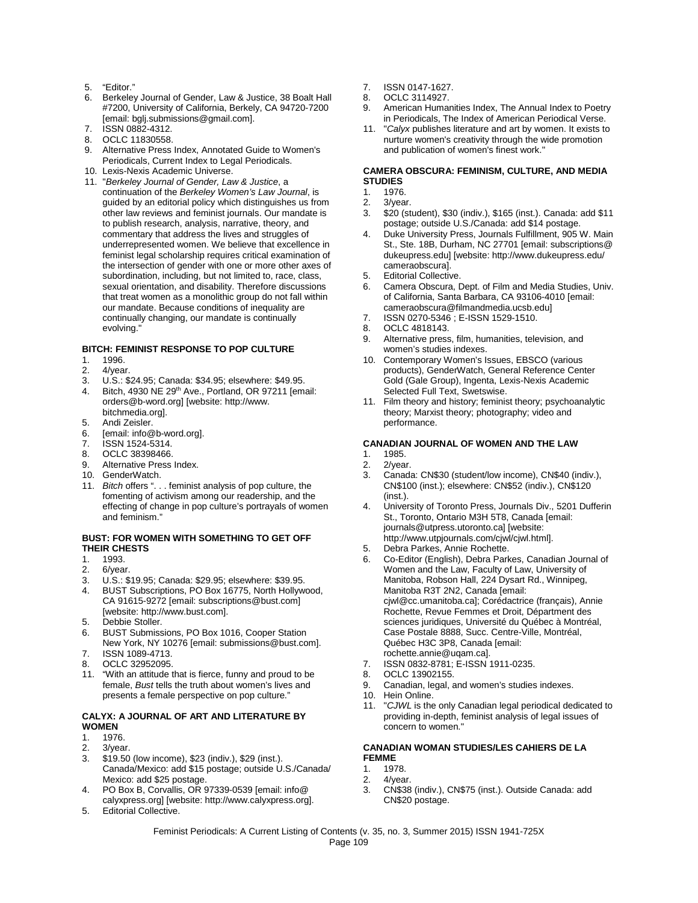5. “Editor.”
6. Berkeley Journal of Gender, Law & Justice, 38 Boalt Hall #7200, University of California, Berkely, CA 94720-7200 [email: bglj.submissions@gmail.com].
7. ISSN 0882-4312.
8. OCLC 11830558.
9. Alternative Press Index, Annotated Guide to Women's Periodicals, Current Index to Legal Periodicals.
10. Lexis-Nexis Academic Universe.
11. "*Berkeley Journal of Gender, Law & Justice*, a continuation of the *Berkeley Women's Law Journal*, is guided by an editorial policy which distinguishes us from other law reviews and feminist journals. Our mandate is to publish research, analysis, narrative, theory, and commentary that address the lives and struggles of underrepresented women. We believe that excellence in feminist legal scholarship requires critical examination of the intersection of gender with one or more other axes of subordination, including, but not limited to, race, class, sexual orientation, and disability. Therefore discussions that treat women as a monolithic group do not fall within our mandate. Because conditions of inequality are continually changing, our mandate is continually evolving."

**BITCH: FEMINIST RESPONSE TO POP CULTURE**

1. 1996.
2. 4/year.
3. U.S.: $24.95; Canada: $34.95; elsewhere: $49.95.
4. Bitch, 4930 NE 29th Ave., Portland, OR 97211 [email: orders@b-word.org] [website: http://www.bitchmedia.org].
5. Andi Zeisler.
6. [email: info@b-word.org].
7. ISSN 1524-5314.
8. OCLC 38398466.
9. Alternative Press Index.
10. GenderWatch.
11. *Bitch* offers ". . . feminist analysis of pop culture, the fomenting of activism among our readership, and the effecting of change in pop culture's portrayals of women and feminism."

**BUST: FOR WOMEN WITH SOMETHING TO GET OFF THEIR CHESTS**

1. 1993.
2. 6/year.
3. U.S.: $19.95; Canada: $29.95; elsewhere: $39.95.
4. BUST Subscriptions, PO Box 16775, North Hollywood, CA 91615-9272 [email: subscriptions@bust.com] [website: http://www.bust.com].
5. Debbie Stoller.
6. BUST Submissions, PO Box 1016, Cooper Station New York, NY 10276 [email: submissions@bust.com].
7. ISSN 1089-4713.
8. OCLC 32952095.
11. "With an attitude that is fierce, funny and proud to be female, *Bust* tells the truth about women's lives and presents a female perspective on pop culture."

**CALYX: A JOURNAL OF ART AND LITERATURE BY WOMEN**

1. 1976.
2. 3/year.
3. $19.50 (low income), $23 (indiv.), $29 (inst.). Canada/Mexico: add $15 postage; outside U.S./Canada/ Mexico: add $25 postage.
4. PO Box B, Corvallis, OR 97339-0539 [email: info@calyxpress.org] [website: http://www.calyxpress.org].
5. Editorial Collective.
7. ISSN 0147-1627.
8. OCLC 3114927.
9. American Humanities Index, The Annual Index to Poetry in Periodicals, The Index of American Periodical Verse.
11. "*Calyx* publishes literature and art by women. It exists to nurture women's creativity through the wide promotion and publication of women's finest work."

**CAMERA OBSCURA: FEMINISM, CULTURE, AND MEDIA STUDIES**

1. 1976.
2. 3/year.
3. $20 (student), $30 (indiv.), $165 (inst.). Canada: add $11 postage; outside U.S./Canada: add $14 postage.
4. Duke University Press, Journals Fulfillment, 905 W. Main St., Ste. 18B, Durham, NC 27701 [email: subscriptions@dukeupress.edu] [website: http://www.dukeupress.edu/cameraobscura].
5. Editorial Collective.
6. Camera Obscura, Dept. of Film and Media Studies, Univ. of California, Santa Barbara, CA 93106-4010 [email: cameraobscura@filmandmedia.ucsb.edu]
7. ISSN 0270-5346 ; E-ISSN 1529-1510.
8. OCLC 4818143.
9. Alternative press, film, humanities, television, and women's studies indexes.
10. Contemporary Women's Issues, EBSCO (various products), GenderWatch, General Reference Center Gold (Gale Group), Ingenta, Lexis-Nexis Academic Selected Full Text, Swetswise.
11. Film theory and history; feminist theory; psychoanalytic theory; Marxist theory; photography; video and performance.

**CANADIAN JOURNAL OF WOMEN AND THE LAW**

1. 1985.
2. 2/year.
3. Canada: CN$30 (student/low income), CN$40 (indiv.), CN$100 (inst.); elsewhere: CN$52 (indiv.), CN$120 (inst.).
4. University of Toronto Press, Journals Div., 5201 Dufferin St., Toronto, Ontario M3H 5T8, Canada [email: journals@utpress.utoronto.ca] [website: http://www.utpjournals.com/cjwl/cjwl.html].
5. Debra Parkes, Annie Rochette.
6. Co-Editor (English), Debra Parkes, Canadian Journal of Women and the Law, Faculty of Law, University of Manitoba, Robson Hall, 224 Dysart Rd., Winnipeg, Manitoba R3T 2N2, Canada [email: cjwl@cc.umanitoba.ca]; Corédactrice (français), Annie Rochette, Revue Femmes et Droit, Départment des sciences juridiques, Université du Québec à Montréal, Case Postale 8888, Succ. Centre-Ville, Montréal, Québec H3C 3P8, Canada [email: rochette.annie@uqam.ca].
7. ISSN 0832-8781; E-ISSN 1911-0235.
8. OCLC 13902155.
9. Canadian, legal, and women's studies indexes.
10. Hein Online.
11. "*CJWL* is the only Canadian legal periodical dedicated to providing in-depth, feminist analysis of legal issues of concern to women."

**CANADIAN WOMAN STUDIES/LES CAHIERS DE LA FEMME**

1. 1978.
2. 4/year.
3. CN$38 (indiv.), CN$75 (inst.). Outside Canada: add CN$20 postage.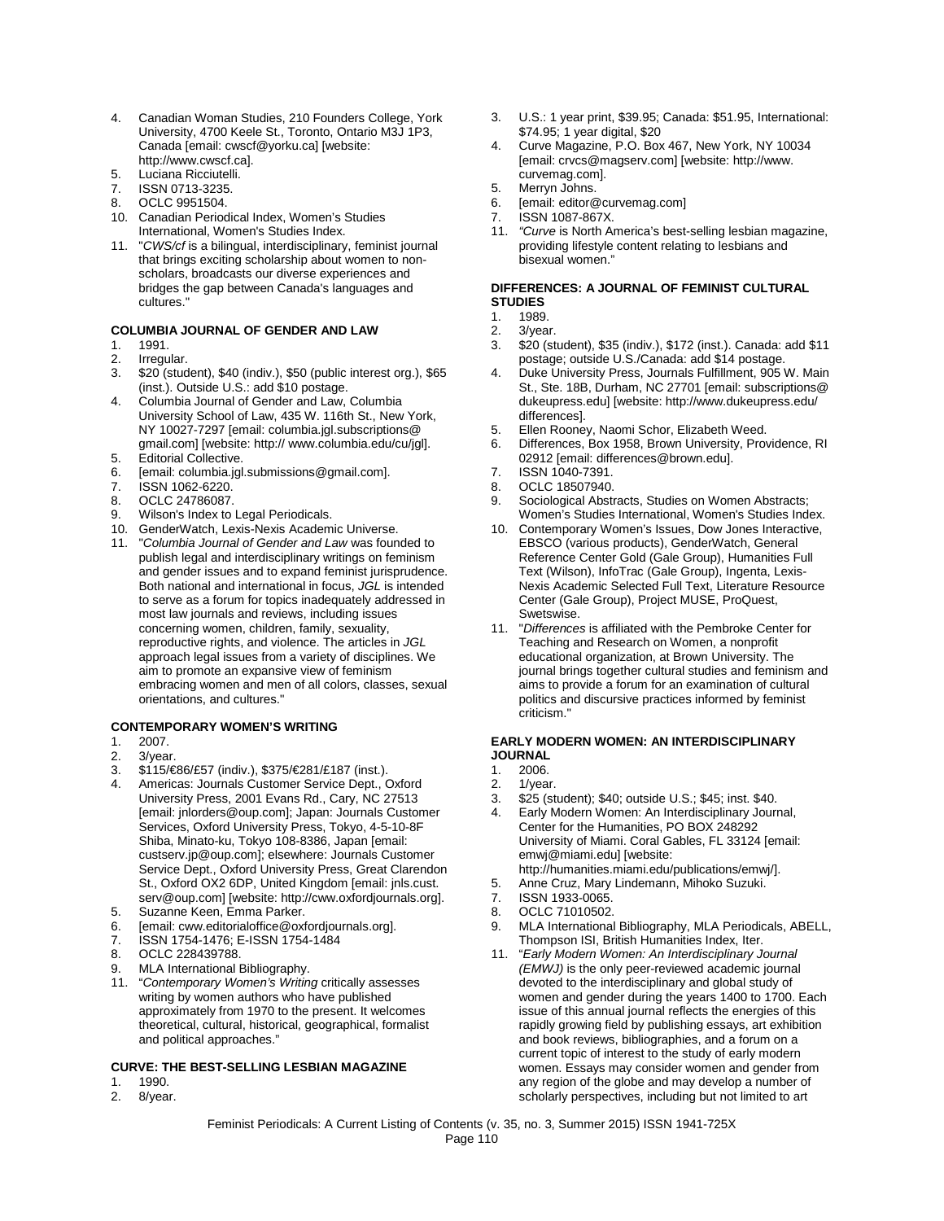4. Canadian Woman Studies, 210 Founders College, York University, 4700 Keele St., Toronto, Ontario M3J 1P3, Canada [email: cwscf@yorku.ca] [website: http://www.cwscf.ca].
5. Luciana Ricciutelli.
7. ISSN 0713-3235.
8. OCLC 9951504.
10. Canadian Periodical Index, Women's Studies International, Women's Studies Index.
11. "*CWS/cf* is a bilingual, interdisciplinary, feminist journal that brings exciting scholarship about women to non-scholars, broadcasts our diverse experiences and bridges the gap between Canada's languages and cultures."

**COLUMBIA JOURNAL OF GENDER AND LAW**

1. 1991.
2. Irregular.
3. $20 (student), $40 (indiv.), $50 (public interest org.), $65 (inst.). Outside U.S.: add $10 postage.
4. Columbia Journal of Gender and Law, Columbia University School of Law, 435 W. 116th St., New York, NY 10027-7297 [email: columbia.jgl.subscriptions@gmail.com] [website: http:// www.columbia.edu/cu/jgl].
5. Editorial Collective.
6. [email: columbia.jgl.submissions@gmail.com].
7. ISSN 1062-6220.
8. OCLC 24786087.
9. Wilson's Index to Legal Periodicals.
10. GenderWatch, Lexis-Nexis Academic Universe.
11. "*Columbia Journal of Gender and Law* was founded to publish legal and interdisciplinary writings on feminism and gender issues and to expand feminist jurisprudence. Both national and international in focus, *JGL* is intended to serve as a forum for topics inadequately addressed in most law journals and reviews, including issues concerning women, children, family, sexuality, reproductive rights, and violence. The articles in *JGL* approach legal issues from a variety of disciplines. We aim to promote an expansive view of feminism embracing women and men of all colors, classes, sexual orientations, and cultures."

**CONTEMPORARY WOMEN'S WRITING**

1. 2007.
2. 3/year.
3. $115/€86/£57 (indiv.), $375/€281/£187 (inst.).
4. Americas: Journals Customer Service Dept., Oxford University Press, 2001 Evans Rd., Cary, NC 27513 [email: jnlorders@oup.com]; Japan: Journals Customer Services, Oxford University Press, Tokyo, 4-5-10-8F Shiba, Minato-ku, Tokyo 108-8386, Japan [email: custserv.jp@oup.com]; elsewhere: Journals Customer Service Dept., Oxford University Press, Great Clarendon St., Oxford OX2 6DP, United Kingdom [email: jnls.cust.serv@oup.com] [website: http://cww.oxfordjournals.org].
5. Suzanne Keen, Emma Parker.
6. [email: cww.editorialoffice@oxfordjournals.org].
7. ISSN 1754-1476; E-ISSN 1754-1484
8. OCLC 228439788.
9. MLA International Bibliography.
11. "*Contemporary Women's Writing* critically assesses writing by women authors who have published approximately from 1970 to the present. It welcomes theoretical, cultural, historical, geographical, formalist and political approaches."

**CURVE: THE BEST-SELLING LESBIAN MAGAZINE**

1. 1990.
2. 8/year.
3. U.S.: 1 year print, $39.95; Canada: $51.95, International: $74.95; 1 year digital, $20
4. Curve Magazine, P.O. Box 467, New York, NY 10034 [email: crvcs@magserv.com] [website: http://www.curvemag.com].
5. Merryn Johns.
6. [email: editor@curvemag.com]
7. ISSN 1087-867X.
11. *"Curve* is North America's best-selling lesbian magazine, providing lifestyle content relating to lesbians and bisexual women."

**DIFFERENCES: A JOURNAL OF FEMINIST CULTURAL STUDIES**

1. 1989.
2. 3/year.
3. $20 (student), $35 (indiv.), $172 (inst.). Canada: add $11 postage; outside U.S./Canada: add $14 postage.
4. Duke University Press, Journals Fulfillment, 905 W. Main St., Ste. 18B, Durham, NC 27701 [email: subscriptions@dukeupress.edu] [website: http://www.dukeupress.edu/differences].
5. Ellen Rooney, Naomi Schor, Elizabeth Weed.
6. Differences, Box 1958, Brown University, Providence, RI 02912 [email: differences@brown.edu].
7. ISSN 1040-7391.
8. OCLC 18507940.
9. Sociological Abstracts, Studies on Women Abstracts; Women's Studies International, Women's Studies Index.
10. Contemporary Women's Issues, Dow Jones Interactive, EBSCO (various products), GenderWatch, General Reference Center Gold (Gale Group), Humanities Full Text (Wilson), InfoTrac (Gale Group), Ingenta, Lexis-Nexis Academic Selected Full Text, Literature Resource Center (Gale Group), Project MUSE, ProQuest, Swetswise.
11. "*Differences* is affiliated with the Pembroke Center for Teaching and Research on Women, a nonprofit educational organization, at Brown University. The journal brings together cultural studies and feminism and aims to provide a forum for an examination of cultural politics and discursive practices informed by feminist criticism."

**EARLY MODERN WOMEN: AN INTERDISCIPLINARY JOURNAL**

1. 2006.
2. 1/year.
3. $25 (student); $40; outside U.S.; $45; inst. $40.
4. Early Modern Women: An Interdisciplinary Journal, Center for the Humanities, PO BOX 248292 University of Miami. Coral Gables, FL 33124 [email: emwj@miami.edu] [website: http://humanities.miami.edu/publications/emwj/].
5. Anne Cruz, Mary Lindemann, Mihoko Suzuki.
7. ISSN 1933-0065.
8. OCLC 71010502.
9. MLA International Bibliography, MLA Periodicals, ABELL, Thompson ISI, British Humanities Index, Iter.
11. "*Early Modern Women: An Interdisciplinary Journal (EMWJ)* is the only peer-reviewed academic journal devoted to the interdisciplinary and global study of women and gender during the years 1400 to 1700. Each issue of this annual journal reflects the energies of this rapidly growing field by publishing essays, art exhibition and book reviews, bibliographies, and a forum on a current topic of interest to the study of early modern women. Essays may consider women and gender from any region of the globe and may develop a number of scholarly perspectives, including but not limited to art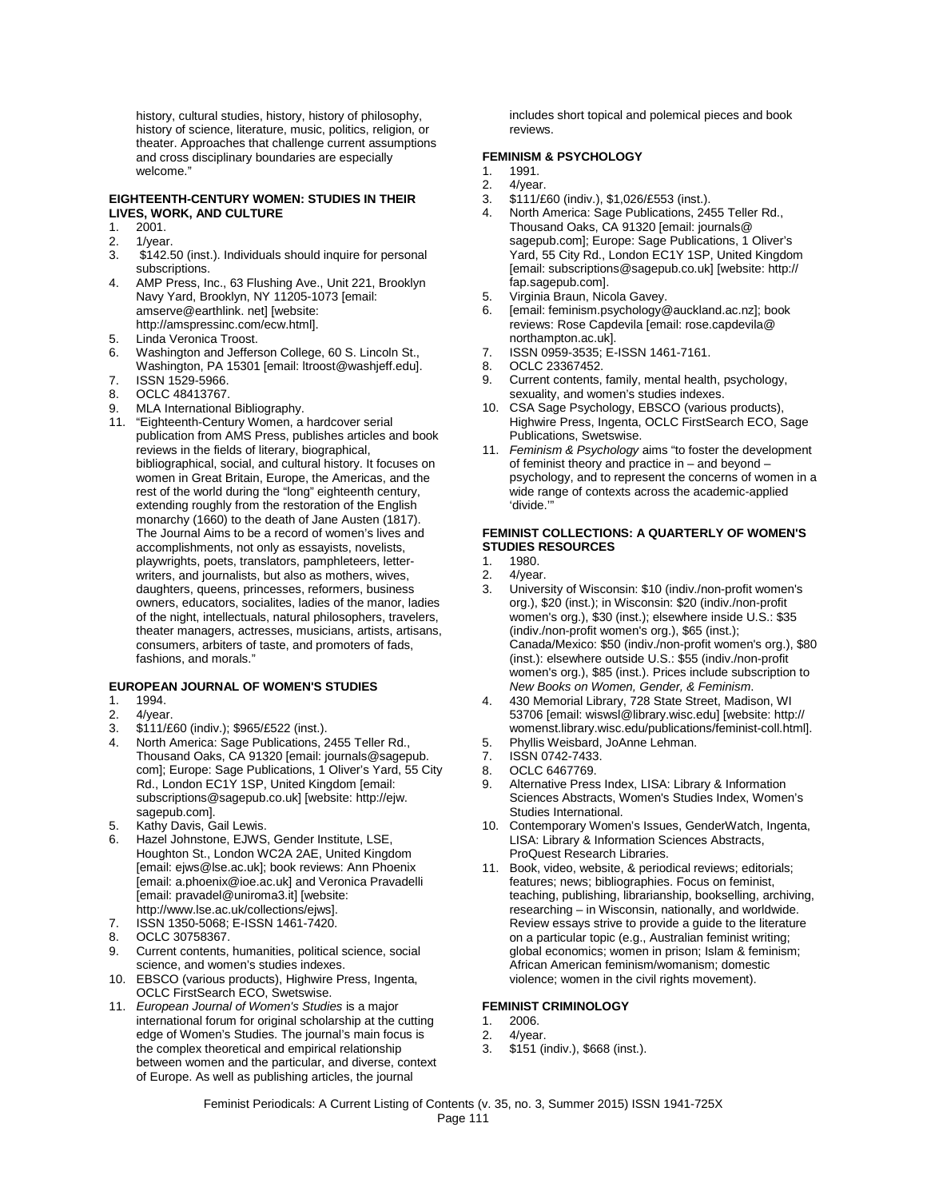history, cultural studies, history, history of philosophy, history of science, literature, music, politics, religion, or theater. Approaches that challenge current assumptions and cross disciplinary boundaries are especially welcome."

**EIGHTEENTH-CENTURY WOMEN: STUDIES IN THEIR LIVES, WORK, AND CULTURE**

1. 2001.
2. 1/year.
3. $142.50 (inst.). Individuals should inquire for personal subscriptions.
4. AMP Press, Inc., 63 Flushing Ave., Unit 221, Brooklyn Navy Yard, Brooklyn, NY 11205-1073 [email: amserve@earthlink. net] [website: http://amspressinc.com/ecw.html].
5. Linda Veronica Troost.
6. Washington and Jefferson College, 60 S. Lincoln St., Washington, PA 15301 [email: ltroost@washjeff.edu].
7. ISSN 1529-5966.
8. OCLC 48413767.
9. MLA International Bibliography.
11. "Eighteenth-Century Women, a hardcover serial publication from AMS Press, publishes articles and book reviews in the fields of literary, biographical, bibliographical, social, and cultural history. It focuses on women in Great Britain, Europe, the Americas, and the rest of the world during the "long" eighteenth century, extending roughly from the restoration of the English monarchy (1660) to the death of Jane Austen (1817). The Journal Aims to be a record of women's lives and accomplishments, not only as essayists, novelists, playwrights, poets, translators, pamphleteers, letter-writers, and journalists, but also as mothers, wives, daughters, queens, princesses, reformers, business owners, educators, socialites, ladies of the manor, ladies of the night, intellectuals, natural philosophers, travelers, theater managers, actresses, musicians, artists, artisans, consumers, arbiters of taste, and promoters of fads, fashions, and morals."

**EUROPEAN JOURNAL OF WOMEN'S STUDIES**

1. 1994.
2. 4/year.
3. $111/£60 (indiv.); $965/£522 (inst.).
4. North America: Sage Publications, 2455 Teller Rd., Thousand Oaks, CA 91320 [email: journals@sagepub. com]; Europe: Sage Publications, 1 Oliver's Yard, 55 City Rd., London EC1Y 1SP, United Kingdom [email: subscriptions@sagepub.co.uk] [website: http://ejw. sagepub.com].
5. Kathy Davis, Gail Lewis.
6. Hazel Johnstone, EJWS, Gender Institute, LSE, Houghton St., London WC2A 2AE, United Kingdom [email: ejws@lse.ac.uk]; book reviews: Ann Phoenix [email: a.phoenix@ioe.ac.uk] and Veronica Pravadelli [email: pravadel@uniroma3.it] [website: http://www.lse.ac.uk/collections/ejws].
7. ISSN 1350-5068; E-ISSN 1461-7420.
8. OCLC 30758367.
9. Current contents, humanities, political science, social science, and women's studies indexes.
10. EBSCO (various products), Highwire Press, Ingenta, OCLC FirstSearch ECO, Swetswise.
11. *European Journal of Women's Studies* is a major international forum for original scholarship at the cutting edge of Women's Studies. The journal's main focus is the complex theoretical and empirical relationship between women and the particular, and diverse, context of Europe. As well as publishing articles, the journal includes short topical and polemical pieces and book reviews.

**FEMINISM & PSYCHOLOGY**

1. 1991.
2. 4/year.
3. $111/£60 (indiv.), $1,026/£553 (inst.).
4. North America: Sage Publications, 2455 Teller Rd., Thousand Oaks, CA 91320 [email: journals@ sagepub.com]; Europe: Sage Publications, 1 Oliver's Yard, 55 City Rd., London EC1Y 1SP, United Kingdom [email: subscriptions@sagepub.co.uk] [website: http:// fap.sagepub.com].
5. Virginia Braun, Nicola Gavey.
6. [email: feminism.psychology@auckland.ac.nz]; book reviews: Rose Capdevila [email: rose.capdevila@ northampton.ac.uk].
7. ISSN 0959-3535; E-ISSN 1461-7161.
8. OCLC 23367452.
9. Current contents, family, mental health, psychology, sexuality, and women's studies indexes.
10. CSA Sage Psychology, EBSCO (various products), Highwire Press, Ingenta, OCLC FirstSearch ECO, Sage Publications, Swetswise.
11. *Feminism & Psychology* aims "to foster the development of feminist theory and practice in – and beyond – psychology, and to represent the concerns of women in a wide range of contexts across the academic-applied 'divide.'"

**FEMINIST COLLECTIONS: A QUARTERLY OF WOMEN'S STUDIES RESOURCES**

1. 1980.
2. 4/year.
3. University of Wisconsin: $10 (indiv./non-profit women's org.), $20 (inst.); in Wisconsin: $20 (indiv./non-profit women's org.), $30 (inst.); elsewhere inside U.S.: $35 (indiv./non-profit women's org.), $65 (inst.); Canada/Mexico: $50 (indiv./non-profit women's org.), $80 (inst.): elsewhere outside U.S.: $55 (indiv./non-profit women's org.), $85 (inst.). Prices include subscription to *New Books on Women, Gender, & Feminism*.
4. 430 Memorial Library, 728 State Street, Madison, WI 53706 [email: wiswsl@library.wisc.edu] [website: http:// womenst.library.wisc.edu/publications/feminist-coll.html].
5. Phyllis Weisbard, JoAnne Lehman.
7. ISSN 0742-7433.
8. OCLC 6467769.
9. Alternative Press Index, LISA: Library & Information Sciences Abstracts, Women's Studies Index, Women's Studies International.
10. Contemporary Women's Issues, GenderWatch, Ingenta, LISA: Library & Information Sciences Abstracts, ProQuest Research Libraries.
11. Book, video, website, & periodical reviews; editorials; features; news; bibliographies. Focus on feminist, teaching, publishing, librarianship, bookselling, archiving, researching – in Wisconsin, nationally, and worldwide. Review essays strive to provide a guide to the literature on a particular topic (e.g., Australian feminist writing; global economics; women in prison; Islam & feminism; African American feminism/womanism; domestic violence; women in the civil rights movement).

**FEMINIST CRIMINOLOGY**

1. 2006.
2. 4/year.
3. $151 (indiv.), $668 (inst.).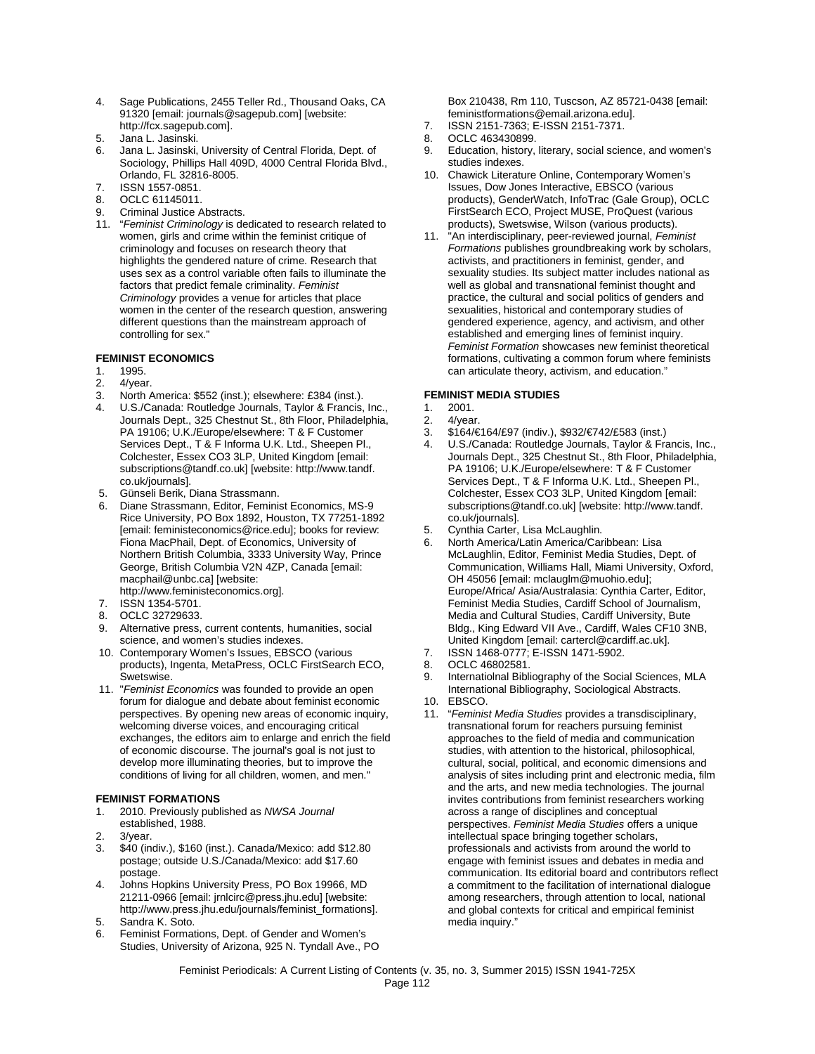4. Sage Publications, 2455 Teller Rd., Thousand Oaks, CA 91320 [email: journals@sagepub.com] [website: http://fcx.sagepub.com].
5. Jana L. Jasinski.
6. Jana L. Jasinski, University of Central Florida, Dept. of Sociology, Phillips Hall 409D, 4000 Central Florida Blvd., Orlando, FL 32816-8005.
7. ISSN 1557-0851.
8. OCLC 61145011.
9. Criminal Justice Abstracts.
10. "*Feminist Criminology* is dedicated to research related to women, girls and crime within the feminist critique of criminology and focuses on research theory that highlights the gendered nature of crime. Research that uses sex as a control variable often fails to illuminate the factors that predict female criminality. *Feminist Criminology* provides a venue for articles that place women in the center of the research question, answering different questions than the mainstream approach of controlling for sex."

**FEMINIST ECONOMICS**

1. 1995.
2. 4/year.
3. North America: $552 (inst.); elsewhere: £384 (inst.).
4. U.S./Canada: Routledge Journals, Taylor & Francis, Inc., Journals Dept., 325 Chestnut St., 8th Floor, Philadelphia, PA 19106; U.K./Europe/elsewhere: T & F Customer Services Dept., T & F Informa U.K. Ltd., Sheepen Pl., Colchester, Essex CO3 3LP, United Kingdom [email: subscriptions@tandf.co.uk] [website: http://www.tandf.co.uk/journals].
5. Günseli Berik, Diana Strassmann.
6. Diane Strassmann, Editor, Feminist Economics, MS-9 Rice University, PO Box 1892, Houston, TX 77251-1892 [email: feministeconomics@rice.edu]; books for review: Fiona MacPhail, Dept. of Economics, University of Northern British Columbia, 3333 University Way, Prince George, British Columbia V2N 4ZP, Canada [email: macphail@unbc.ca] [website: http://www.feministeconomics.org].
7. ISSN 1354-5701.
8. OCLC 32729633.
9. Alternative press, current contents, humanities, social science, and women's studies indexes.
10. Contemporary Women's Issues, EBSCO (various products), Ingenta, MetaPress, OCLC FirstSearch ECO, Swetswise.
11. "*Feminist Economics* was founded to provide an open forum for dialogue and debate about feminist economic perspectives. By opening new areas of economic inquiry, welcoming diverse voices, and encouraging critical exchanges, the editors aim to enlarge and enrich the field of economic discourse. The journal's goal is not just to develop more illuminating theories, but to improve the conditions of living for all children, women, and men."

**FEMINIST FORMATIONS**

1. 2010. Previously published as *NWSA Journal* established, 1988.
2. 3/year.
3. $40 (indiv.), $160 (inst.). Canada/Mexico: add $12.80 postage; outside U.S./Canada/Mexico: add $17.60 postage.
4. Johns Hopkins University Press, PO Box 19966, MD 21211-0966 [email: jrnlcirc@press.jhu.edu] [website: http://www.press.jhu.edu/journals/feminist_formations].
5. Sandra K. Soto.
6. Feminist Formations, Dept. of Gender and Women's Studies, University of Arizona, 925 N. Tyndall Ave., PO Box 210438, Rm 110, Tuscson, AZ 85721-0438 [email: feministformations@email.arizona.edu].
7. ISSN 2151-7363; E-ISSN 2151-7371.
8. OCLC 463430899.
9. Education, history, literary, social science, and women's studies indexes.
10. Chawick Literature Online, Contemporary Women's Issues, Dow Jones Interactive, EBSCO (various products), GenderWatch, InfoTrac (Gale Group), OCLC FirstSearch ECO, Project MUSE, ProQuest (various products), Swetswise, Wilson (various products).
11. "An interdisciplinary, peer-reviewed journal, *Feminist Formations* publishes groundbreaking work by scholars, activists, and practitioners in feminist, gender, and sexuality studies. Its subject matter includes national as well as global and transnational feminist thought and practice, the cultural and social politics of genders and sexualities, historical and contemporary studies of gendered experience, agency, and activism, and other established and emerging lines of feminist inquiry. *Feminist Formation* showcases new feminist theoretical formations, cultivating a common forum where feminists can articulate theory, activism, and education."

**FEMINIST MEDIA STUDIES**

1. 2001.
2. 4/year.
3. $164/€164/£97 (indiv.), $932/€742/£583 (inst.)
4. U.S./Canada: Routledge Journals, Taylor & Francis, Inc., Journals Dept., 325 Chestnut St., 8th Floor, Philadelphia, PA 19106; U.K./Europe/elsewhere: T & F Customer Services Dept., T & F Informa U.K. Ltd., Sheepen Pl., Colchester, Essex CO3 3LP, United Kingdom [email: subscriptions@tandf.co.uk] [website: http://www.tandf.co.uk/journals].
5. Cynthia Carter, Lisa McLaughlin.
6. North America/Latin America/Caribbean: Lisa McLaughlin, Editor, Feminist Media Studies, Dept. of Communication, Williams Hall, Miami University, Oxford, OH 45056 [email: mclauglm@muohio.edu]; Europe/Africa/ Asia/Australasia: Cynthia Carter, Editor, Feminist Media Studies, Cardiff School of Journalism, Media and Cultural Studies, Cardiff University, Bute Bldg., King Edward VII Ave., Cardiff, Wales CF10 3NB, United Kingdom [email: cartercl@cardiff.ac.uk].
7. ISSN 1468-0777; E-ISSN 1471-5902.
8. OCLC 46802581.
9. Internatiolnal Bibliography of the Social Sciences, MLA International Bibliography, Sociological Abstracts.
10. EBSCO.
11. "*Feminist Media Studies* provides a transdisciplinary, transnational forum for reachers pursuing feminist approaches to the field of media and communication studies, with attention to the historical, philosophical, cultural, social, political, and economic dimensions and analysis of sites including print and electronic media, film and the arts, and new media technologies. The journal invites contributions from feminist researchers working across a range of disciplines and conceptual perspectives. *Feminist Media Studies* offers a unique intellectual space bringing together scholars, professionals and activists from around the world to engage with feminist issues and debates in media and communication. Its editorial board and contributors reflect a commitment to the facilitation of international dialogue among researchers, through attention to local, national and global contexts for critical and empirical feminist media inquiry."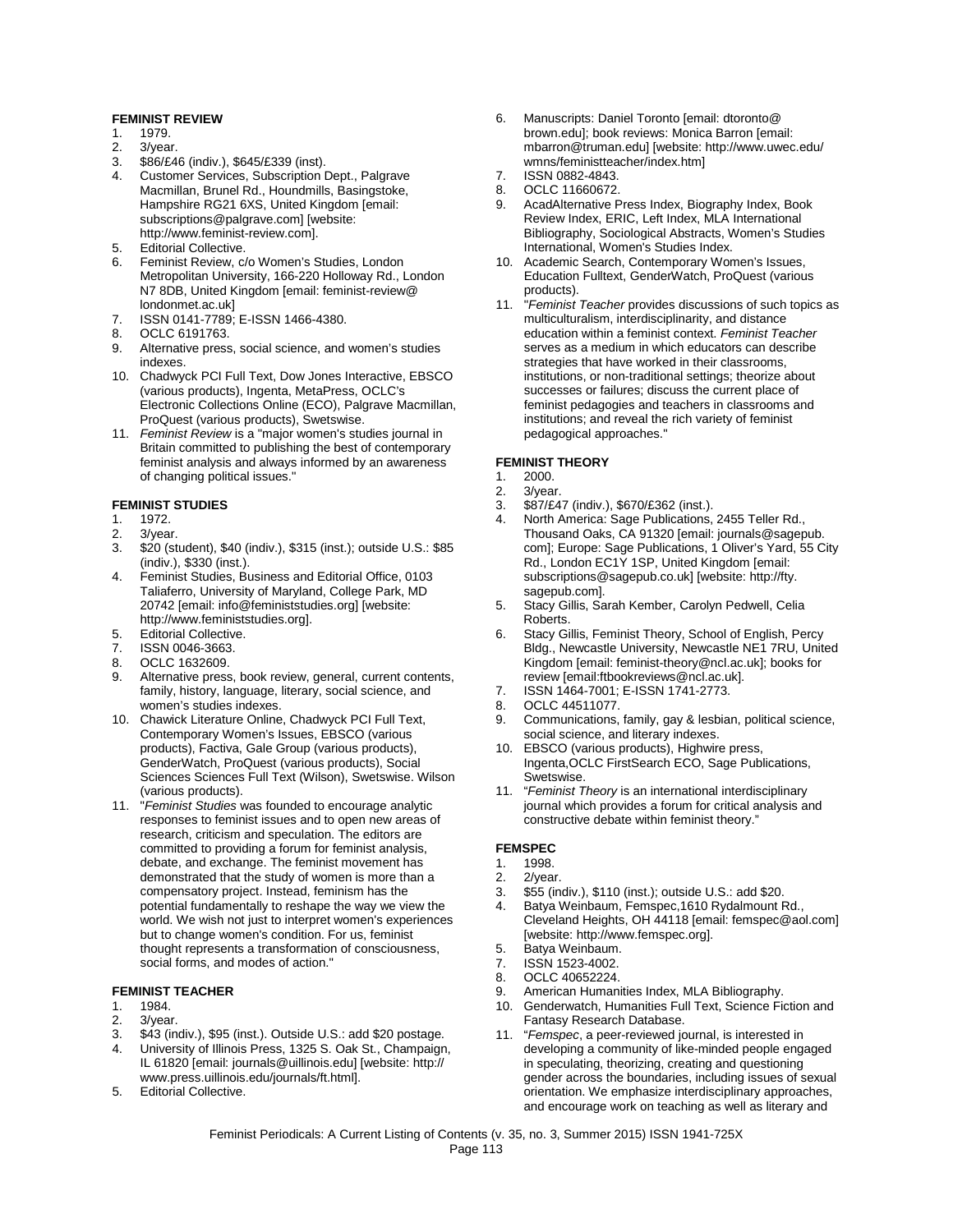**FEMINIST REVIEW**

1. 1979.
2. 3/year.
3. $86/£46 (indiv.), $645/£339 (inst).
4. Customer Services, Subscription Dept., Palgrave Macmillan, Brunel Rd., Houndmills, Basingstoke, Hampshire RG21 6XS, United Kingdom [email: subscriptions@palgrave.com] [website: http://www.feminist-review.com].
5. Editorial Collective.
6. Feminist Review, c/o Women's Studies, London Metropolitan University, 166-220 Holloway Rd., London N7 8DB, United Kingdom [email: feminist-review@londonmet.ac.uk]
7. ISSN 0141-7789; E-ISSN 1466-4380.
8. OCLC 6191763.
9. Alternative press, social science, and women's studies indexes.
10. Chadwyck PCI Full Text, Dow Jones Interactive, EBSCO (various products), Ingenta, MetaPress, OCLC's Electronic Collections Online (ECO), Palgrave Macmillan, ProQuest (various products), Swetswise.
11. *Feminist Review* is a "major women's studies journal in Britain committed to publishing the best of contemporary feminist analysis and always informed by an awareness of changing political issues."

**FEMINIST STUDIES**

1. 1972.
2. 3/year.
3. $20 (student), $40 (indiv.), $315 (inst.); outside U.S.: $85 (indiv.), $330 (inst.).
4. Feminist Studies, Business and Editorial Office, 0103 Taliaferro, University of Maryland, College Park, MD 20742 [email: info@feministstudies.org] [website: http://www.feministstudies.org].
5. Editorial Collective.
7. ISSN 0046-3663.
8. OCLC 1632609.
9. Alternative press, book review, general, current contents, family, history, language, literary, social science, and women's studies indexes.
10. Chawick Literature Online, Chadwyck PCI Full Text, Contemporary Women's Issues, EBSCO (various products), Factiva, Gale Group (various products), GenderWatch, ProQuest (various products), Social Sciences Sciences Full Text (Wilson), Swetswise. Wilson (various products).
11. "*Feminist Studies* was founded to encourage analytic responses to feminist issues and to open new areas of research, criticism and speculation. The editors are committed to providing a forum for feminist analysis, debate, and exchange. The feminist movement has demonstrated that the study of women is more than a compensatory project. Instead, feminism has the potential fundamentally to reshape the way we view the world. We wish not just to interpret women's experiences but to change women's condition. For us, feminist thought represents a transformation of consciousness, social forms, and modes of action."

**FEMINIST TEACHER**

1. 1984.
2. 3/year.
3. $43 (indiv.), $95 (inst.). Outside U.S.: add $20 postage.
4. University of Illinois Press, 1325 S. Oak St., Champaign, IL 61820 [email: journals@uillinois.edu] [website: http://www.press.uillinois.edu/journals/ft.html].
5. Editorial Collective.
6. Manuscripts: Daniel Toronto [email: dtoronto@brown.edu]; book reviews: Monica Barron [email: mbarron@truman.edu] [website: http://www.uwec.edu/wmns/feministteacher/index.htm]
7. ISSN 0882-4843.
8. OCLC 11660672.
9. AcadAlternative Press Index, Biography Index, Book Review Index, ERIC, Left Index, MLA International Bibliography, Sociological Abstracts, Women's Studies International, Women's Studies Index.
10. Academic Search, Contemporary Women's Issues, Education Fulltext, GenderWatch, ProQuest (various products).
11. "*Feminist Teacher* provides discussions of such topics as multiculturalism, interdisciplinarity, and distance education within a feminist context. *Feminist Teacher* serves as a medium in which educators can describe strategies that have worked in their classrooms, institutions, or non-traditional settings; theorize about successes or failures; discuss the current place of feminist pedagogies and teachers in classrooms and institutions; and reveal the rich variety of feminist pedagogical approaches."

**FEMINIST THEORY**

1. 2000.
2. 3/year.
3. $87/£47 (indiv.), $670/£362 (inst.).
4. North America: Sage Publications, 2455 Teller Rd., Thousand Oaks, CA 91320 [email: journals@sagepub.com]; Europe: Sage Publications, 1 Oliver's Yard, 55 City Rd., London EC1Y 1SP, United Kingdom [email: subscriptions@sagepub.co.uk] [website: http://fty.sagepub.com].
5. Stacy Gillis, Sarah Kember, Carolyn Pedwell, Celia Roberts.
6. Stacy Gillis, Feminist Theory, School of English, Percy Bldg., Newcastle University, Newcastle NE1 7RU, United Kingdom [email: feminist-theory@ncl.ac.uk]; books for review [email:ftbookreviews@ncl.ac.uk].
7. ISSN 1464-7001; E-ISSN 1741-2773.
8. OCLC 44511077.
9. Communications, family, gay & lesbian, political science, social science, and literary indexes.
10. EBSCO (various products), Highwire press, Ingenta,OCLC FirstSearch ECO, Sage Publications, Swetswise.
11. "*Feminist Theory* is an international interdisciplinary journal which provides a forum for critical analysis and constructive debate within feminist theory."

**FEMSPEC**

1. 1998.
2. 2/year.
3. $55 (indiv.), $110 (inst.); outside U.S.: add $20.
4. Batya Weinbaum, Femspec,1610 Rydalmount Rd., Cleveland Heights, OH 44118 [email: femspec@aol.com] [website: http://www.femspec.org].
5. Batya Weinbaum.
7. ISSN 1523-4002.
8. OCLC 40652224.
9. American Humanities Index, MLA Bibliography.
10. Genderwatch, Humanities Full Text, Science Fiction and Fantasy Research Database.
11. "*Femspec*, a peer-reviewed journal, is interested in developing a community of like-minded people engaged in speculating, theorizing, creating and questioning gender across the boundaries, including issues of sexual orientation. We emphasize interdisciplinary approaches, and encourage work on teaching as well as literary and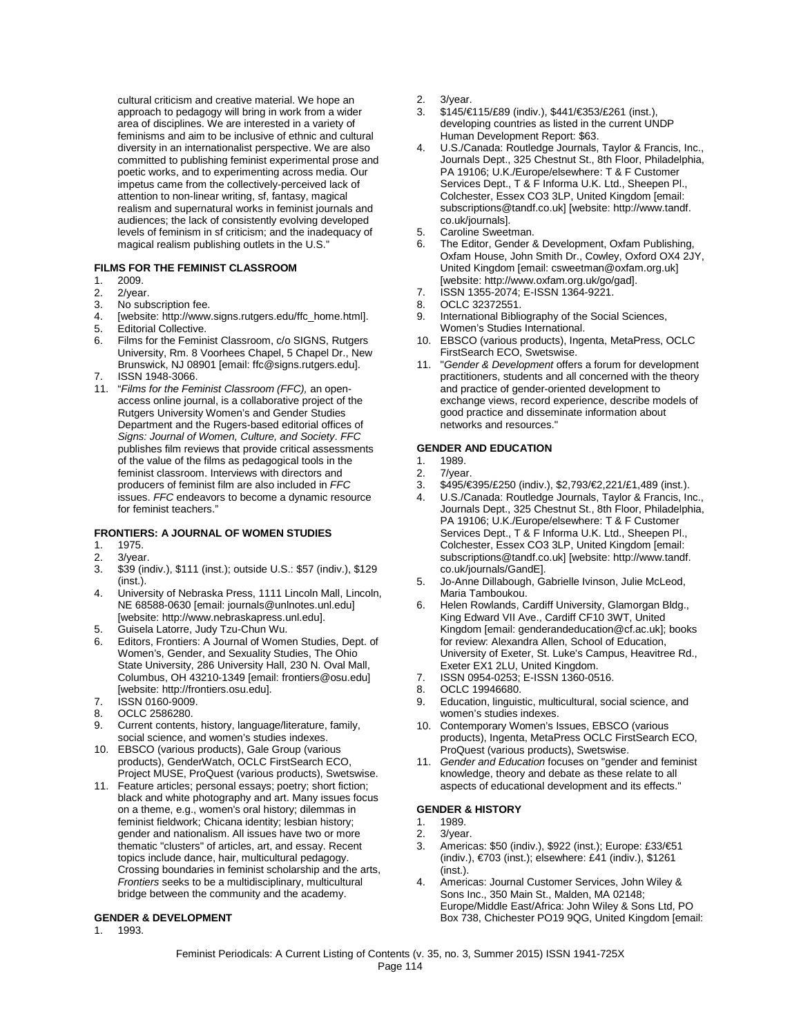cultural criticism and creative material. We hope an approach to pedagogy will bring in work from a wider area of disciplines. We are interested in a variety of feminisms and aim to be inclusive of ethnic and cultural diversity in an internationalist perspective. We are also committed to publishing feminist experimental prose and poetic works, and to experimenting across media. Our impetus came from the collectively-perceived lack of attention to non-linear writing, sf, fantasy, magical realism and supernatural works in feminist journals and audiences; the lack of consistently evolving developed levels of feminism in sf criticism; and the inadequacy of magical realism publishing outlets in the U.S."

### FILMS FOR THE FEMINIST CLASSROOM

1. 2009.
2. 2/year.
3. No subscription fee.
4. [website: http://www.signs.rutgers.edu/ffc_home.html].
5. Editorial Collective.
6. Films for the Feminist Classroom, c/o SIGNS, Rutgers University, Rm. 8 Voorhees Chapel, 5 Chapel Dr., New Brunswick, NJ 08901 [email: ffc@signs.rutgers.edu].
7. ISSN 1948-3066.
11. "*Films for the Feminist Classroom (FFC),* an open-access online journal, is a collaborative project of the Rutgers University Women's and Gender Studies Department and the Rugers-based editorial offices of *Signs: Journal of Women, Culture, and Society*. *FFC* publishes film reviews that provide critical assessments of the value of the films as pedagogical tools in the feminist classroom. Interviews with directors and producers of feminist film are also included in *FFC* issues. *FFC* endeavors to become a dynamic resource for feminist teachers."

### FRONTIERS: A JOURNAL OF WOMEN STUDIES

1. 1975.
2. 3/year.
3. $39 (indiv.), $111 (inst.); outside U.S.: $57 (indiv.), $129 (inst.).
4. University of Nebraska Press, 1111 Lincoln Mall, Lincoln, NE 68588-0630 [email: journals@unlnotes.unl.edu] [website: http://www.nebraskapress.unl.edu].
5. Guisela Latorre, Judy Tzu-Chun Wu.
6. Editors, Frontiers: A Journal of Women Studies, Dept. of Women's, Gender, and Sexuality Studies, The Ohio State University, 286 University Hall, 230 N. Oval Mall, Columbus, OH 43210-1349 [email: frontiers@osu.edu] [website: http://frontiers.osu.edu].
7. ISSN 0160-9009.
8. OCLC 2586280.
9. Current contents, history, language/literature, family, social science, and women's studies indexes.
10. EBSCO (various products), Gale Group (various products), GenderWatch, OCLC FirstSearch ECO, Project MUSE, ProQuest (various products), Swetswise.
11. Feature articles; personal essays; poetry; short fiction; black and white photography and art. Many issues focus on a theme, e.g., women's oral history; dilemmas in feminist fieldwork; Chicana identity; lesbian history; gender and nationalism. All issues have two or more thematic "clusters" of articles, art, and essay. Recent topics include dance, hair, multicultural pedagogy. Crossing boundaries in feminist scholarship and the arts, *Frontiers* seeks to be a multidisciplinary, multicultural bridge between the community and the academy.

### GENDER & DEVELOPMENT

1. 1993.
2. 3/year.
3. $145/€115/£89 (indiv.), $441/€353/£261 (inst.), developing countries as listed in the current UNDP Human Development Report: $63.
4. U.S./Canada: Routledge Journals, Taylor & Francis, Inc., Journals Dept., 325 Chestnut St., 8th Floor, Philadelphia, PA 19106; U.K./Europe/elsewhere: T & F Customer Services Dept., T & F Informa U.K. Ltd., Sheepen Pl., Colchester, Essex CO3 3LP, United Kingdom [email: subscriptions@tandf.co.uk] [website: http://www.tandf.co.uk/journals].
5. Caroline Sweetman.
6. The Editor, Gender & Development, Oxfam Publishing, Oxfam House, John Smith Dr., Cowley, Oxford OX4 2JY, United Kingdom [email: csweetman@oxfam.org.uk] [website: http://www.oxfam.org.uk/go/gad].
7. ISSN 1355-2074; E-ISSN 1364-9221.
8. OCLC 32372551.
9. International Bibliography of the Social Sciences, Women's Studies International.
10. EBSCO (various products), Ingenta, MetaPress, OCLC FirstSearch ECO, Swetswise.
11. "*Gender & Development* offers a forum for development practitioners, students and all concerned with the theory and practice of gender-oriented development to exchange views, record experience, describe models of good practice and disseminate information about networks and resources."

### GENDER AND EDUCATION

1. 1989.
2. 7/year.
3. $495/€395/£250 (indiv.), $2,793/€2,221/£1,489 (inst.).
4. U.S./Canada: Routledge Journals, Taylor & Francis, Inc., Journals Dept., 325 Chestnut St., 8th Floor, Philadelphia, PA 19106; U.K./Europe/elsewhere: T & F Customer Services Dept., T & F Informa U.K. Ltd., Sheepen Pl., Colchester, Essex CO3 3LP, United Kingdom [email: subscriptions@tandf.co.uk] [website: http://www.tandf.co.uk/journals/GandE].
5. Jo-Anne Dillabough, Gabrielle Ivinson, Julie McLeod, Maria Tamboukou.
6. Helen Rowlands, Cardiff University, Glamorgan Bldg., King Edward VII Ave., Cardiff CF10 3WT, United Kingdom [email: genderandeducation@cf.ac.uk]; books for review: Alexandra Allen, School of Education, University of Exeter, St. Luke's Campus, Heavitree Rd., Exeter EX1 2LU, United Kingdom.
7. ISSN 0954-0253; E-ISSN 1360-0516.
8. OCLC 19946680.
9. Education, linguistic, multicultural, social science, and women's studies indexes.
10. Contemporary Women's Issues, EBSCO (various products), Ingenta, MetaPress OCLC FirstSearch ECO, ProQuest (various products), Swetswise.
11. *Gender and Education* focuses on "gender and feminist knowledge, theory and debate as these relate to all aspects of educational development and its effects."

### GENDER & HISTORY

1. 1989.
2. 3/year.
3. Americas: $50 (indiv.), $922 (inst.); Europe: £33/€51 (indiv.), €703 (inst.); elsewhere: £41 (indiv.), $1261 (inst.).
4. Americas: Journal Customer Services, John Wiley & Sons Inc., 350 Main St., Malden, MA 02148; Europe/Middle East/Africa: John Wiley & Sons Ltd, PO Box 738, Chichester PO19 9QG, United Kingdom [email: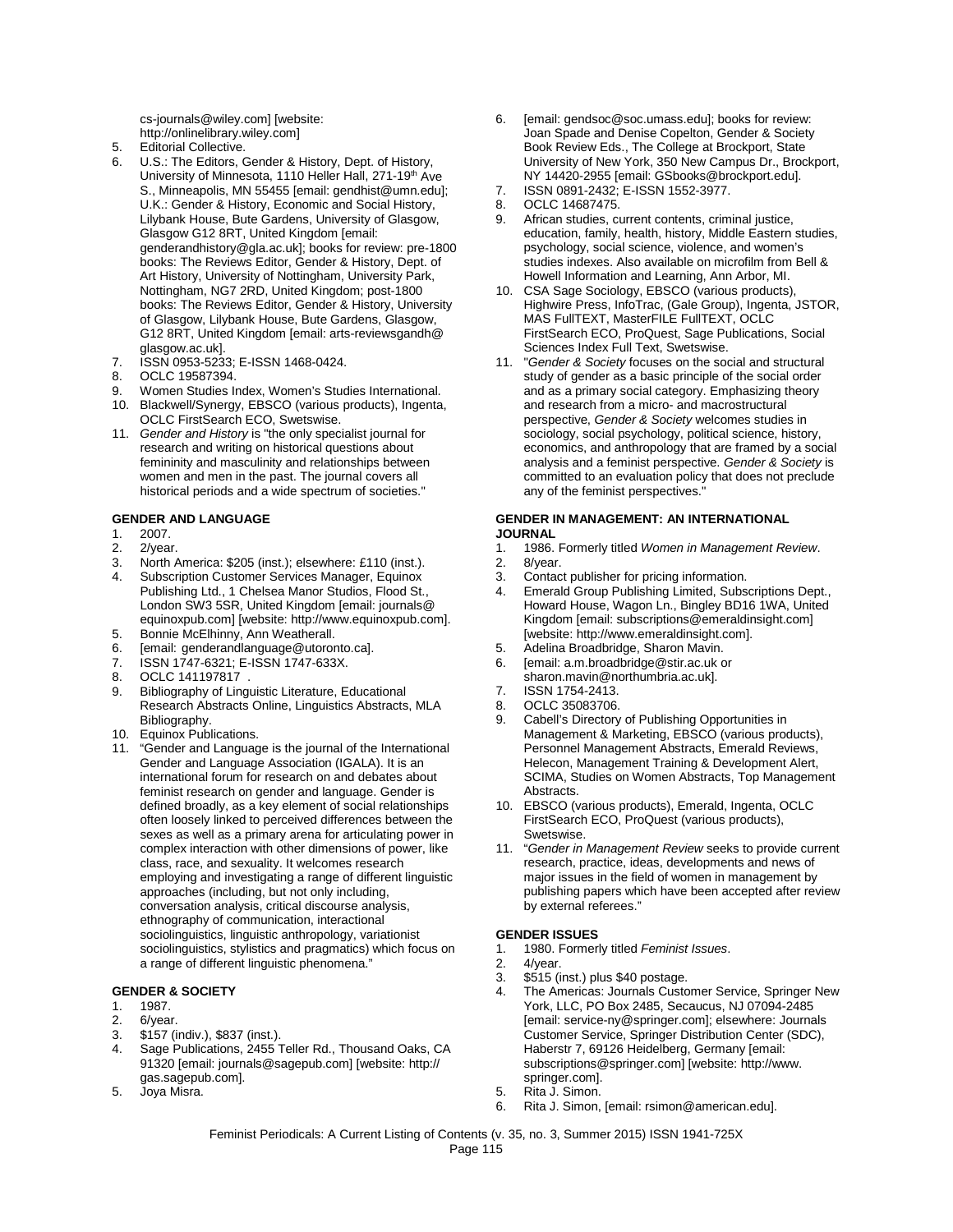cs-journals@wiley.com] [website: http://onlinelibrary.wiley.com]

5. Editorial Collective.
6. U.S.: The Editors, Gender & History, Dept. of History, University of Minnesota, 1110 Heller Hall, 271-19th Ave S., Minneapolis, MN 55455 [email: gendhist@umn.edu]; U.K.: Gender & History, Economic and Social History, Lilybank House, Bute Gardens, University of Glasgow, Glasgow G12 8RT, United Kingdom [email: genderandhistory@gla.ac.uk]; books for review: pre-1800 books: The Reviews Editor, Gender & History, Dept. of Art History, University of Nottingham, University Park, Nottingham, NG7 2RD, United Kingdom; post-1800 books: The Reviews Editor, Gender & History, University of Glasgow, Lilybank House, Bute Gardens, Glasgow, G12 8RT, United Kingdom [email: arts-reviewsgandh@glasgow.ac.uk].
7. ISSN 0953-5233; E-ISSN 1468-0424.
8. OCLC 19587394.
9. Women Studies Index, Women's Studies International.
10. Blackwell/Synergy, EBSCO (various products), Ingenta, OCLC FirstSearch ECO, Swetswise.
11. *Gender and History* is "the only specialist journal for research and writing on historical questions about femininity and masculinity and relationships between women and men in the past. The journal covers all historical periods and a wide spectrum of societies."

**GENDER AND LANGUAGE**

1. 2007.
2. 2/year.
3. North America: $205 (inst.); elsewhere: £110 (inst.).
4. Subscription Customer Services Manager, Equinox Publishing Ltd., 1 Chelsea Manor Studios, Flood St., London SW3 5SR, United Kingdom [email: journals@equinoxpub.com] [website: http://www.equinoxpub.com].
5. Bonnie McElhinny, Ann Weatherall.
6. [email: genderandlanguage@utoronto.ca].
7. ISSN 1747-6321; E-ISSN 1747-633X.
8. OCLC 141197817 .
9. Bibliography of Linguistic Literature, Educational Research Abstracts Online, Linguistics Abstracts, MLA Bibliography.
10. Equinox Publications.
11. "Gender and Language is the journal of the International Gender and Language Association (IGALA). It is an international forum for research on and debates about feminist research on gender and language. Gender is defined broadly, as a key element of social relationships often loosely linked to perceived differences between the sexes as well as a primary arena for articulating power in complex interaction with other dimensions of power, like class, race, and sexuality. It welcomes research employing and investigating a range of different linguistic approaches (including, but not only including, conversation analysis, critical discourse analysis, ethnography of communication, interactional sociolinguistics, linguistic anthropology, variationist sociolinguistics, stylistics and pragmatics) which focus on a range of different linguistic phenomena."

**GENDER & SOCIETY**

1. 1987.
2. 6/year.
3. $157 (indiv.), $837 (inst.).
4. Sage Publications, 2455 Teller Rd., Thousand Oaks, CA 91320 [email: journals@sagepub.com] [website: http://gas.sagepub.com].
5. Joya Misra.
6. [email: gendsoc@soc.umass.edu]; books for review: Joan Spade and Denise Copelton, Gender & Society Book Review Eds., The College at Brockport, State University of New York, 350 New Campus Dr., Brockport, NY 14420-2955 [email: GSbooks@brockport.edu].
7. ISSN 0891-2432; E-ISSN 1552-3977.
8. OCLC 14687475.
9. African studies, current contents, criminal justice, education, family, health, history, Middle Eastern studies, psychology, social science, violence, and women's studies indexes. Also available on microfilm from Bell & Howell Information and Learning, Ann Arbor, MI.
10. CSA Sage Sociology, EBSCO (various products), Highwire Press, InfoTrac, (Gale Group), Ingenta, JSTOR, MAS FullTEXT, MasterFILE FullTEXT, OCLC FirstSearch ECO, ProQuest, Sage Publications, Social Sciences Index Full Text, Swetswise.
11. "*Gender & Society* focuses on the social and structural study of gender as a basic principle of the social order and as a primary social category. Emphasizing theory and research from a micro- and macrostructural perspective, *Gender & Society* welcomes studies in sociology, social psychology, political science, history, economics, and anthropology that are framed by a social analysis and a feminist perspective. *Gender & Society* is committed to an evaluation policy that does not preclude any of the feminist perspectives."

**GENDER IN MANAGEMENT: AN INTERNATIONAL JOURNAL**

1. 1986. Formerly titled *Women in Management Review*.
2. 8/year.
3. Contact publisher for pricing information.
4. Emerald Group Publishing Limited, Subscriptions Dept., Howard House, Wagon Ln., Bingley BD16 1WA, United Kingdom [email: subscriptions@emeraldinsight.com] [website: http://www.emeraldinsight.com].
5. Adelina Broadbridge, Sharon Mavin.
6. [email: a.m.broadbridge@stir.ac.uk or sharon.mavin@northumbria.ac.uk].
7. ISSN 1754-2413.
8. OCLC 35083706.
9. Cabell's Directory of Publishing Opportunities in Management & Marketing, EBSCO (various products), Personnel Management Abstracts, Emerald Reviews, Helecon, Management Training & Development Alert, SCIMA, Studies on Women Abstracts, Top Management Abstracts.
10. EBSCO (various products), Emerald, Ingenta, OCLC FirstSearch ECO, ProQuest (various products), Swetswise.
11. "*Gender in Management Review* seeks to provide current research, practice, ideas, developments and news of major issues in the field of women in management by publishing papers which have been accepted after review by external referees."

**GENDER ISSUES**

1. 1980. Formerly titled *Feminist Issues*.
2. 4/year.
3. $515 (inst.) plus $40 postage.
4. The Americas: Journals Customer Service, Springer New York, LLC, PO Box 2485, Secaucus, NJ 07094-2485 [email: service-ny@springer.com]; elsewhere: Journals Customer Service, Springer Distribution Center (SDC), Haberstr 7, 69126 Heidelberg, Germany [email: subscriptions@springer.com] [website: http://www.springer.com].
5. Rita J. Simon.
6. Rita J. Simon, [email: rsimon@american.edu].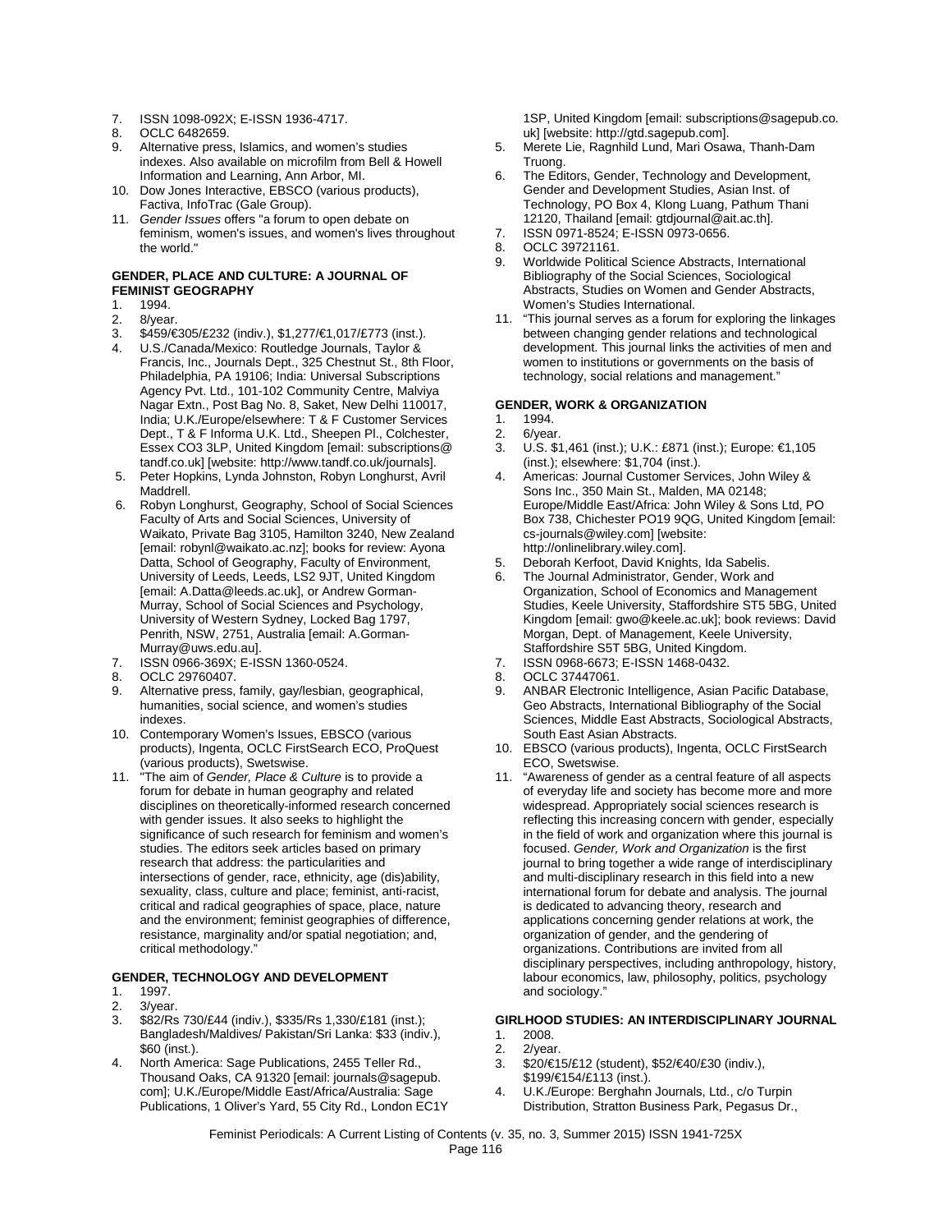7. ISSN 1098-092X; E-ISSN 1936-4717.
8. OCLC 6482659.
9. Alternative press, Islamics, and women's studies indexes. Also available on microfilm from Bell & Howell Information and Learning, Ann Arbor, MI.
10. Dow Jones Interactive, EBSCO (various products), Factiva, InfoTrac (Gale Group).
11. *Gender Issues* offers "a forum to open debate on feminism, women's issues, and women's lives throughout the world."

**GENDER, PLACE AND CULTURE: A JOURNAL OF FEMINIST GEOGRAPHY**

1. 1994.
2. 8/year.
3. $459/€305/£232 (indiv.), $1,277/€1,017/£773 (inst.).
4. U.S./Canada/Mexico: Routledge Journals, Taylor & Francis, Inc., Journals Dept., 325 Chestnut St., 8th Floor, Philadelphia, PA 19106; India: Universal Subscriptions Agency Pvt. Ltd., 101-102 Community Centre, Malviya Nagar Extn., Post Bag No. 8, Saket, New Delhi 110017, India; U.K./Europe/elsewhere: T & F Customer Services Dept., T & F Informa U.K. Ltd., Sheepen Pl., Colchester, Essex CO3 3LP, United Kingdom [email: subscriptions@tandf.co.uk] [website: http://www.tandf.co.uk/journals].
5. Peter Hopkins, Lynda Johnston, Robyn Longhurst, Avril Maddrell.
6. Robyn Longhurst, Geography, School of Social Sciences Faculty of Arts and Social Sciences, University of Waikato, Private Bag 3105, Hamilton 3240, New Zealand [email: robynl@waikato.ac.nz]; books for review: Ayona Datta, School of Geography, Faculty of Environment, University of Leeds, Leeds, LS2 9JT, United Kingdom [email: A.Datta@leeds.ac.uk], or Andrew Gorman-Murray, School of Social Sciences and Psychology, University of Western Sydney, Locked Bag 1797, Penrith, NSW, 2751, Australia [email: A.Gorman-Murray@uws.edu.au].
7. ISSN 0966-369X; E-ISSN 1360-0524.
8. OCLC 29760407.
9. Alternative press, family, gay/lesbian, geographical, humanities, social science, and women's studies indexes.
10. Contemporary Women's Issues, EBSCO (various products), Ingenta, OCLC FirstSearch ECO, ProQuest (various products), Swetswise.
11. "The aim of *Gender, Place & Culture* is to provide a forum for debate in human geography and related disciplines on theoretically-informed research concerned with gender issues. It also seeks to highlight the significance of such research for feminism and women's studies. The editors seek articles based on primary research that address: the particularities and intersections of gender, race, ethnicity, age (dis)ability, sexuality, class, culture and place; feminist, anti-racist, critical and radical geographies of space, place, nature and the environment; feminist geographies of difference, resistance, marginality and/or spatial negotiation; and, critical methodology."

**GENDER, TECHNOLOGY AND DEVELOPMENT**

1. 1997.
2. 3/year.
3. $82/Rs 730/£44 (indiv.), $335/Rs 1,330/£181 (inst.); Bangladesh/Maldives/ Pakistan/Sri Lanka: $33 (indiv.), $60 (inst.).
4. North America: Sage Publications, 2455 Teller Rd., Thousand Oaks, CA 91320 [email: journals@sagepub.com]; U.K./Europe/Middle East/Africa/Australia: Sage Publications, 1 Oliver's Yard, 55 City Rd., London EC1Y 1SP, United Kingdom [email: subscriptions@sagepub.co.uk] [website: http://gtd.sagepub.com].
5. Merete Lie, Ragnhild Lund, Mari Osawa, Thanh-Dam Truong.
6. The Editors, Gender, Technology and Development, Gender and Development Studies, Asian Inst. of Technology, PO Box 4, Klong Luang, Pathum Thani 12120, Thailand [email: gtdjournal@ait.ac.th].
7. ISSN 0971-8524; E-ISSN 0973-0656.
8. OCLC 39721161.
9. Worldwide Political Science Abstracts, International Bibliography of the Social Sciences, Sociological Abstracts, Studies on Women and Gender Abstracts, Women's Studies International.
11. "This journal serves as a forum for exploring the linkages between changing gender relations and technological development. This journal links the activities of men and women to institutions or governments on the basis of technology, social relations and management."

**GENDER, WORK & ORGANIZATION**

1. 1994.
2. 6/year.
3. U.S. $1,461 (inst.); U.K.: £871 (inst.); Europe: €1,105 (inst.); elsewhere: $1,704 (inst.).
4. Americas: Journal Customer Services, John Wiley & Sons Inc., 350 Main St., Malden, MA 02148; Europe/Middle East/Africa: John Wiley & Sons Ltd, PO Box 738, Chichester PO19 9QG, United Kingdom [email: cs-journals@wiley.com] [website: http://onlinelibrary.wiley.com].
5. Deborah Kerfoot, David Knights, Ida Sabelis.
6. The Journal Administrator, Gender, Work and Organization, School of Economics and Management Studies, Keele University, Staffordshire ST5 5BG, United Kingdom [email: gwo@keele.ac.uk]; book reviews: David Morgan, Dept. of Management, Keele University, Staffordshire S5T 5BG, United Kingdom.
7. ISSN 0968-6673; E-ISSN 1468-0432.
8. OCLC 37447061.
9. ANBAR Electronic Intelligence, Asian Pacific Database, Geo Abstracts, International Bibliography of the Social Sciences, Middle East Abstracts, Sociological Abstracts, South East Asian Abstracts.
10. EBSCO (various products), Ingenta, OCLC FirstSearch ECO, Swetswise.
11. "Awareness of gender as a central feature of all aspects of everyday life and society has become more and more widespread. Appropriately social sciences research is reflecting this increasing concern with gender, especially in the field of work and organization where this journal is focused. *Gender, Work and Organization* is the first journal to bring together a wide range of interdisciplinary and multi-disciplinary research in this field into a new international forum for debate and analysis. The journal is dedicated to advancing theory, research and applications concerning gender relations at work, the organization of gender, and the gendering of organizations. Contributions are invited from all disciplinary perspectives, including anthropology, history, labour economics, law, philosophy, politics, psychology and sociology."

**GIRLHOOD STUDIES: AN INTERDISCIPLINARY JOURNAL**

1. 2008.
2. 2/year.
3. $20/€15/£12 (student), $52/€40/£30 (indiv.), $199/€154/£113 (inst.).
4. U.K./Europe: Berghahn Journals, Ltd., c/o Turpin Distribution, Stratton Business Park, Pegasus Dr.,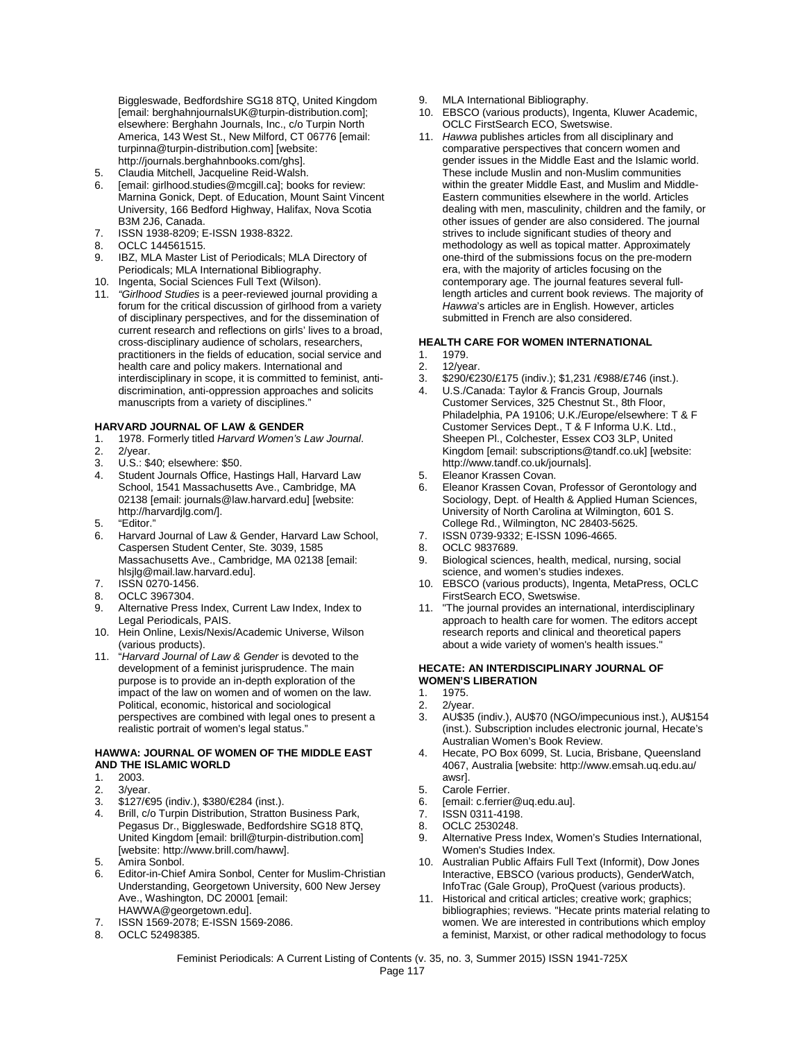Biggleswade, Bedfordshire SG18 8TQ, United Kingdom [email: berghahnjournalsUK@turpin-distribution.com]; elsewhere: Berghahn Journals, Inc., c/o Turpin North America, 143 West St., New Milford, CT 06776 [email: turpinna@turpin-distribution.com] [website: http://journals.berghahnbooks.com/ghs].

5. Claudia Mitchell, Jacqueline Reid-Walsh.
6. [email: girlhood.studies@mcgill.ca]; books for review: Marnina Gonick, Dept. of Education, Mount Saint Vincent University, 166 Bedford Highway, Halifax, Nova Scotia B3M 2J6, Canada.
7. ISSN 1938-8209; E-ISSN 1938-8322.
8. OCLC 144561515.
9. IBZ, MLA Master List of Periodicals; MLA Directory of Periodicals; MLA International Bibliography.
10. Ingenta, Social Sciences Full Text (Wilson).
11. *"Girlhood Studies* is a peer-reviewed journal providing a forum for the critical discussion of girlhood from a variety of disciplinary perspectives, and for the dissemination of current research and reflections on girls' lives to a broad, cross-disciplinary audience of scholars, researchers, practitioners in the fields of education, social service and health care and policy makers. International and interdisciplinary in scope, it is committed to feminist, anti-discrimination, anti-oppression approaches and solicits manuscripts from a variety of disciplines."

**HARVARD JOURNAL OF LAW & GENDER**

1. 1978. Formerly titled *Harvard Women's Law Journal*.
2. 2/year.
3. U.S.: $40; elsewhere: $50.
4. Student Journals Office, Hastings Hall, Harvard Law School, 1541 Massachusetts Ave., Cambridge, MA 02138 [email: journals@law.harvard.edu] [website: http://harvardjlg.com/].
5. "Editor."
6. Harvard Journal of Law & Gender, Harvard Law School, Caspersen Student Center, Ste. 3039, 1585 Massachusetts Ave., Cambridge, MA 02138 [email: hlsjlg@mail.law.harvard.edu].
7. ISSN 0270-1456.
8. OCLC 3967304.
9. Alternative Press Index, Current Law Index, Index to Legal Periodicals, PAIS.
10. Hein Online, Lexis/Nexis/Academic Universe, Wilson (various products).
11. "*Harvard Journal of Law & Gender* is devoted to the development of a feminist jurisprudence. The main purpose is to provide an in-depth exploration of the impact of the law on women and of women on the law. Political, economic, historical and sociological perspectives are combined with legal ones to present a realistic portrait of women's legal status."

**HAWWA: JOURNAL OF WOMEN OF THE MIDDLE EAST AND THE ISLAMIC WORLD**

1. 2003.
2. 3/year.
3. $127/€95 (indiv.), $380/€284 (inst.).
4. Brill, c/o Turpin Distribution, Stratton Business Park, Pegasus Dr., Biggleswade, Bedfordshire SG18 8TQ, United Kingdom [email: brill@turpin-distribution.com] [website: http://www.brill.com/haww].
5. Amira Sonbol.
6. Editor-in-Chief Amira Sonbol, Center for Muslim-Christian Understanding, Georgetown University, 600 New Jersey Ave., Washington, DC 20001 [email: HAWWA@georgetown.edu].
7. ISSN 1569-2078; E-ISSN 1569-2086.
8. OCLC 52498385.
9. MLA International Bibliography.
10. EBSCO (various products), Ingenta, Kluwer Academic, OCLC FirstSearch ECO, Swetswise.
11. *Hawwa* publishes articles from all disciplinary and comparative perspectives that concern women and gender issues in the Middle East and the Islamic world. These include Muslim and non-Muslim communities within the greater Middle East, and Muslim and Middle-Eastern communities elsewhere in the world. Articles dealing with men, masculinity, children and the family, or other issues of gender are also considered. The journal strives to include significant studies of theory and methodology as well as topical matter. Approximately one-third of the submissions focus on the pre-modern era, with the majority of articles focusing on the contemporary age. The journal features several full-length articles and current book reviews. The majority of *Hawwa*'s articles are in English. However, articles submitted in French are also considered.

**HEALTH CARE FOR WOMEN INTERNATIONAL**

1. 1979.
2. 12/year.
3. $290/€230/£175 (indiv.); $1,231 /€988/£746 (inst.).
4. U.S./Canada: Taylor & Francis Group, Journals Customer Services, 325 Chestnut St., 8th Floor, Philadelphia, PA 19106; U.K./Europe/elsewhere: T & F Customer Services Dept., T & F Informa U.K. Ltd., Sheepen Pl., Colchester, Essex CO3 3LP, United Kingdom [email: subscriptions@tandf.co.uk] [website: http://www.tandf.co.uk/journals].
5. Eleanor Krassen Covan.
6. Eleanor Krassen Covan, Professor of Gerontology and Sociology, Dept. of Health & Applied Human Sciences, University of North Carolina at Wilmington, 601 S. College Rd., Wilmington, NC 28403-5625.
7. ISSN 0739-9332; E-ISSN 1096-4665.
8. OCLC 9837689.
9. Biological sciences, health, medical, nursing, social science, and women's studies indexes.
10. EBSCO (various products), Ingenta, MetaPress, OCLC FirstSearch ECO, Swetswise.
11. "The journal provides an international, interdisciplinary approach to health care for women. The editors accept research reports and clinical and theoretical papers about a wide variety of women's health issues."

**HECATE: AN INTERDISCIPLINARY JOURNAL OF WOMEN'S LIBERATION**

1. 1975.
2. 2/year.
3. AU$35 (indiv.), AU$70 (NGO/impecunious inst.), AU$154 (inst.). Subscription includes electronic journal, Hecate's Australian Women's Book Review.
4. Hecate, PO Box 6099, St. Lucia, Brisbane, Queensland 4067, Australia [website: http://www.emsah.uq.edu.au/awsr].
5. Carole Ferrier.
6. [email: c.ferrier@uq.edu.au].
7. ISSN 0311-4198.
8. OCLC 2530248.
9. Alternative Press Index, Women's Studies International, Women's Studies Index.
10. Australian Public Affairs Full Text (Informit), Dow Jones Interactive, EBSCO (various products), GenderWatch, InfoTrac (Gale Group), ProQuest (various products).
11. Historical and critical articles; creative work; graphics; bibliographies; reviews. "Hecate prints material relating to women. We are interested in contributions which employ a feminist, Marxist, or other radical methodology to focus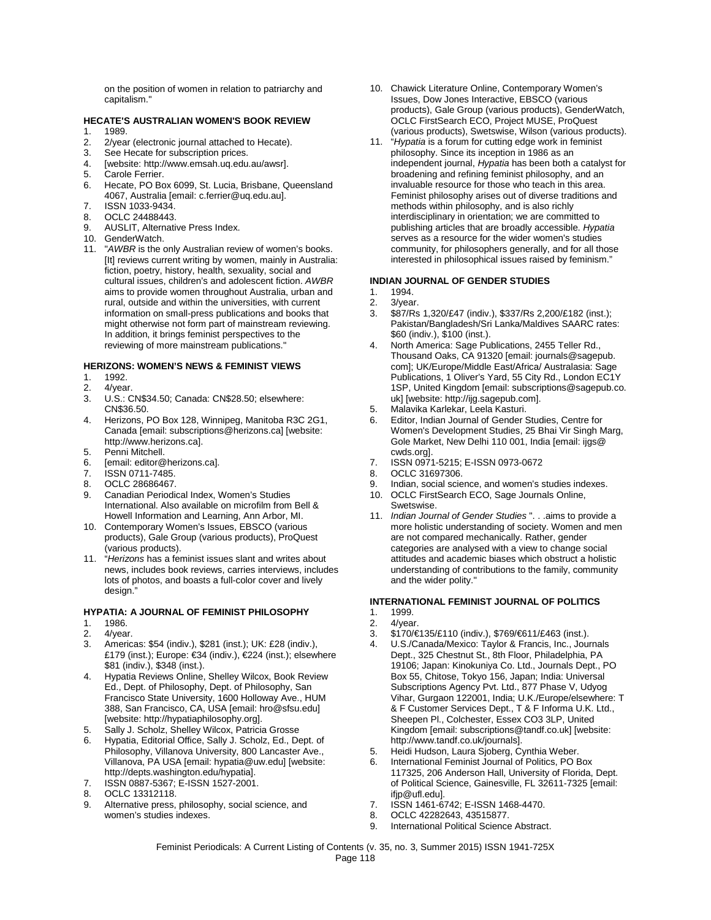on the position of women in relation to patriarchy and capitalism."

**HECATE'S AUSTRALIAN WOMEN'S BOOK REVIEW**

1. 1989.
2. 2/year (electronic journal attached to Hecate).
3. See Hecate for subscription prices.
4. [website: http://www.emsah.uq.edu.au/awsr].
5. Carole Ferrier.
6. Hecate, PO Box 6099, St. Lucia, Brisbane, Queensland 4067, Australia [email: c.ferrier@uq.edu.au].
7. ISSN 1033-9434.
8. OCLC 24488443.
9. AUSLIT, Alternative Press Index.
10. GenderWatch.
11. "*AWBR* is the only Australian review of women's books. [It] reviews current writing by women, mainly in Australia: fiction, poetry, history, health, sexuality, social and cultural issues, children's and adolescent fiction. *AWBR* aims to provide women throughout Australia, urban and rural, outside and within the universities, with current information on small-press publications and books that might otherwise not form part of mainstream reviewing. In addition, it brings feminist perspectives to the reviewing of more mainstream publications."

**HERIZONS: WOMEN'S NEWS & FEMINIST VIEWS**

1. 1992.
2. 4/year.
3. U.S.: CN$34.50; Canada: CN$28.50; elsewhere: CN$36.50.
4. Herizons, PO Box 128, Winnipeg, Manitoba R3C 2G1, Canada [email: subscriptions@herizons.ca] [website: http://www.herizons.ca].
5. Penni Mitchell.
6. [email: editor@herizons.ca].
7. ISSN 0711-7485.
8. OCLC 28686467.
9. Canadian Periodical Index, Women's Studies International. Also available on microfilm from Bell & Howell Information and Learning, Ann Arbor, MI.
10. Contemporary Women's Issues, EBSCO (various products), Gale Group (various products), ProQuest (various products).
11. "*Herizons* has a feminist issues slant and writes about news, includes book reviews, carries interviews, includes lots of photos, and boasts a full-color cover and lively design."

**HYPATIA: A JOURNAL OF FEMINIST PHILOSOPHY**

1. 1986.
2. 4/year.
3. Americas: $54 (indiv.), $281 (inst.); UK: £28 (indiv.), £179 (inst.); Europe: €34 (indiv.), €224 (inst.); elsewhere $81 (indiv.), $348 (inst.).
4. Hypatia Reviews Online, Shelley Wilcox, Book Review Ed., Dept. of Philosophy, Dept. of Philosophy, San Francisco State University, 1600 Holloway Ave., HUM 388, San Francisco, CA, USA [email: hro@sfsu.edu] [website: http://hypatiaphilosophy.org].
5. Sally J. Scholz, Shelley Wilcox, Patricia Grosse
6. Hypatia, Editorial Office, Sally J. Scholz, Ed., Dept. of Philosophy, Villanova University, 800 Lancaster Ave., Villanova, PA USA [email: hypatia@uw.edu] [website: http://depts.washington.edu/hypatia].
7. ISSN 0887-5367; E-ISSN 1527-2001.
8. OCLC 13312118.
9. Alternative press, philosophy, social science, and women's studies indexes.
10. Chawick Literature Online, Contemporary Women's Issues, Dow Jones Interactive, EBSCO (various products), Gale Group (various products), GenderWatch, OCLC FirstSearch ECO, Project MUSE, ProQuest (various products), Swetswise, Wilson (various products).
11. "*Hypatia* is a forum for cutting edge work in feminist philosophy. Since its inception in 1986 as an independent journal, *Hypatia* has been both a catalyst for broadening and refining feminist philosophy, and an invaluable resource for those who teach in this area. Feminist philosophy arises out of diverse traditions and methods within philosophy, and is also richly interdisciplinary in orientation; we are committed to publishing articles that are broadly accessible. *Hypatia* serves as a resource for the wider women's studies community, for philosophers generally, and for all those interested in philosophical issues raised by feminism."

**INDIAN JOURNAL OF GENDER STUDIES**

1. 1994.
2. 3/year.
3. $87/Rs 1,320/£47 (indiv.), $337/Rs 2,200/£182 (inst.); Pakistan/Bangladesh/Sri Lanka/Maldives SAARC rates: $60 (indiv.), $100 (inst.).
4. North America: Sage Publications, 2455 Teller Rd., Thousand Oaks, CA 91320 [email: journals@sagepub.com]; UK/Europe/Middle East/Africa/ Australasia: Sage Publications, 1 Oliver's Yard, 55 City Rd., London EC1Y 1SP, United Kingdom [email: subscriptions@sagepub.co.uk] [website: http://ijg.sagepub.com].
5. Malavika Karlekar, Leela Kasturi.
6. Editor, Indian Journal of Gender Studies, Centre for Women's Development Studies, 25 Bhai Vir Singh Marg, Gole Market, New Delhi 110 001, India [email: ijgs@cwds.org].
7. ISSN 0971-5215; E-ISSN 0973-0672
8. OCLC 31697306.
9. Indian, social science, and women's studies indexes.
10. OCLC FirstSearch ECO, Sage Journals Online, Swetswise.
11. *Indian Journal of Gender Studies* ". . .aims to provide a more holistic understanding of society. Women and men are not compared mechanically. Rather, gender categories are analysed with a view to change social attitudes and academic biases which obstruct a holistic understanding of contributions to the family, community and the wider polity."

**INTERNATIONAL FEMINIST JOURNAL OF POLITICS**

1. 1999.
2. 4/year.
3. $170/€135/£110 (indiv.), $769/€611/£463 (inst.).
4. U.S./Canada/Mexico: Taylor & Francis, Inc., Journals Dept., 325 Chestnut St., 8th Floor, Philadelphia, PA 19106; Japan: Kinokuniya Co. Ltd., Journals Dept., PO Box 55, Chitose, Tokyo 156, Japan; India: Universal Subscriptions Agency Pvt. Ltd., 877 Phase V, Udyog Vihar, Gurgaon 122001, India; U.K./Europe/elsewhere: T & F Customer Services Dept., T & F Informa U.K. Ltd., Sheepen Pl., Colchester, Essex CO3 3LP, United Kingdom [email: subscriptions@tandf.co.uk] [website: http://www.tandf.co.uk/journals].
5. Heidi Hudson, Laura Sjoberg, Cynthia Weber.
6. International Feminist Journal of Politics, PO Box 117325, 206 Anderson Hall, University of Florida, Dept. of Political Science, Gainesville, FL 32611-7325 [email: ifjp@ufl.edu].
7. ISSN 1461-6742; E-ISSN 1468-4470.
8. OCLC 42282643, 43515877.
9. International Political Science Abstract.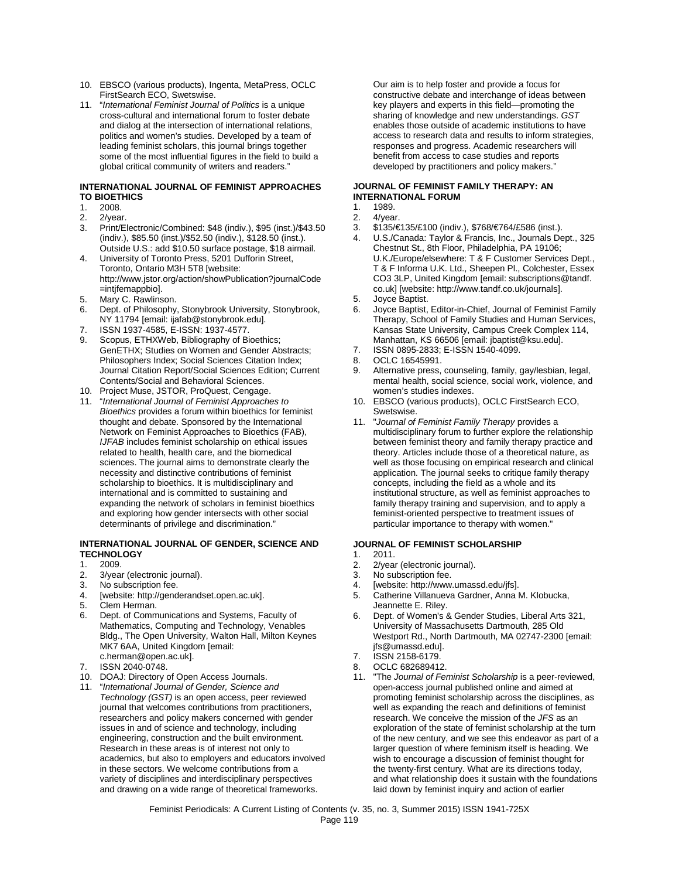10. EBSCO (various products), Ingenta, MetaPress, OCLC FirstSearch ECO, Swetswise.
11. "*International Feminist Journal of Politics* is a unique cross-cultural and international forum to foster debate and dialog at the intersection of international relations, politics and women's studies. Developed by a team of leading feminist scholars, this journal brings together some of the most influential figures in the field to build a global critical community of writers and readers."

#### INTERNATIONAL JOURNAL OF FEMINIST APPROACHES TO BIOETHICS

1. 2008.
2. 2/year.
3. Print/Electronic/Combined: $48 (indiv.), $95 (inst.)/$43.50 (indiv.), $85.50 (inst.)/$52.50 (indiv.), $128.50 (inst.). Outside U.S.: add $10.50 surface postage, $18 airmail.
4. University of Toronto Press, 5201 Dufferin Street, Toronto, Ontario M3H 5T8 [website: http://www.jstor.org/action/showPublication?journalCode=intjfemappbio].
5. Mary C. Rawlinson.
6. Dept. of Philosophy, Stonybrook University, Stonybrook, NY 11794 [email: ijafab@stonybrook.edu].
7. ISSN 1937-4585, E-ISSN: 1937-4577.
9. Scopus, ETHXWeb, Bibliography of Bioethics; GenETHX; Studies on Women and Gender Abstracts; Philosophers Index; Social Sciences Citation Index; Journal Citation Report/Social Sciences Edition; Current Contents/Social and Behavioral Sciences.
10. Project Muse, JSTOR, ProQuest, Cengage.
11. "*International Journal of Feminist Approaches to Bioethics* provides a forum within bioethics for feminist thought and debate. Sponsored by the International Network on Feminist Approaches to Bioethics (FAB), *IJFAB* includes feminist scholarship on ethical issues related to health, health care, and the biomedical sciences. The journal aims to demonstrate clearly the necessity and distinctive contributions of feminist scholarship to bioethics. It is multidisciplinary and international and is committed to sustaining and expanding the network of scholars in feminist bioethics and exploring how gender intersects with other social determinants of privilege and discrimination."

#### INTERNATIONAL JOURNAL OF GENDER, SCIENCE AND TECHNOLOGY

1. 2009.
2. 3/year (electronic journal).
3. No subscription fee.
4. [website: http://genderandset.open.ac.uk].
5. Clem Herman.
6. Dept. of Communications and Systems, Faculty of Mathematics, Computing and Technology, Venables Bldg., The Open University, Walton Hall, Milton Keynes MK7 6AA, United Kingdom [email: c.herman@open.ac.uk].
7. ISSN 2040-0748.
10. DOAJ: Directory of Open Access Journals.
11. "*International Journal of Gender, Science and Technology (GST)* is an open access, peer reviewed journal that welcomes contributions from practitioners, researchers and policy makers concerned with gender issues in and of science and technology, including engineering, construction and the built environment. Research in these areas is of interest not only to academics, but also to employers and educators involved in these sectors. We welcome contributions from a variety of disciplines and interdisciplinary perspectives and drawing on a wide range of theoretical frameworks. Our aim is to help foster and provide a focus for constructive debate and interchange of ideas between key players and experts in this field—promoting the sharing of knowledge and new understandings. *GST* enables those outside of academic institutions to have access to research data and results to inform strategies, responses and progress. Academic researchers will benefit from access to case studies and reports developed by practitioners and policy makers."

#### JOURNAL OF FEMINIST FAMILY THERAPY: AN INTERNATIONAL FORUM

1. 1989.
2. 4/year.
3. $135/€135/£100 (indiv.), $768/€764/£586 (inst.).
4. U.S./Canada: Taylor & Francis, Inc., Journals Dept., 325 Chestnut St., 8th Floor, Philadelphia, PA 19106; U.K./Europe/elsewhere: T & F Customer Services Dept., T & F Informa U.K. Ltd., Sheepen Pl., Colchester, Essex CO3 3LP, United Kingdom [email: subscriptions@tandf.co.uk] [website: http://www.tandf.co.uk/journals].
5. Joyce Baptist.
6. Joyce Baptist, Editor-in-Chief, Journal of Feminist Family Therapy, School of Family Studies and Human Services, Kansas State University, Campus Creek Complex 114, Manhattan, KS 66506 [email: jbaptist@ksu.edu].
7. ISSN 0895-2833; E-ISSN 1540-4099.
8. OCLC 16545991.
9. Alternative press, counseling, family, gay/lesbian, legal, mental health, social science, social work, violence, and women's studies indexes.
10. EBSCO (various products), OCLC FirstSearch ECO, Swetswise.
11. "*Journal of Feminist Family Therapy* provides a multidisciplinary forum to further explore the relationship between feminist theory and family therapy practice and theory. Articles include those of a theoretical nature, as well as those focusing on empirical research and clinical application. The journal seeks to critique family therapy concepts, including the field as a whole and its institutional structure, as well as feminist approaches to family therapy training and supervision, and to apply a feminist-oriented perspective to treatment issues of particular importance to therapy with women."

#### JOURNAL OF FEMINIST SCHOLARSHIP

1. 2011.
2. 2/year (electronic journal).
3. No subscription fee.
4. [website: http://www.umassd.edu/jfs].
5. Catherine Villanueva Gardner, Anna M. Klobucka, Jeannette E. Riley.
6. Dept. of Women's & Gender Studies, Liberal Arts 321, University of Massachusetts Dartmouth, 285 Old Westport Rd., North Dartmouth, MA 02747-2300 [email: jfs@umassd.edu].
7. ISSN 2158-6179.
8. OCLC 682689412.
11. "The *Journal of Feminist Scholarship* is a peer-reviewed, open-access journal published online and aimed at promoting feminist scholarship across the disciplines, as well as expanding the reach and definitions of feminist research. We conceive the mission of the *JFS* as an exploration of the state of feminist scholarship at the turn of the new century, and we see this endeavor as part of a larger question of where feminism itself is heading. We wish to encourage a discussion of feminist thought for the twenty-first century. What are its directions today, and what relationship does it sustain with the foundations laid down by feminist inquiry and action of earlier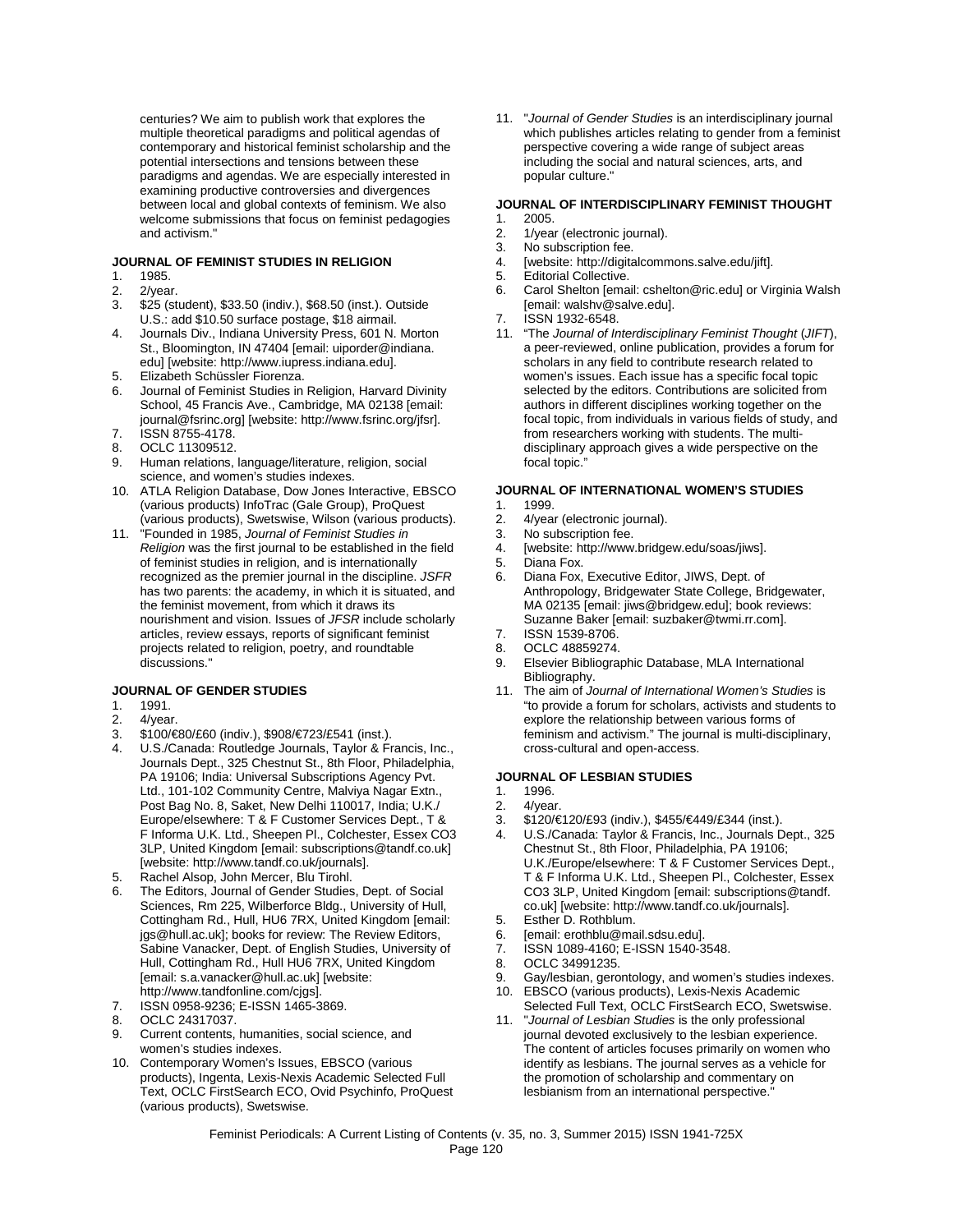centuries? We aim to publish work that explores the multiple theoretical paradigms and political agendas of contemporary and historical feminist scholarship and the potential intersections and tensions between these paradigms and agendas. We are especially interested in examining productive controversies and divergences between local and global contexts of feminism. We also welcome submissions that focus on feminist pedagogies and activism."

### JOURNAL OF FEMINIST STUDIES IN RELIGION

1. 1985.
2. 2/year.
3. $25 (student), $33.50 (indiv.), $68.50 (inst.). Outside U.S.: add $10.50 surface postage, $18 airmail.
4. Journals Div., Indiana University Press, 601 N. Morton St., Bloomington, IN 47404 [email: uiporder@indiana.edu] [website: http://www.iupress.indiana.edu].
5. Elizabeth Schüssler Fiorenza.
6. Journal of Feminist Studies in Religion, Harvard Divinity School, 45 Francis Ave., Cambridge, MA 02138 [email: journal@fsrinc.org] [website: http://www.fsrinc.org/jfsr].
7. ISSN 8755-4178.
8. OCLC 11309512.
9. Human relations, language/literature, religion, social science, and women's studies indexes.
10. ATLA Religion Database, Dow Jones Interactive, EBSCO (various products) InfoTrac (Gale Group), ProQuest (various products), Swetswise, Wilson (various products).
11. "Founded in 1985, *Journal of Feminist Studies in Religion* was the first journal to be established in the field of feminist studies in religion, and is internationally recognized as the premier journal in the discipline. *JSFR* has two parents: the academy, in which it is situated, and the feminist movement, from which it draws its nourishment and vision. Issues of *JFSR* include scholarly articles, review essays, reports of significant feminist projects related to religion, poetry, and roundtable discussions."

### JOURNAL OF GENDER STUDIES

1. 1991.
2. 4/year.
3. $100/€80/£60 (indiv.), $908/€723/£541 (inst.).
4. U.S./Canada: Routledge Journals, Taylor & Francis, Inc., Journals Dept., 325 Chestnut St., 8th Floor, Philadelphia, PA 19106; India: Universal Subscriptions Agency Pvt. Ltd., 101-102 Community Centre, Malviya Nagar Extn., Post Bag No. 8, Saket, New Delhi 110017, India; U.K./Europe/elsewhere: T & F Customer Services Dept., T & F Informa U.K. Ltd., Sheepen Pl., Colchester, Essex CO3 3LP, United Kingdom [email: subscriptions@tandf.co.uk] [website: http://www.tandf.co.uk/journals].
5. Rachel Alsop, John Mercer, Blu Tirohl.
6. The Editors, Journal of Gender Studies, Dept. of Social Sciences, Rm 225, Wilberforce Bldg., University of Hull, Cottingham Rd., Hull, HU6 7RX, United Kingdom [email: jgs@hull.ac.uk]; books for review: The Review Editors, Sabine Vanacker, Dept. of English Studies, University of Hull, Cottingham Rd., Hull HU6 7RX, United Kingdom [email: s.a.vanacker@hull.ac.uk] [website: http://www.tandfonline.com/cjgs].
7. ISSN 0958-9236; E-ISSN 1465-3869.
8. OCLC 24317037.
9. Current contents, humanities, social science, and women's studies indexes.
10. Contemporary Women's Issues, EBSCO (various products), Ingenta, Lexis-Nexis Academic Selected Full Text, OCLC FirstSearch ECO, Ovid Psychinfo, ProQuest (various products), Swetswise.
11. "*Journal of Gender Studies* is an interdisciplinary journal which publishes articles relating to gender from a feminist perspective covering a wide range of subject areas including the social and natural sciences, arts, and popular culture."

### JOURNAL OF INTERDISCIPLINARY FEMINIST THOUGHT

1. 2005.
2. 1/year (electronic journal).
3. No subscription fee.
4. [website: http://digitalcommons.salve.edu/jift].
5. Editorial Collective.
6. Carol Shelton [email: cshelton@ric.edu] or Virginia Walsh [email: walshv@salve.edu].
7. ISSN 1932-6548.
11. "The *Journal of Interdisciplinary Feminist Thought* (*JIFT*), a peer-reviewed, online publication, provides a forum for scholars in any field to contribute research related to women's issues. Each issue has a specific focal topic selected by the editors. Contributions are solicited from authors in different disciplines working together on the focal topic, from individuals in various fields of study, and from researchers working with students. The multi-disciplinary approach gives a wide perspective on the focal topic."

### JOURNAL OF INTERNATIONAL WOMEN'S STUDIES

1. 1999.
2. 4/year (electronic journal).
3. No subscription fee.
4. [website: http://www.bridgew.edu/soas/jiws].
5. Diana Fox.
6. Diana Fox, Executive Editor, JIWS, Dept. of Anthropology, Bridgewater State College, Bridgewater, MA 02135 [email: jiws@bridgew.edu]; book reviews: Suzanne Baker [email: suzbaker@twmi.rr.com].
7. ISSN 1539-8706.
8. OCLC 48859274.
9. Elsevier Bibliographic Database, MLA International Bibliography.
11. The aim of *Journal of International Women's Studies* is "to provide a forum for scholars, activists and students to explore the relationship between various forms of feminism and activism." The journal is multi-disciplinary, cross-cultural and open-access.

### JOURNAL OF LESBIAN STUDIES

1. 1996.
2. 4/year.
3. $120/€120/£93 (indiv.), $455/€449/£344 (inst.).
4. U.S./Canada: Taylor & Francis, Inc., Journals Dept., 325 Chestnut St., 8th Floor, Philadelphia, PA 19106; U.K./Europe/elsewhere: T & F Customer Services Dept., T & F Informa U.K. Ltd., Sheepen Pl., Colchester, Essex CO3 3LP, United Kingdom [email: subscriptions@tandf.co.uk] [website: http://www.tandf.co.uk/journals].
5. Esther D. Rothblum.
6. [email: erothblu@mail.sdsu.edu].
7. ISSN 1089-4160; E-ISSN 1540-3548.
8. OCLC 34991235.
9. Gay/lesbian, gerontology, and women's studies indexes.
10. EBSCO (various products), Lexis-Nexis Academic Selected Full Text, OCLC FirstSearch ECO, Swetswise.
11. "*Journal of Lesbian Studies* is the only professional journal devoted exclusively to the lesbian experience. The content of articles focuses primarily on women who identify as lesbians. The journal serves as a vehicle for the promotion of scholarship and commentary on lesbianism from an international perspective."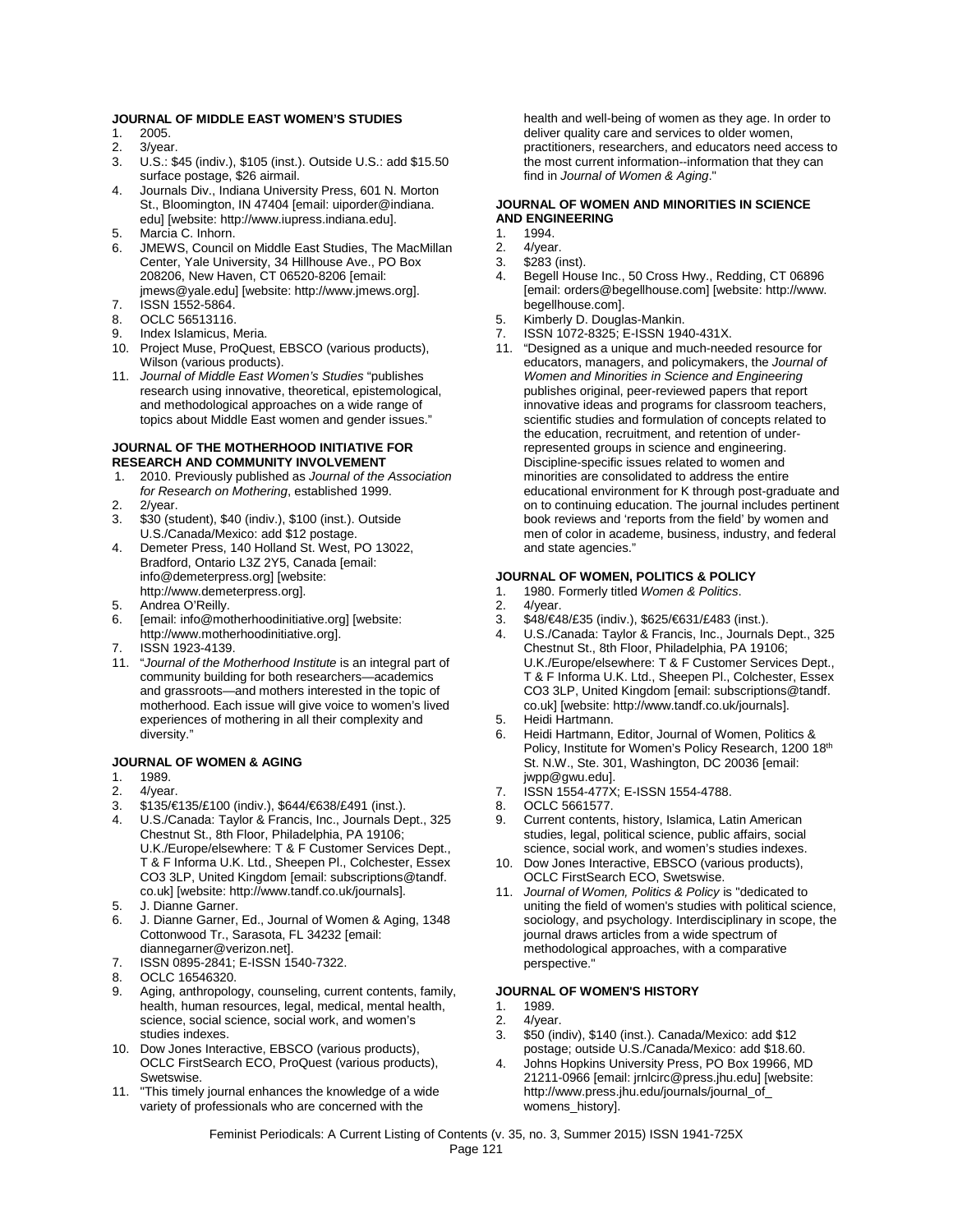### JOURNAL OF MIDDLE EAST WOMEN'S STUDIES

1. 2005.
2. 3/year.
3. U.S.: $45 (indiv.), $105 (inst.). Outside U.S.: add $15.50 surface postage, $26 airmail.
4. Journals Div., Indiana University Press, 601 N. Morton St., Bloomington, IN 47404 [email: uiporder@indiana.edu] [website: http://www.iupress.indiana.edu].
5. Marcia C. Inhorn.
6. JMEWS, Council on Middle East Studies, The MacMillan Center, Yale University, 34 Hillhouse Ave., PO Box 208206, New Haven, CT 06520-8206 [email: jmews@yale.edu] [website: http://www.jmews.org].
7. ISSN 1552-5864.
8. OCLC 56513116.
9. Index Islamicus, Meria.
10. Project Muse, ProQuest, EBSCO (various products), Wilson (various products).
11. *Journal of Middle East Women's Studies* "publishes research using innovative, theoretical, epistemological, and methodological approaches on a wide range of topics about Middle East women and gender issues."

### JOURNAL OF THE MOTHERHOOD INITIATIVE FOR RESEARCH AND COMMUNITY INVOLVEMENT

1. 2010. Previously published as *Journal of the Association for Research on Mothering*, established 1999.
2. 2/year.
3. $30 (student), $40 (indiv.), $100 (inst.). Outside U.S./Canada/Mexico: add $12 postage.
4. Demeter Press, 140 Holland St. West, PO 13022, Bradford, Ontario L3Z 2Y5, Canada [email: info@demeterpress.org] [website: http://www.demeterpress.org].
5. Andrea O'Reilly.
6. [email: info@motherhoodinitiative.org] [website: http://www.motherhoodinitiative.org].
7. ISSN 1923-4139.
11. "*Journal of the Motherhood Institute* is an integral part of community building for both researchers—academics and grassroots—and mothers interested in the topic of motherhood. Each issue will give voice to women's lived experiences of mothering in all their complexity and diversity."

### JOURNAL OF WOMEN & AGING

1. 1989.
2. 4/year.
3. $135/€135/£100 (indiv.), $644/€638/£491 (inst.).
4. U.S./Canada: Taylor & Francis, Inc., Journals Dept., 325 Chestnut St., 8th Floor, Philadelphia, PA 19106; U.K./Europe/elsewhere: T & F Customer Services Dept., T & F Informa U.K. Ltd., Sheepen Pl., Colchester, Essex CO3 3LP, United Kingdom [email: subscriptions@tandf.co.uk] [website: http://www.tandf.co.uk/journals].
5. J. Dianne Garner.
6. J. Dianne Garner, Ed., Journal of Women & Aging, 1348 Cottonwood Tr., Sarasota, FL 34232 [email: diannegarner@verizon.net].
7. ISSN 0895-2841; E-ISSN 1540-7322.
8. OCLC 16546320.
9. Aging, anthropology, counseling, current contents, family, health, human resources, legal, medical, mental health, science, social science, social work, and women's studies indexes.
10. Dow Jones Interactive, EBSCO (various products), OCLC FirstSearch ECO, ProQuest (various products), Swetswise.
11. "This timely journal enhances the knowledge of a wide variety of professionals who are concerned with the health and well-being of women as they age. In order to deliver quality care and services to older women, practitioners, researchers, and educators need access to the most current information--information that they can find in *Journal of Women & Aging*."

### JOURNAL OF WOMEN AND MINORITIES IN SCIENCE AND ENGINEERING

1. 1994.
2. 4/year.
3. $283 (inst).
4. Begell House Inc., 50 Cross Hwy., Redding, CT 06896 [email: orders@begellhouse.com] [website: http://www.begellhouse.com].
5. Kimberly D. Douglas-Mankin.
7. ISSN 1072-8325; E-ISSN 1940-431X.
11. "Designed as a unique and much-needed resource for educators, managers, and policymakers, the *Journal of Women and Minorities in Science and Engineering* publishes original, peer-reviewed papers that report innovative ideas and programs for classroom teachers, scientific studies and formulation of concepts related to the education, recruitment, and retention of under-represented groups in science and engineering. Discipline-specific issues related to women and minorities are consolidated to address the entire educational environment for K through post-graduate and on to continuing education. The journal includes pertinent book reviews and 'reports from the field' by women and men of color in academe, business, industry, and federal and state agencies."

### JOURNAL OF WOMEN, POLITICS & POLICY

1. 1980. Formerly titled *Women & Politics*.
2. 4/year.
3. $48/€48/£35 (indiv.), $625/€631/£483 (inst.).
4. U.S./Canada: Taylor & Francis, Inc., Journals Dept., 325 Chestnut St., 8th Floor, Philadelphia, PA 19106; U.K./Europe/elsewhere: T & F Customer Services Dept., T & F Informa U.K. Ltd., Sheepen Pl., Colchester, Essex CO3 3LP, United Kingdom [email: subscriptions@tandf.co.uk] [website: http://www.tandf.co.uk/journals].
5. Heidi Hartmann.
6. Heidi Hartmann, Editor, Journal of Women, Politics & Policy, Institute for Women's Policy Research, 1200 18th St. N.W., Ste. 301, Washington, DC 20036 [email: jwpp@gwu.edu].
7. ISSN 1554-477X; E-ISSN 1554-4788.
8. OCLC 5661577.
9. Current contents, history, Islamica, Latin American studies, legal, political science, public affairs, social science, social work, and women's studies indexes.
10. Dow Jones Interactive, EBSCO (various products), OCLC FirstSearch ECO, Swetswise.
11. *Journal of Women, Politics & Policy* is "dedicated to uniting the field of women's studies with political science, sociology, and psychology. Interdisciplinary in scope, the journal draws articles from a wide spectrum of methodological approaches, with a comparative perspective."

### JOURNAL OF WOMEN'S HISTORY

1. 1989.
2. 4/year.
3. $50 (indiv), $140 (inst.). Canada/Mexico: add $12 postage; outside U.S./Canada/Mexico: add $18.60.
4. Johns Hopkins University Press, PO Box 19966, MD 21211-0966 [email: jrnlcirc@press.jhu.edu] [website: http://www.press.jhu.edu/journals/journal_of_womens_history].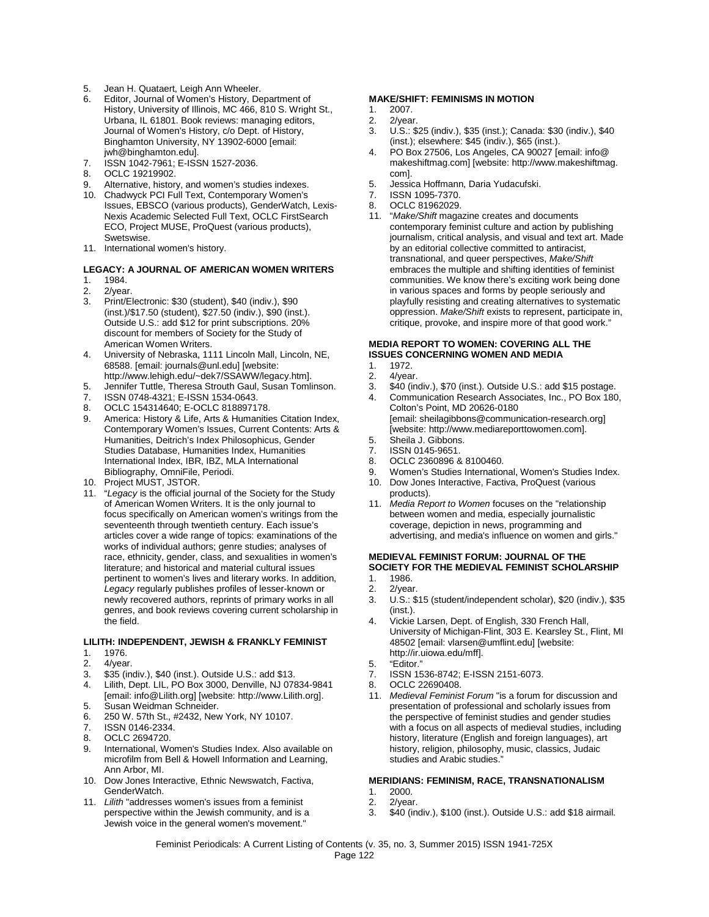5. Jean H. Quataert, Leigh Ann Wheeler.
6. Editor, Journal of Women's History, Department of History, University of Illinois, MC 466, 810 S. Wright St., Urbana, IL 61801. Book reviews: managing editors, Journal of Women's History, c/o Dept. of History, Binghamton University, NY 13902-6000 [email: jwh@binghamton.edu].
7. ISSN 1042-7961; E-ISSN 1527-2036.
8. OCLC 19219902.
9. Alternative, history, and women's studies indexes.
10. Chadwyck PCI Full Text, Contemporary Women's Issues, EBSCO (various products), GenderWatch, Lexis-Nexis Academic Selected Full Text, OCLC FirstSearch ECO, Project MUSE, ProQuest (various products), Swetswise.
11. International women's history.

#### LEGACY: A JOURNAL OF AMERICAN WOMEN WRITERS

1. 1984.
2. 2/year.
3. Print/Electronic: $30 (student), $40 (indiv.), $90 (inst.)/$17.50 (student), $27.50 (indiv.), $90 (inst.). Outside U.S.: add $12 for print subscriptions. 20% discount for members of Society for the Study of American Women Writers.
4. University of Nebraska, 1111 Lincoln Mall, Lincoln, NE, 68588. [email: journals@unl.edu] [website: http://www.lehigh.edu/~dek7/SSAWW/legacy.htm].
5. Jennifer Tuttle, Theresa Strouth Gaul, Susan Tomlinson.
7. ISSN 0748-4321; E-ISSN 1534-0643.
8. OCLC 154314640; E-OCLC 818897178.
9. America: History & Life, Arts & Humanities Citation Index, Contemporary Women's Issues, Current Contents: Arts & Humanities, Deitrich's Index Philosophicus, Gender Studies Database, Humanities Index, Humanities International Index, IBR, IBZ, MLA International Bibliography, OmniFile, Periodi.
10. Project MUST, JSTOR.
11. "*Legacy* is the official journal of the Society for the Study of American Women Writers. It is the only journal to focus specifically on American women's writings from the seventeenth through twentieth century. Each issue's articles cover a wide range of topics: examinations of the works of individual authors; genre studies; analyses of race, ethnicity, gender, class, and sexualities in women's literature; and historical and material cultural issues pertinent to women's lives and literary works. In addition, *Legacy* regularly publishes profiles of lesser-known or newly recovered authors, reprints of primary works in all genres, and book reviews covering current scholarship in the field.

#### LILITH: INDEPENDENT, JEWISH & FRANKLY FEMINIST

1. 1976.
2. 4/year.
3. $35 (indiv.), $40 (inst.). Outside U.S.: add $13.
4. Lilith, Dept. LIL, PO Box 3000, Denville, NJ 07834-9841 [email: info@Lilith.org] [website: http://www.Lilith.org].
5. Susan Weidman Schneider.
6. 250 W. 57th St., #2432, New York, NY 10107.
7. ISSN 0146-2334.
8. OCLC 2694720.
9. International, Women's Studies Index. Also available on microfilm from Bell & Howell Information and Learning, Ann Arbor, MI.
10. Dow Jones Interactive, Ethnic Newswatch, Factiva, GenderWatch.
11. *Lilith* "addresses women's issues from a feminist perspective within the Jewish community, and is a Jewish voice in the general women's movement."

#### MAKE/SHIFT: FEMINISMS IN MOTION

1. 2007.
2. 2/year.
3. U.S.: $25 (indiv.), $35 (inst.); Canada: $30 (indiv.), $40 (inst.); elsewhere: $45 (indiv.), $65 (inst.).
4. PO Box 27506, Los Angeles, CA 90027 [email: info@makeshiftmag.com] [website: http://www.makeshiftmag.com].
5. Jessica Hoffmann, Daria Yudacufski.
7. ISSN 1095-7370.
8. OCLC 81962029.
11. "*Make/Shift* magazine creates and documents contemporary feminist culture and action by publishing journalism, critical analysis, and visual and text art. Made by an editorial collective committed to antiracist, transnational, and queer perspectives, *Make/Shift* embraces the multiple and shifting identities of feminist communities. We know there's exciting work being done in various spaces and forms by people seriously and playfully resisting and creating alternatives to systematic oppression. *Make/Shift* exists to represent, participate in, critique, provoke, and inspire more of that good work."

#### MEDIA REPORT TO WOMEN: COVERING ALL THE ISSUES CONCERNING WOMEN AND MEDIA

1. 1972.
2. 4/year.
3. $40 (indiv.), $70 (inst.). Outside U.S.: add $15 postage.
4. Communication Research Associates, Inc., PO Box 180, Colton's Point, MD 20626-0180 [email: sheilagibbons@communication-research.org] [website: http://www.mediareporttowomen.com].
5. Sheila J. Gibbons.
7. ISSN 0145-9651.
8. OCLC 2360896 & 8100460.
9. Women's Studies International, Women's Studies Index.
10. Dow Jones Interactive, Factiva, ProQuest (various products).
11. *Media Report to Women* focuses on the "relationship between women and media, especially journalistic coverage, depiction in news, programming and advertising, and media's influence on women and girls."

#### MEDIEVAL FEMINIST FORUM: JOURNAL OF THE SOCIETY FOR THE MEDIEVAL FEMINIST SCHOLARSHIP

1. 1986.
2. 2/year.
3. U.S.: $15 (student/independent scholar), $20 (indiv.), $35 (inst.).
4. Vickie Larsen, Dept. of English, 330 French Hall, University of Michigan-Flint, 303 E. Kearsley St., Flint, MI 48502 [email: vlarsen@umflint.edu] [website: http://ir.uiowa.edu/mff].
5. "Editor."
7. ISSN 1536-8742; E-ISSN 2151-6073.
8. OCLC 22690408.
11. *Medieval Feminist Forum* "is a forum for discussion and presentation of professional and scholarly issues from the perspective of feminist studies and gender studies with a focus on all aspects of medieval studies, including history, literature (English and foreign languages), art history, religion, philosophy, music, classics, Judaic studies and Arabic studies."

#### MERIDIANS: FEMINISM, RACE, TRANSNATIONALISM

1. 2000.
2. 2/year.
3. $40 (indiv.), $100 (inst.). Outside U.S.: add $18 airmail.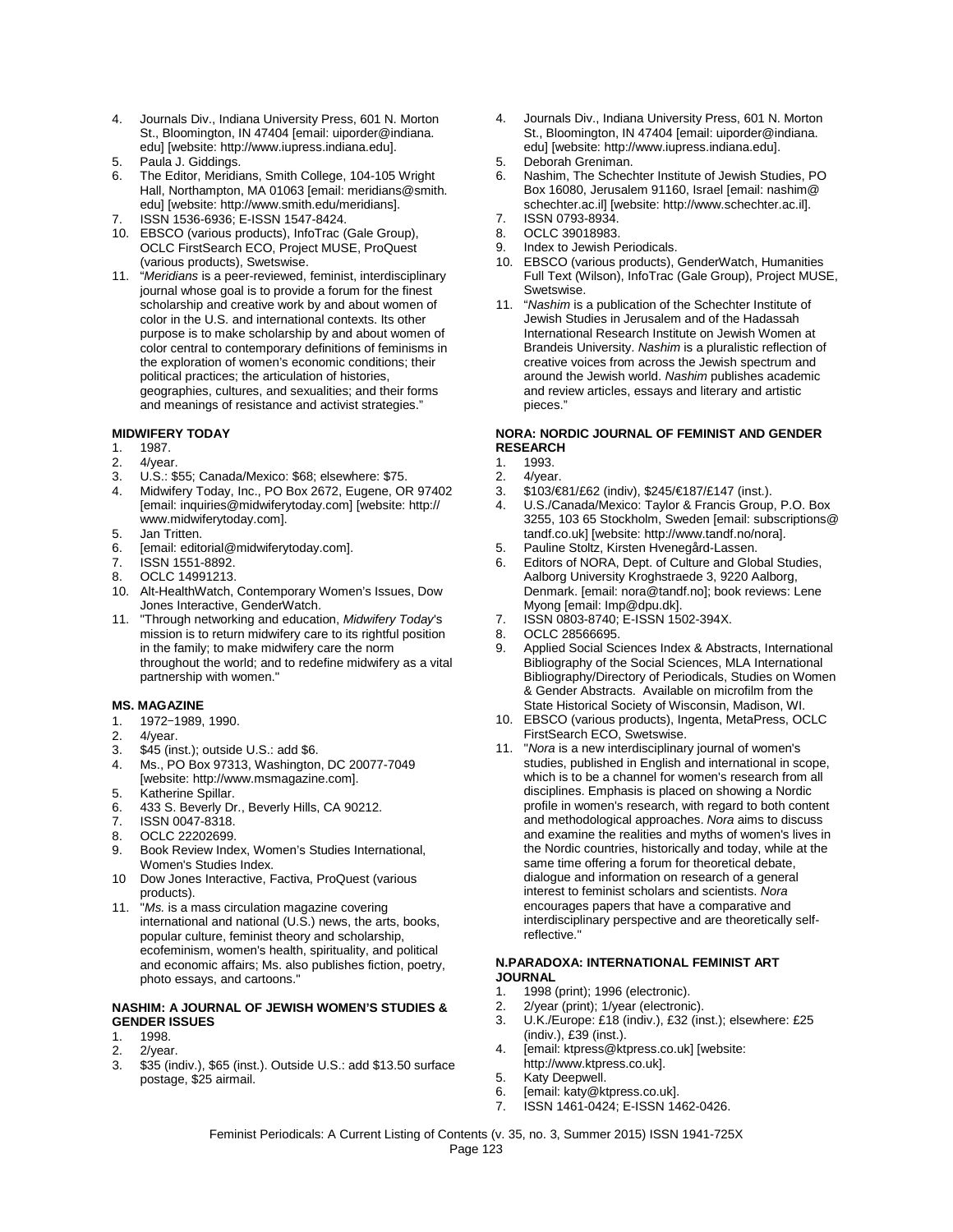4. Journals Div., Indiana University Press, 601 N. Morton St., Bloomington, IN 47404 [email: uiporder@indiana.edu] [website: http://www.iupress.indiana.edu].
5. Paula J. Giddings.
6. The Editor, Meridians, Smith College, 104-105 Wright Hall, Northampton, MA 01063 [email: meridians@smith.edu] [website: http://www.smith.edu/meridians].
7. ISSN 1536-6936; E-ISSN 1547-8424.
10. EBSCO (various products), InfoTrac (Gale Group), OCLC FirstSearch ECO, Project MUSE, ProQuest (various products), Swetswise.
11. "*Meridians* is a peer-reviewed, feminist, interdisciplinary journal whose goal is to provide a forum for the finest scholarship and creative work by and about women of color in the U.S. and international contexts. Its other purpose is to make scholarship by and about women of color central to contemporary definitions of feminisms in the exploration of women's economic conditions; their political practices; the articulation of histories, geographies, cultures, and sexualities; and their forms and meanings of resistance and activist strategies."

**MIDWIFERY TODAY**
1. 1987.
2. 4/year.
3. U.S.: $55; Canada/Mexico: $68; elsewhere: $75.
4. Midwifery Today, Inc., PO Box 2672, Eugene, OR 97402 [email: inquiries@midwiferytoday.com] [website: http://www.midwiferytoday.com].
5. Jan Tritten.
6. [email: editorial@midwiferytoday.com].
7. ISSN 1551-8892.
8. OCLC 14991213.
10. Alt-HealthWatch, Contemporary Women's Issues, Dow Jones Interactive, GenderWatch.
11. "Through networking and education, *Midwifery Today*'s mission is to return midwifery care to its rightful position in the family; to make midwifery care the norm throughout the world; and to redefine midwifery as a vital partnership with women."

**MS. MAGAZINE**
1. 1972−1989, 1990.
2. 4/year.
3. $45 (inst.); outside U.S.: add $6.
4. Ms., PO Box 97313, Washington, DC 20077-7049 [website: http://www.msmagazine.com].
5. Katherine Spillar.
6. 433 S. Beverly Dr., Beverly Hills, CA 90212.
7. ISSN 0047-8318.
8. OCLC 22202699.
9. Book Review Index, Women's Studies International, Women's Studies Index.
10. Dow Jones Interactive, Factiva, ProQuest (various products).
11. "*Ms.* is a mass circulation magazine covering international and national (U.S.) news, the arts, books, popular culture, feminist theory and scholarship, ecofeminism, women's health, spirituality, and political and economic affairs; Ms. also publishes fiction, poetry, photo essays, and cartoons."

**NASHIM: A JOURNAL OF JEWISH WOMEN'S STUDIES & GENDER ISSUES**
1. 1998.
2. 2/year.
3. $35 (indiv.), $65 (inst.). Outside U.S.: add $13.50 surface postage, $25 airmail.
4. Journals Div., Indiana University Press, 601 N. Morton St., Bloomington, IN 47404 [email: uiporder@indiana.edu] [website: http://www.iupress.indiana.edu].
5. Deborah Greniman.
6. Nashim, The Schechter Institute of Jewish Studies, PO Box 16080, Jerusalem 91160, Israel [email: nashim@schechter.ac.il] [website: http://www.schechter.ac.il].
7. ISSN 0793-8934.
8. OCLC 39018983.
9. Index to Jewish Periodicals.
10. EBSCO (various products), GenderWatch, Humanities Full Text (Wilson), InfoTrac (Gale Group), Project MUSE, Swetswise.
11. "*Nashim* is a publication of the Schechter Institute of Jewish Studies in Jerusalem and of the Hadassah International Research Institute on Jewish Women at Brandeis University. *Nashim* is a pluralistic reflection of creative voices from across the Jewish spectrum and around the Jewish world. *Nashim* publishes academic and review articles, essays and literary and artistic pieces."

**NORA: NORDIC JOURNAL OF FEMINIST AND GENDER RESEARCH**
1. 1993.
2. 4/year.
3. $103/€81/£62 (indiv), $245/€187/£147 (inst.).
4. U.S./Canada/Mexico: Taylor & Francis Group, P.O. Box 3255, 103 65 Stockholm, Sweden [email: subscriptions@tandf.co.uk] [website: http://www.tandf.no/nora].
5. Pauline Stoltz, Kirsten Hvenegård-Lassen.
6. Editors of NORA, Dept. of Culture and Global Studies, Aalborg University Kroghstraede 3, 9220 Aalborg, Denmark. [email: nora@tandf.no]; book reviews: Lene Myong [email: lmp@dpu.dk].
7. ISSN 0803-8740; E-ISSN 1502-394X.
8. OCLC 28566695.
9. Applied Social Sciences Index & Abstracts, International Bibliography of the Social Sciences, MLA International Bibliography/Directory of Periodicals, Studies on Women & Gender Abstracts. Available on microfilm from the State Historical Society of Wisconsin, Madison, WI.
10. EBSCO (various products), Ingenta, MetaPress, OCLC FirstSearch ECO, Swetswise.
11. "*Nora* is a new interdisciplinary journal of women's studies, published in English and international in scope, which is to be a channel for women's research from all disciplines. Emphasis is placed on showing a Nordic profile in women's research, with regard to both content and methodological approaches. *Nora* aims to discuss and examine the realities and myths of women's lives in the Nordic countries, historically and today, while at the same time offering a forum for theoretical debate, dialogue and information on research of a general interest to feminist scholars and scientists. *Nora* encourages papers that have a comparative and interdisciplinary perspective and are theoretically self-reflective."

**N.PARADOXA: INTERNATIONAL FEMINIST ART JOURNAL**
1. 1998 (print); 1996 (electronic).
2. 2/year (print); 1/year (electronic).
3. U.K./Europe: £18 (indiv.), £32 (inst.); elsewhere: £25 (indiv.), £39 (inst.).
4. [email: ktpress@ktpress.co.uk] [website: http://www.ktpress.co.uk].
5. Katy Deepwell.
6. [email: katy@ktpress.co.uk].
7. ISSN 1461-0424; E-ISSN 1462-0426.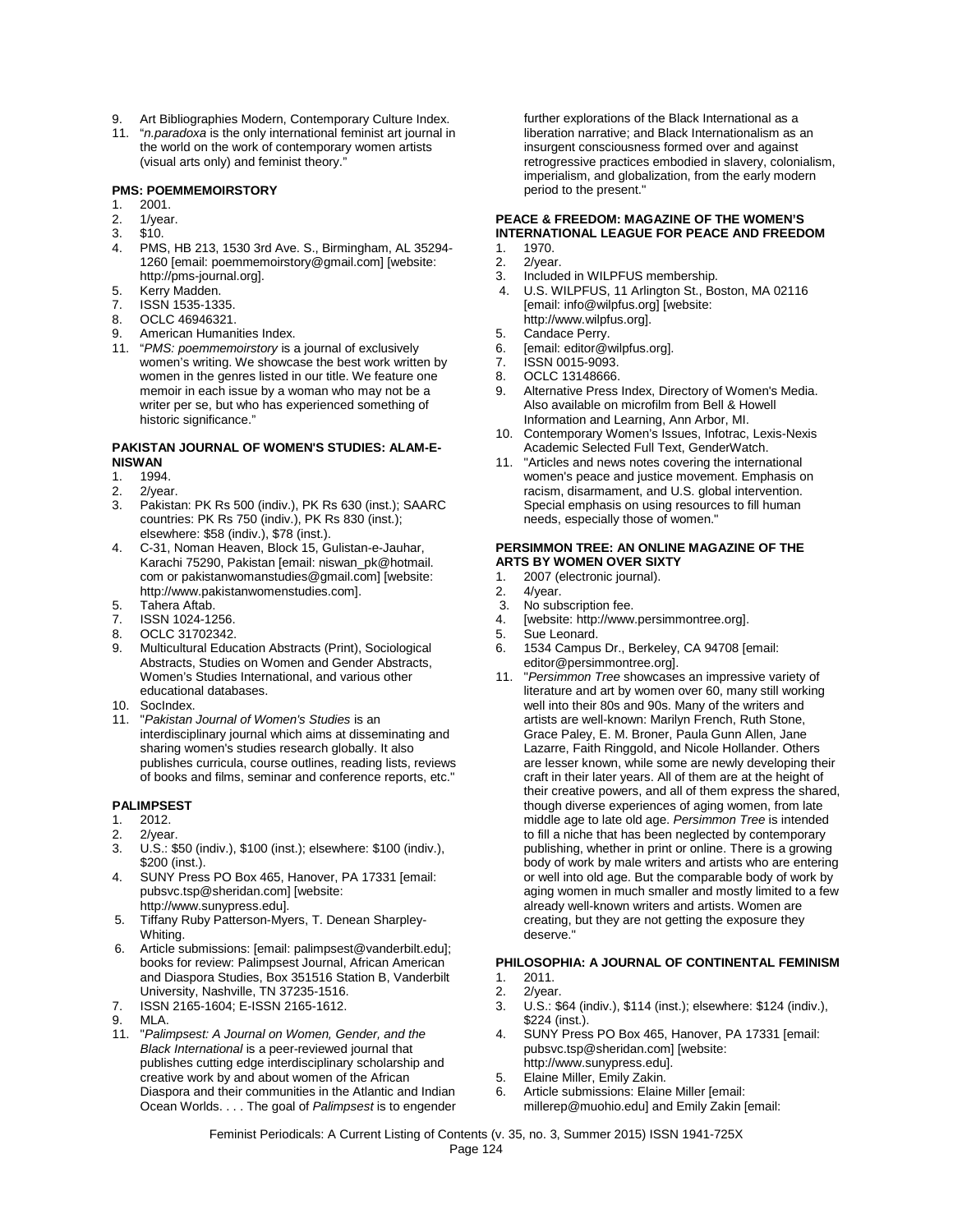9. Art Bibliographies Modern, Contemporary Culture Index.
11. "*n.paradoxa* is the only international feminist art journal in the world on the work of contemporary women artists (visual arts only) and feminist theory."

**PMS: POEMMEMOIRSTORY**

1. 2001.
2. 1/year.
3. $10.
4. PMS, HB 213, 1530 3rd Ave. S., Birmingham, AL 35294-1260 [email: poemmemoirstory@gmail.com] [website: http://pms-journal.org].
5. Kerry Madden.
7. ISSN 1535-1335.
8. OCLC 46946321.
9. American Humanities Index.
11. "*PMS: poemmemoirstory* is a journal of exclusively women's writing. We showcase the best work written by women in the genres listed in our title. We feature one memoir in each issue by a woman who may not be a writer per se, but who has experienced something of historic significance."

**PAKISTAN JOURNAL OF WOMEN'S STUDIES: ALAM-E-NISWAN**

1. 1994.
2. 2/year.
3. Pakistan: PK Rs 500 (indiv.), PK Rs 630 (inst.); SAARC countries: PK Rs 750 (indiv.), PK Rs 830 (inst.); elsewhere: $58 (indiv.), $78 (inst.).
4. C-31, Noman Heaven, Block 15, Gulistan-e-Jauhar, Karachi 75290, Pakistan [email: niswan_pk@hotmail.com or pakistanwomanstudies@gmail.com] [website: http://www.pakistanwomenstudies.com].
5. Tahera Aftab.
7. ISSN 1024-1256.
8. OCLC 31702342.
9. Multicultural Education Abstracts (Print), Sociological Abstracts, Studies on Women and Gender Abstracts, Women's Studies International, and various other educational databases.
10. SocIndex.
11. "*Pakistan Journal of Women's Studies* is an interdisciplinary journal which aims at disseminating and sharing women's studies research globally. It also publishes curricula, course outlines, reading lists, reviews of books and films, seminar and conference reports, etc."

**PALIMPSEST**

1. 2012.
2. 2/year.
3. U.S.: $50 (indiv.), $100 (inst.); elsewhere: $100 (indiv.), $200 (inst.).
4. SUNY Press PO Box 465, Hanover, PA 17331 [email: pubsvc.tsp@sheridan.com] [website: http://www.sunypress.edu].
5. Tiffany Ruby Patterson-Myers, T. Denean Sharpley-Whiting.
6. Article submissions: [email: palimpsest@vanderbilt.edu]; books for review: Palimpsest Journal, African American and Diaspora Studies, Box 351516 Station B, Vanderbilt University, Nashville, TN 37235-1516.
7. ISSN 2165-1604; E-ISSN 2165-1612.
9. MLA.
11. "*Palimpsest: A Journal on Women, Gender, and the Black International* is a peer-reviewed journal that publishes cutting edge interdisciplinary scholarship and creative work by and about women of the African Diaspora and their communities in the Atlantic and Indian Ocean Worlds. . . . The goal of *Palimpsest* is to engender further explorations of the Black International as a liberation narrative; and Black Internationalism as an insurgent consciousness formed over and against retrogressive practices embodied in slavery, colonialism, imperialism, and globalization, from the early modern period to the present."

**PEACE & FREEDOM: MAGAZINE OF THE WOMEN'S INTERNATIONAL LEAGUE FOR PEACE AND FREEDOM**

1. 1970.
2. 2/year.
3. Included in WILPFUS membership.
4. U.S. WILPFUS, 11 Arlington St., Boston, MA 02116 [email: info@wilpfus.org] [website: http://www.wilpfus.org].
5. Candace Perry.
6. [email: editor@wilpfus.org].
7. ISSN 0015-9093.
8. OCLC 13148666.
9. Alternative Press Index, Directory of Women's Media. Also available on microfilm from Bell & Howell Information and Learning, Ann Arbor, MI.
10. Contemporary Women's Issues, Infotrac, Lexis-Nexis Academic Selected Full Text, GenderWatch.
11. "Articles and news notes covering the international women's peace and justice movement. Emphasis on racism, disarmament, and U.S. global intervention. Special emphasis on using resources to fill human needs, especially those of women."

**PERSIMMON TREE: AN ONLINE MAGAZINE OF THE ARTS BY WOMEN OVER SIXTY**

1. 2007 (electronic journal).
2. 4/year.
3. No subscription fee.
4. [website: http://www.persimmontree.org].
5. Sue Leonard.
6. 1534 Campus Dr., Berkeley, CA 94708 [email: editor@persimmontree.org].
11. "*Persimmon Tree* showcases an impressive variety of literature and art by women over 60, many still working well into their 80s and 90s. Many of the writers and artists are well-known: Marilyn French, Ruth Stone, Grace Paley, E. M. Broner, Paula Gunn Allen, Jane Lazarre, Faith Ringgold, and Nicole Hollander. Others are lesser known, while some are newly developing their craft in their later years. All of them are at the height of their creative powers, and all of them express the shared, though diverse experiences of aging women, from late middle age to late old age. *Persimmon Tree* is intended to fill a niche that has been neglected by contemporary publishing, whether in print or online. There is a growing body of work by male writers and artists who are entering or well into old age. But the comparable body of work by aging women in much smaller and mostly limited to a few already well-known writers and artists. Women are creating, but they are not getting the exposure they deserve."

**PHILOSOPHIA: A JOURNAL OF CONTINENTAL FEMINISM**

1. 2011.
2. 2/year.
3. U.S.: $64 (indiv.), $114 (inst.); elsewhere: $124 (indiv.), $224 (inst.).
4. SUNY Press PO Box 465, Hanover, PA 17331 [email: pubsvc.tsp@sheridan.com] [website: http://www.sunypress.edu].
5. Elaine Miller, Emily Zakin.
6. Article submissions: Elaine Miller [email: millerep@muohio.edu] and Emily Zakin [email: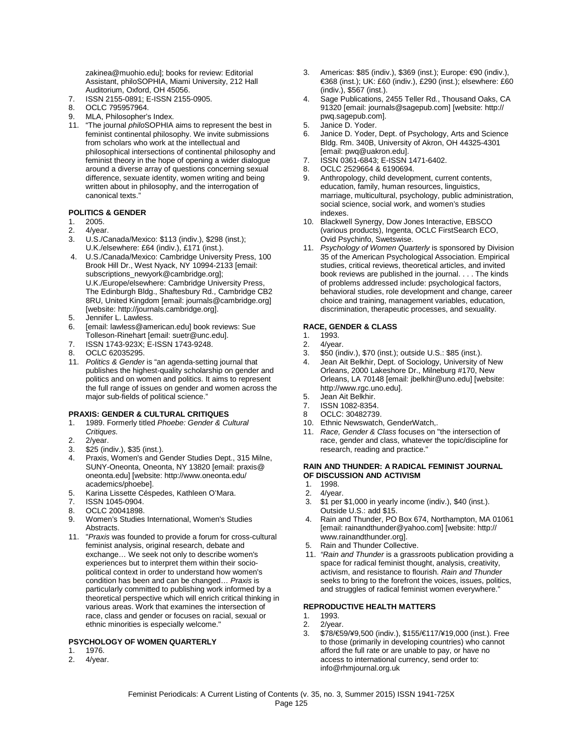zakinea@muohio.edu]; books for review: Editorial Assistant, philoSOPHIA, Miami University, 212 Hall Auditorium, Oxford, OH 45056.

7. ISSN 2155-0891; E-ISSN 2155-0905.
8. OCLC 795957964.
9. MLA, Philosopher's Index.
11. "The journal *philo*SOPHIA aims to represent the best in feminist continental philosophy. We invite submissions from scholars who work at the intellectual and philosophical intersections of continental philosophy and feminist theory in the hope of opening a wider dialogue around a diverse array of questions concerning sexual difference, sexuate identity, women writing and being written about in philosophy, and the interrogation of canonical texts."

**POLITICS & GENDER**

1. 2005.
2. 4/year.
3. U.S./Canada/Mexico: $113 (indiv.), $298 (inst.); U.K./elsewhere: £64 (indiv.), £171 (inst.).
4. U.S./Canada/Mexico: Cambridge University Press, 100 Brook Hill Dr., West Nyack, NY 10994-2133 [email: subscriptions_newyork@cambridge.org]; U.K./Europe/elsewhere: Cambridge University Press, The Edinburgh Bldg., Shaftesbury Rd., Cambridge CB2 8RU, United Kingdom [email: journals@cambridge.org] [website: http://journals.cambridge.org].
5. Jennifer L. Lawless.
6. [email: lawless@american.edu] book reviews: Sue Tolleson-Rinehart [email: suetr@unc.edu].
7. ISSN 1743-923X; E-ISSN 1743-9248.
8. OCLC 62035295.
11. *Politics & Gender* is "an agenda-setting journal that publishes the highest-quality scholarship on gender and politics and on women and politics. It aims to represent the full range of issues on gender and women across the major sub-fields of political science."

**PRAXIS: GENDER & CULTURAL CRITIQUES**

1. 1989. Formerly titled *Phoebe: Gender & Cultural Critiques.*
2. 2/year.
3. $25 (indiv.), $35 (inst.).
4. Praxis, Women's and Gender Studies Dept., 315 Milne, SUNY-Oneonta, Oneonta, NY 13820 [email: praxis@oneonta.edu] [website: http://www.oneonta.edu/academics/phoebe].
5. Karina Lissette Céspedes, Kathleen O'Mara.
7. ISSN 1045-0904.
8. OCLC 20041898.
9. Women's Studies International, Women's Studies Abstracts.
11. "*Praxis* was founded to provide a forum for cross-cultural feminist analysis, original research, debate and exchange… We seek not only to describe women's experiences but to interpret them within their socio-political context in order to understand how women's condition has been and can be changed… *Praxis* is particularly committed to publishing work informed by a theoretical perspective which will enrich critical thinking in various areas. Work that examines the intersection of race, class and gender or focuses on racial, sexual or ethnic minorities is especially welcome."

**PSYCHOLOGY OF WOMEN QUARTERLY**

1. 1976.
2. 4/year.
3. Americas: $85 (indiv.), $369 (inst.); Europe: €90 (indiv.), €368 (inst.); UK: £60 (indiv.), £290 (inst.); elsewhere: £60 (indiv.), $567 (inst.).
4. Sage Publications, 2455 Teller Rd., Thousand Oaks, CA 91320 [email: journals@sagepub.com] [website: http://pwq.sagepub.com].
5. Janice D. Yoder.
6. Janice D. Yoder, Dept. of Psychology, Arts and Science Bldg. Rm. 340B, University of Akron, OH 44325-4301 [email: pwq@uakron.edu].
7. ISSN 0361-6843; E-ISSN 1471-6402.
8. OCLC 2529664 & 6190694.
9. Anthropology, child development, current contents, education, family, human resources, linguistics, marriage, multicultural, psychology, public administration, social science, social work, and women's studies indexes.
10. Blackwell Synergy, Dow Jones Interactive, EBSCO (various products), Ingenta, OCLC FirstSearch ECO, Ovid Psychinfo, Swetswise.
11. *Psychology of Women Quarterly* is sponsored by Division 35 of the American Psychological Association. Empirical studies, critical reviews, theoretical articles, and invited book reviews are published in the journal. . . . The kinds of problems addressed include: psychological factors, behavioral studies, role development and change, career choice and training, management variables, education, discrimination, therapeutic processes, and sexuality.

**RACE, GENDER & CLASS**

1. 1993.
2. 4/year.
3. $50 (indiv.), $70 (inst.); outside U.S.: $85 (inst.).
4. Jean Ait Belkhir, Dept. of Sociology, University of New Orleans, 2000 Lakeshore Dr., Milneburg #170, New Orleans, LA 70148 [email: jbelkhir@uno.edu] [website: http://www.rgc.uno.edu].
5. Jean Ait Belkhir.
7. ISSN 1082-8354.
8. OCLC: 30482739.
10. Ethnic Newswatch, GenderWatch,.
11. *Race, Gender & Class* focuses on "the intersection of race, gender and class, whatever the topic/discipline for research, reading and practice."

**RAIN AND THUNDER: A RADICAL FEMINIST JOURNAL OF DISCUSSION AND ACTIVISM**

1. 1998.
2. 4/year.
3. $1 per $1,000 in yearly income (indiv.), $40 (inst.). Outside U.S.: add $15.
4. Rain and Thunder, PO Box 674, Northampton, MA 01061 [email: rainandthunder@yahoo.com] [website: http://www.rainandthunder.org].
5. Rain and Thunder Collective.
11. *"Rain and Thunder* is a grassroots publication providing a space for radical feminist thought, analysis, creativity, activism, and resistance to flourish. *Rain and Thunder* seeks to bring to the forefront the voices, issues, politics, and struggles of radical feminist women everywhere."

**REPRODUCTIVE HEALTH MATTERS**

1. 1993.
2. 2/year.
3. $78/€59/¥9,500 (indiv.), $155/€117/¥19,000 (inst.). Free to those (primarily in developing countries) who cannot afford the full rate or are unable to pay, or have no access to international currency, send order to: info@rhmjournal.org.uk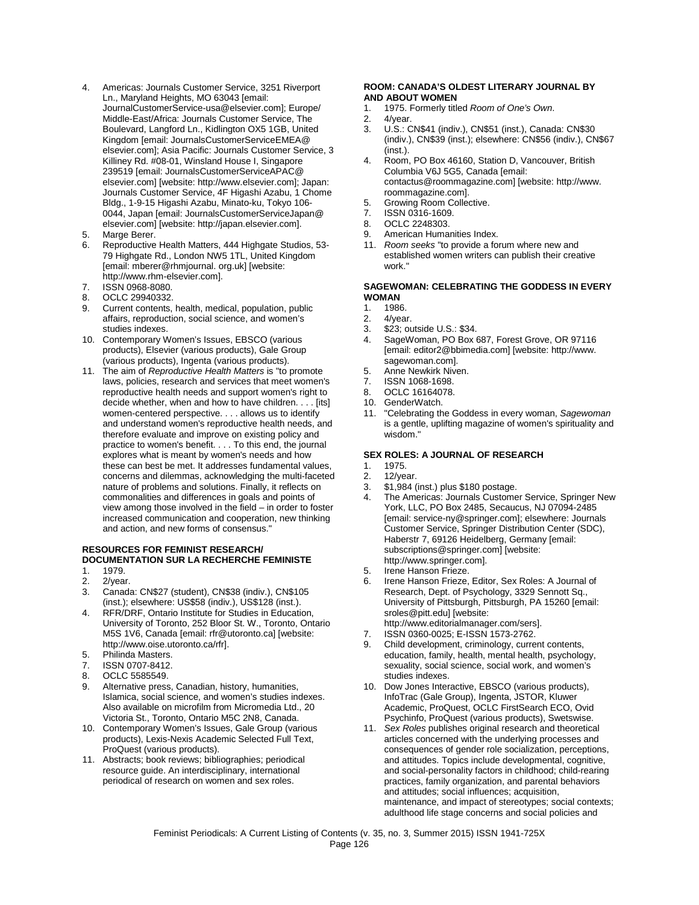4. Americas: Journals Customer Service, 3251 Riverport Ln., Maryland Heights, MO 63043 [email: JournalCustomerService-usa@elsevier.com]; Europe/ Middle-East/Africa: Journals Customer Service, The Boulevard, Langford Ln., Kidlington OX5 1GB, United Kingdom [email: JournalsCustomerServiceEMEA@ elsevier.com]; Asia Pacific: Journals Customer Service, 3 Killiney Rd. #08-01, Winsland House I, Singapore 239519 [email: JournalsCustomerServiceAPAC@ elsevier.com] [website: http://www.elsevier.com]; Japan: Journals Customer Service, 4F Higashi Azabu, 1 Chome Bldg., 1-9-15 Higashi Azabu, Minato-ku, Tokyo 106-0044, Japan [email: JournalsCustomerServiceJapan@ elsevier.com] [website: http://japan.elsevier.com].
5. Marge Berer.
6. Reproductive Health Matters, 444 Highgate Studios, 53-79 Highgate Rd., London NW5 1TL, United Kingdom [email: mberer@rhmjournal. org.uk] [website: http://www.rhm-elsevier.com].
7. ISSN 0968-8080.
8. OCLC 29940332.
9. Current contents, health, medical, population, public affairs, reproduction, social science, and women's studies indexes.
10. Contemporary Women's Issues, EBSCO (various products), Elsevier (various products), Gale Group (various products), Ingenta (various products).
11. The aim of *Reproductive Health Matters* is "to promote laws, policies, research and services that meet women's reproductive health needs and support women's right to decide whether, when and how to have children. . . . [its] women-centered perspective. . . . allows us to identify and understand women's reproductive health needs, and therefore evaluate and improve on existing policy and practice to women's benefit. . . . To this end, the journal explores what is meant by women's needs and how these can best be met. It addresses fundamental values, concerns and dilemmas, acknowledging the multi-faceted nature of problems and solutions. Finally, it reflects on commonalities and differences in goals and points of view among those involved in the field – in order to foster increased communication and cooperation, new thinking and action, and new forms of consensus."

**RESOURCES FOR FEMINIST RESEARCH/ DOCUMENTATION SUR LA RECHERCHE FEMINISTE**

1. 1979.
2. 2/year.
3. Canada: CN$27 (student), CN$38 (indiv.), CN$105 (inst.); elsewhere: US$58 (indiv.), US$128 (inst.).
4. RFR/DRF, Ontario Institute for Studies in Education, University of Toronto, 252 Bloor St. W., Toronto, Ontario M5S 1V6, Canada [email: rfr@utoronto.ca] [website: http://www.oise.utoronto.ca/rfr].
5. Philinda Masters.
7. ISSN 0707-8412.
8. OCLC 5585549.
9. Alternative press, Canadian, history, humanities, Islamica, social science, and women's studies indexes. Also available on microfilm from Micromedia Ltd., 20 Victoria St., Toronto, Ontario M5C 2N8, Canada.
10. Contemporary Women's Issues, Gale Group (various products), Lexis-Nexis Academic Selected Full Text, ProQuest (various products).
11. Abstracts; book reviews; bibliographies; periodical resource guide. An interdisciplinary, international periodical of research on women and sex roles.

**ROOM: CANADA'S OLDEST LITERARY JOURNAL BY AND ABOUT WOMEN**

1. 1975. Formerly titled *Room of One's Own*.
2. 4/year.
3. U.S.: CN$41 (indiv.), CN$51 (inst.), Canada: CN$30 (indiv.), CN$39 (inst.); elsewhere: CN$56 (indiv.), CN$67 (inst.).
4. Room, PO Box 46160, Station D, Vancouver, British Columbia V6J 5G5, Canada [email: contactus@roommagazine.com] [website: http://www. roommagazine.com].
5. Growing Room Collective.
7. ISSN 0316-1609.
8. OCLC 2248303.
9. American Humanities Index.
11. *Room seeks* "to provide a forum where new and established women writers can publish their creative work."

**SAGEWOMAN: CELEBRATING THE GODDESS IN EVERY WOMAN**

1. 1986.
2. 4/year.
3. $23; outside U.S.: $34.
4. SageWoman, PO Box 687, Forest Grove, OR 97116 [email: editor2@bbimedia.com] [website: http://www. sagewoman.com].
5. Anne Newkirk Niven.
7. ISSN 1068-1698.
8. OCLC 16164078.
10. GenderWatch.
11. "Celebrating the Goddess in every woman, *Sagewoman* is a gentle, uplifting magazine of women's spirituality and wisdom."

**SEX ROLES: A JOURNAL OF RESEARCH**

1. 1975.
2. 12/year.
3. $1,984 (inst.) plus $180 postage.
4. The Americas: Journals Customer Service, Springer New York, LLC, PO Box 2485, Secaucus, NJ 07094-2485 [email: service-ny@springer.com]; elsewhere: Journals Customer Service, Springer Distribution Center (SDC), Haberstr 7, 69126 Heidelberg, Germany [email: subscriptions@springer.com] [website: http://www.springer.com].
5. Irene Hanson Frieze.
6. Irene Hanson Frieze, Editor, Sex Roles: A Journal of Research, Dept. of Psychology, 3329 Sennott Sq., University of Pittsburgh, Pittsburgh, PA 15260 [email: sroles@pitt.edu] [website: http://www.editorialmanager.com/sers].
7. ISSN 0360-0025; E-ISSN 1573-2762.
9. Child development, criminology, current contents, education, family, health, mental health, psychology, sexuality, social science, social work, and women's studies indexes.
10. Dow Jones Interactive, EBSCO (various products), InfoTrac (Gale Group), Ingenta, JSTOR, Kluwer Academic, ProQuest, OCLC FirstSearch ECO, Ovid Psychinfo, ProQuest (various products), Swetswise.
11. *Sex Roles* publishes original research and theoretical articles concerned with the underlying processes and consequences of gender role socialization, perceptions, and attitudes. Topics include developmental, cognitive, and social-personality factors in childhood; child-rearing practices, family organization, and parental behaviors and attitudes; social influences; acquisition, maintenance, and impact of stereotypes; social contexts; adulthood life stage concerns and social policies and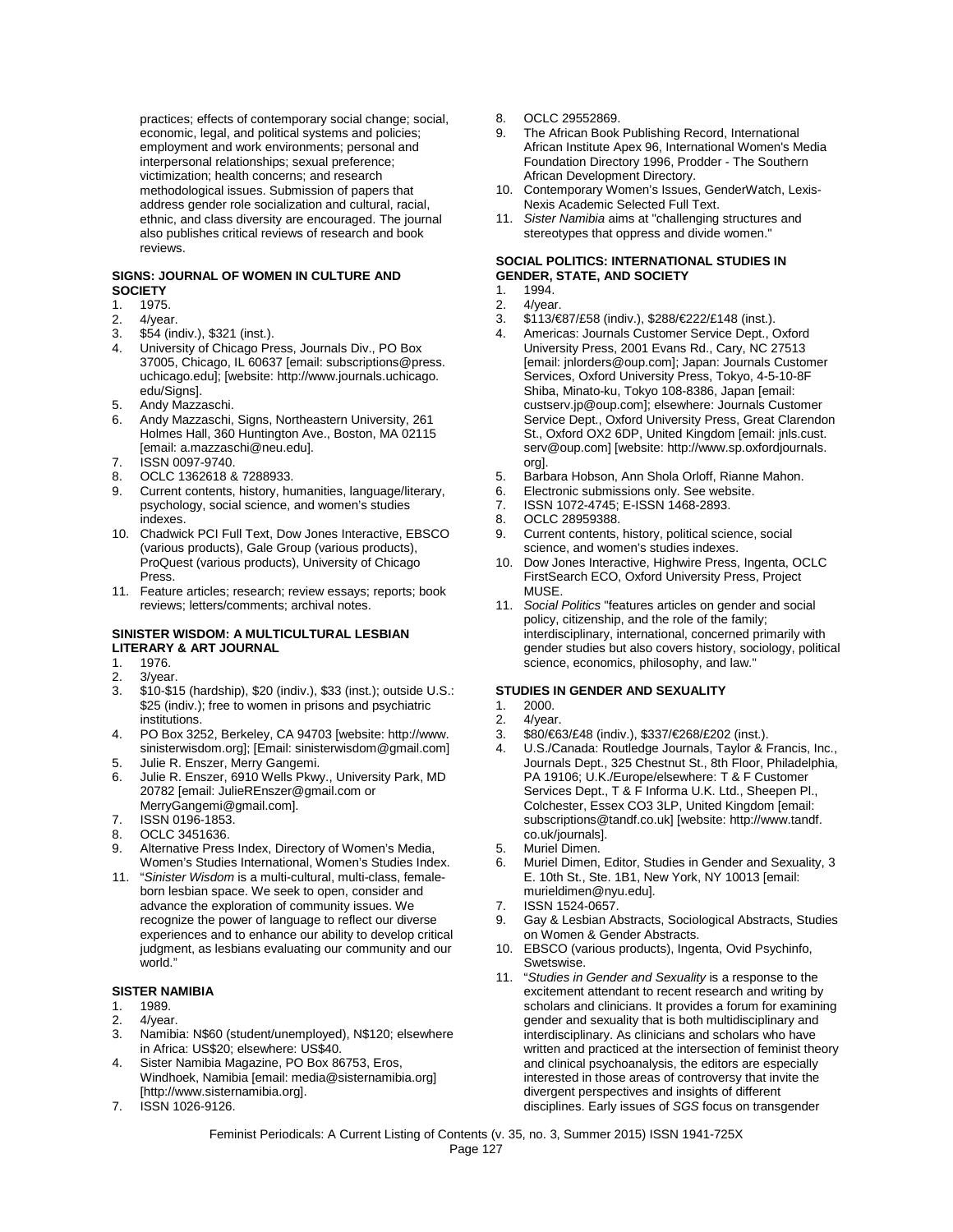practices; effects of contemporary social change; social, economic, legal, and political systems and policies; employment and work environments; personal and interpersonal relationships; sexual preference; victimization; health concerns; and research methodological issues. Submission of papers that address gender role socialization and cultural, racial, ethnic, and class diversity are encouraged. The journal also publishes critical reviews of research and book reviews.

**SIGNS: JOURNAL OF WOMEN IN CULTURE AND SOCIETY**

1. 1975.
2. 4/year.
3. $54 (indiv.), $321 (inst.).
4. University of Chicago Press, Journals Div., PO Box 37005, Chicago, IL 60637 [email: subscriptions@press.uchicago.edu]; [website: http://www.journals.uchicago.edu/Signs].
5. Andy Mazzaschi.
6. Andy Mazzaschi, Signs, Northeastern University, 261 Holmes Hall, 360 Huntington Ave., Boston, MA 02115 [email: a.mazzaschi@neu.edu].
7. ISSN 0097-9740.
8. OCLC 1362618 & 7288933.
9. Current contents, history, humanities, language/literary, psychology, social science, and women's studies indexes.
10. Chadwick PCI Full Text, Dow Jones Interactive, EBSCO (various products), Gale Group (various products), ProQuest (various products), University of Chicago Press.
11. Feature articles; research; review essays; reports; book reviews; letters/comments; archival notes.

**SINISTER WISDOM: A MULTICULTURAL LESBIAN LITERARY & ART JOURNAL**

1. 1976.
2. 3/year.
3. $10-$15 (hardship), $20 (indiv.), $33 (inst.); outside U.S.: $25 (indiv.); free to women in prisons and psychiatric institutions.
4. PO Box 3252, Berkeley, CA 94703 [website: http://www.sinisterwisdom.org]; [Email: sinisterwisdom@gmail.com]
5. Julie R. Enszer, Merry Gangemi.
6. Julie R. Enszer, 6910 Wells Pkwy., University Park, MD 20782 [email: JulieREnszer@gmail.com or MerryGangemi@gmail.com].
7. ISSN 0196-1853.
8. OCLC 3451636.
9. Alternative Press Index, Directory of Women's Media, Women's Studies International, Women's Studies Index.
10. "*Sinister Wisdom* is a multi-cultural, multi-class, female-born lesbian space. We seek to open, consider and advance the exploration of community issues. We recognize the power of language to reflect our diverse experiences and to enhance our ability to develop critical judgment, as lesbians evaluating our community and our world."

**SISTER NAMIBIA**

1. 1989.
2. 4/year.
3. Namibia: N$60 (student/unemployed), N$120; elsewhere in Africa: US$20; elsewhere: US$40.
4. Sister Namibia Magazine, PO Box 86753, Eros, Windhoek, Namibia [email: media@sisternamibia.org] [http://www.sisternamibia.org].
7. ISSN 1026-9126.
8. OCLC 29552869.
9. The African Book Publishing Record, International African Institute Apex 96, International Women's Media Foundation Directory 1996, Prodder - The Southern African Development Directory.
10. Contemporary Women's Issues, GenderWatch, Lexis-Nexis Academic Selected Full Text.
11. *Sister Namibia* aims at "challenging structures and stereotypes that oppress and divide women."

**SOCIAL POLITICS: INTERNATIONAL STUDIES IN GENDER, STATE, AND SOCIETY**

1. 1994.
2. 4/year.
3. $113/€87/£58 (indiv.), $288/€222/£148 (inst.).
4. Americas: Journals Customer Service Dept., Oxford University Press, 2001 Evans Rd., Cary, NC 27513 [email: jnlorders@oup.com]; Japan: Journals Customer Services, Oxford University Press, Tokyo, 4-5-10-8F Shiba, Minato-ku, Tokyo 108-8386, Japan [email: custserv.jp@oup.com]; elsewhere: Journals Customer Service Dept., Oxford University Press, Great Clarendon St., Oxford OX2 6DP, United Kingdom [email: jnls.cust.serv@oup.com] [website: http://www.sp.oxfordjournals.org].
5. Barbara Hobson, Ann Shola Orloff, Rianne Mahon.
6. Electronic submissions only. See website.
7. ISSN 1072-4745; E-ISSN 1468-2893.
8. OCLC 28959388.
9. Current contents, history, political science, social science, and women's studies indexes.
10. Dow Jones Interactive, Highwire Press, Ingenta, OCLC FirstSearch ECO, Oxford University Press, Project MUSE.
11. *Social Politics* "features articles on gender and social policy, citizenship, and the role of the family; interdisciplinary, international, concerned primarily with gender studies but also covers history, sociology, political science, economics, philosophy, and law."

**STUDIES IN GENDER AND SEXUALITY**

1. 2000.
2. 4/year.
3. $80/€63/£48 (indiv.), $337/€268/£202 (inst.).
4. U.S./Canada: Routledge Journals, Taylor & Francis, Inc., Journals Dept., 325 Chestnut St., 8th Floor, Philadelphia, PA 19106; U.K./Europe/elsewhere: T & F Customer Services Dept., T & F Informa U.K. Ltd., Sheepen Pl., Colchester, Essex CO3 3LP, United Kingdom [email: subscriptions@tandf.co.uk] [website: http://www.tandf.co.uk/journals].
5. Muriel Dimen.
6. Muriel Dimen, Editor, Studies in Gender and Sexuality, 3 E. 10th St., Ste. 1B1, New York, NY 10013 [email: murieldimen@nyu.edu].
7. ISSN 1524-0657.
9. Gay & Lesbian Abstracts, Sociological Abstracts, Studies on Women & Gender Abstracts.
10. EBSCO (various products), Ingenta, Ovid Psychinfo, Swetswise.
11. "*Studies in Gender and Sexuality* is a response to the excitement attendant to recent research and writing by scholars and clinicians. It provides a forum for examining gender and sexuality that is both multidisciplinary and interdisciplinary. As clinicians and scholars who have written and practiced at the intersection of feminist theory and clinical psychoanalysis, the editors are especially interested in those areas of controversy that invite the divergent perspectives and insights of different disciplines. Early issues of *SGS* focus on transgender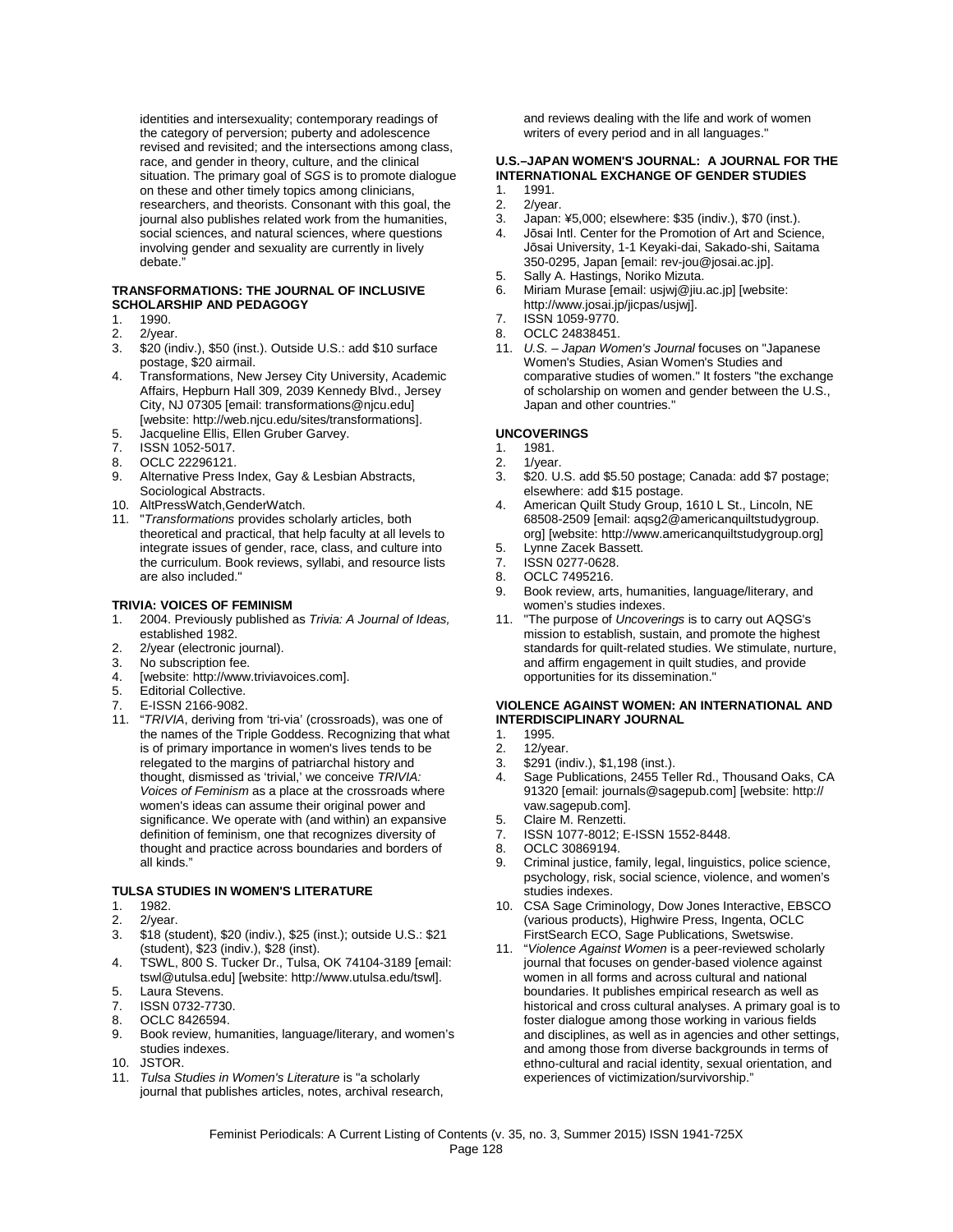identities and intersexuality; contemporary readings of the category of perversion; puberty and adolescence revised and revisited; and the intersections among class, race, and gender in theory, culture, and the clinical situation. The primary goal of *SGS* is to promote dialogue on these and other timely topics among clinicians, researchers, and theorists. Consonant with this goal, the journal also publishes related work from the humanities, social sciences, and natural sciences, where questions involving gender and sexuality are currently in lively debate."

#### TRANSFORMATIONS: THE JOURNAL OF INCLUSIVE SCHOLARSHIP AND PEDAGOGY

1. 1990.
2. 2/year.
3. $20 (indiv.), $50 (inst.). Outside U.S.: add $10 surface postage, $20 airmail.
4. Transformations, New Jersey City University, Academic Affairs, Hepburn Hall 309, 2039 Kennedy Blvd., Jersey City, NJ 07305 [email: transformations@njcu.edu] [website: http://web.njcu.edu/sites/transformations].
5. Jacqueline Ellis, Ellen Gruber Garvey.
7. ISSN 1052-5017.
8. OCLC 22296121.
9. Alternative Press Index, Gay & Lesbian Abstracts, Sociological Abstracts.
10. AltPressWatch,GenderWatch.
11. "*Transformations* provides scholarly articles, both theoretical and practical, that help faculty at all levels to integrate issues of gender, race, class, and culture into the curriculum. Book reviews, syllabi, and resource lists are also included."

#### TRIVIA: VOICES OF FEMINISM

1. 2004. Previously published as *Trivia: A Journal of Ideas,* established 1982.
2. 2/year (electronic journal).
3. No subscription fee.
4. [website: http://www.triviavoices.com].
5. Editorial Collective.
7. E-ISSN 2166-9082.
11. "*TRIVIA*, deriving from 'tri-via' (crossroads), was one of the names of the Triple Goddess. Recognizing that what is of primary importance in women's lives tends to be relegated to the margins of patriarchal history and thought, dismissed as 'trivial,' we conceive *TRIVIA: Voices of Feminism* as a place at the crossroads where women's ideas can assume their original power and significance. We operate with (and within) an expansive definition of feminism, one that recognizes diversity of thought and practice across boundaries and borders of all kinds."

#### TULSA STUDIES IN WOMEN'S LITERATURE

1. 1982.
2. 2/year.
3. $18 (student), $20 (indiv.), $25 (inst.); outside U.S.: $21 (student), $23 (indiv.), $28 (inst).
4. TSWL, 800 S. Tucker Dr., Tulsa, OK 74104-3189 [email: tswl@utulsa.edu] [website: http://www.utulsa.edu/tswl].
5. Laura Stevens.
7. ISSN 0732-7730.
8. OCLC 8426594.
9. Book review, humanities, language/literary, and women's studies indexes.
10. JSTOR.
11. *Tulsa Studies in Women's Literature* is "a scholarly journal that publishes articles, notes, archival research, and reviews dealing with the life and work of women writers of every period and in all languages."

#### U.S.–JAPAN WOMEN'S JOURNAL: A JOURNAL FOR THE INTERNATIONAL EXCHANGE OF GENDER STUDIES

1. 1991.
2. 2/year.
3. Japan: ¥5,000; elsewhere: $35 (indiv.), $70 (inst.).
4. Jōsai Intl. Center for the Promotion of Art and Science, Jōsai University, 1-1 Keyaki-dai, Sakado-shi, Saitama 350-0295, Japan [email: rev-jou@josai.ac.jp].
5. Sally A. Hastings, Noriko Mizuta.
6. Miriam Murase [email: usjwj@jiu.ac.jp] [website: http://www.josai.jp/jicpas/usjwj].
7. ISSN 1059-9770.
8. OCLC 24838451.
11. *U.S. – Japan Women's Journal* focuses on "Japanese Women's Studies, Asian Women's Studies and comparative studies of women." It fosters "the exchange of scholarship on women and gender between the U.S., Japan and other countries."

#### UNCOVERINGS

1. 1981.
2. 1/year.
3. $20. U.S. add $5.50 postage; Canada: add $7 postage; elsewhere: add $15 postage.
4. American Quilt Study Group, 1610 L St., Lincoln, NE 68508-2509 [email: aqsg2@americanquiltstudygroup.org] [website: http://www.americanquiltstudygroup.org]
5. Lynne Zacek Bassett.
7. ISSN 0277-0628.
8. OCLC 7495216.
9. Book review, arts, humanities, language/literary, and women's studies indexes.
11. "The purpose of *Uncoverings* is to carry out AQSG's mission to establish, sustain, and promote the highest standards for quilt-related studies. We stimulate, nurture, and affirm engagement in quilt studies, and provide opportunities for its dissemination."

#### VIOLENCE AGAINST WOMEN: AN INTERNATIONAL AND INTERDISCIPLINARY JOURNAL

1. 1995.
2. 12/year.
3. $291 (indiv.), $1,198 (inst.).
4. Sage Publications, 2455 Teller Rd., Thousand Oaks, CA 91320 [email: journals@sagepub.com] [website: http://vaw.sagepub.com].
5. Claire M. Renzetti.
7. ISSN 1077-8012; E-ISSN 1552-8448.
8. OCLC 30869194.
9. Criminal justice, family, legal, linguistics, police science, psychology, risk, social science, violence, and women's studies indexes.
10. CSA Sage Criminology, Dow Jones Interactive, EBSCO (various products), Highwire Press, Ingenta, OCLC FirstSearch ECO, Sage Publications, Swetswise.
11. "*Violence Against Women* is a peer-reviewed scholarly journal that focuses on gender-based violence against women in all forms and across cultural and national boundaries. It publishes empirical research as well as historical and cross cultural analyses. A primary goal is to foster dialogue among those working in various fields and disciplines, as well as in agencies and other settings, and among those from diverse backgrounds in terms of ethno-cultural and racial identity, sexual orientation, and experiences of victimization/survivorship."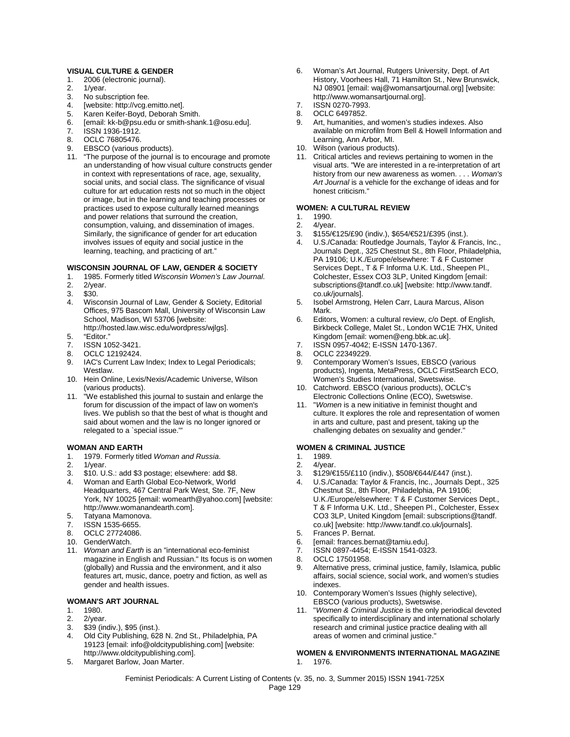**VISUAL CULTURE & GENDER**

1. 2006 (electronic journal).
2. 1/year.
3. No subscription fee.
4. [website: http://vcg.emitto.net].
5. Karen Keifer-Boyd, Deborah Smith.
6. [email: kk-b@psu.edu or smith-shank.1@osu.edu].
7. ISSN 1936-1912.
8. OCLC 76805476.
9. EBSCO (various products).
11. "The purpose of the journal is to encourage and promote an understanding of how visual culture constructs gender in context with representations of race, age, sexuality, social units, and social class. The significance of visual culture for art education rests not so much in the object or image, but in the learning and teaching processes or practices used to expose culturally learned meanings and power relations that surround the creation, consumption, valuing, and dissemination of images. Similarly, the significance of gender for art education involves issues of equity and social justice in the learning, teaching, and practicing of art."

**WISCONSIN JOURNAL OF LAW, GENDER & SOCIETY**

1. 1985. Formerly titled *Wisconsin Women's Law Journal*.
2. 2/year.
3. $30.
4. Wisconsin Journal of Law, Gender & Society, Editorial Offices, 975 Bascom Mall, University of Wisconsin Law School, Madison, WI 53706 [website: http://hosted.law.wisc.edu/wordpress/wjlgs].
5. "Editor."
7. ISSN 1052-3421.
8. OCLC 12192424.
9. IAC's Current Law Index; Index to Legal Periodicals; Westlaw.
10. Hein Online, Lexis/Nexis/Academic Universe, Wilson (various products).
11. "We established this journal to sustain and enlarge the forum for discussion of the impact of law on women's lives. We publish so that the best of what is thought and said about women and the law is no longer ignored or relegated to a `special issue.'"

**WOMAN AND EARTH**

1. 1979. Formerly titled *Woman and Russia*.
2. 1/year.
3. $10. U.S.: add $3 postage; elsewhere: add $8.
4. Woman and Earth Global Eco-Network, World Headquarters, 467 Central Park West, Ste. 7F, New York, NY 10025 [email: womearth@yahoo.com] [website: http://www.womanandearth.com].
5. Tatyana Mamonova.
7. ISSN 1535-6655.
8. OCLC 27724086.
10. GenderWatch.
11. *Woman and Earth* is an "international eco-feminist magazine in English and Russian." Its focus is on women (globally) and Russia and the environment, and it also features art, music, dance, poetry and fiction, as well as gender and health issues.

**WOMAN'S ART JOURNAL**

1. 1980.
2. 2/year.
3. $39 (indiv.), $95 (inst.).
4. Old City Publishing, 628 N. 2nd St., Philadelphia, PA 19123 [email: info@oldcitypublishing.com] [website: http://www.oldcitypublishing.com].
5. Margaret Barlow, Joan Marter.
6. Woman's Art Journal, Rutgers University, Dept. of Art History, Voorhees Hall, 71 Hamilton St., New Brunswick, NJ 08901 [email: waj@womansartjournal.org] [website: http://www.womansartjournal.org].
7. ISSN 0270-7993.
8. OCLC 6497852.
9. Art, humanities, and women's studies indexes. Also available on microfilm from Bell & Howell Information and Learning, Ann Arbor, MI.
10. Wilson (various products).
11. Critical articles and reviews pertaining to women in the visual arts. "We are interested in a re-interpretation of art history from our new awareness as women. . . . *Woman's Art Journal* is a vehicle for the exchange of ideas and for honest criticism."

**WOMEN: A CULTURAL REVIEW**

1. 1990.
2. 4/year.
3. $155/€125/£90 (indiv.), $654/€521/£395 (inst.).
4. U.S./Canada: Routledge Journals, Taylor & Francis, Inc., Journals Dept., 325 Chestnut St., 8th Floor, Philadelphia, PA 19106; U.K./Europe/elsewhere: T & F Customer Services Dept., T & F Informa U.K. Ltd., Sheepen Pl., Colchester, Essex CO3 3LP, United Kingdom [email: subscriptions@tandf.co.uk] [website: http://www.tandf.co.uk/journals].
5. Isobel Armstrong, Helen Carr, Laura Marcus, Alison Mark.
6. Editors, Women: a cultural review, c/o Dept. of English, Birkbeck College, Malet St., London WC1E 7HX, United Kingdom [email: women@eng.bbk.ac.uk].
7. ISSN 0957-4042; E-ISSN 1470-1367.
8. OCLC 22349229.
9. Contemporary Women's Issues, EBSCO (various products), Ingenta, MetaPress, OCLC FirstSearch ECO, Women's Studies International, Swetswise.
10. Catchword. EBSCO (various products), OCLC's Electronic Collections Online (ECO), Swetswise.
11. "*Women* is a new initiative in feminist thought and culture. It explores the role and representation of women in arts and culture, past and present, taking up the challenging debates on sexuality and gender."

**WOMEN & CRIMINAL JUSTICE**

1. 1989.
2. 4/year.
3. $129/€155/£110 (indiv.), $508/€644/£447 (inst.).
4. U.S./Canada: Taylor & Francis, Inc., Journals Dept., 325 Chestnut St., 8th Floor, Philadelphia, PA 19106; U.K./Europe/elsewhere: T & F Customer Services Dept., T & F Informa U.K. Ltd., Sheepen Pl., Colchester, Essex CO3 3LP, United Kingdom [email: subscriptions@tandf.co.uk] [website: http://www.tandf.co.uk/journals].
5. Frances P. Bernat.
6. [email: frances.bernat@tamiu.edu].
7. ISSN 0897-4454; E-ISSN 1541-0323.
8. OCLC 17501958.
9. Alternative press, criminal justice, family, Islamica, public affairs, social science, social work, and women's studies indexes.
10. Contemporary Women's Issues (highly selective), EBSCO (various products), Swetswise.
11. "*Women & Criminal Justice* is the only periodical devoted specifically to interdisciplinary and international scholarly research and criminal justice practice dealing with all areas of women and criminal justice."

**WOMEN & ENVIRONMENTS INTERNATIONAL MAGAZINE**

1. 1976.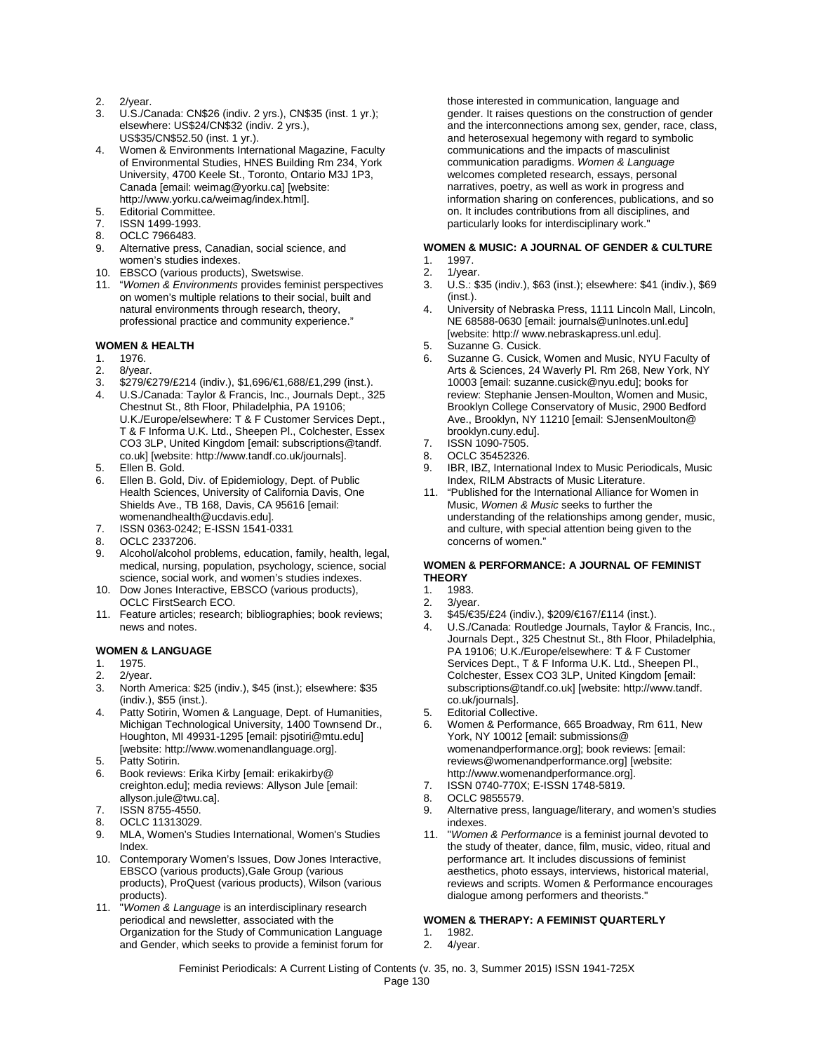2. 2/year.
3. U.S./Canada: CN$26 (indiv. 2 yrs.), CN$35 (inst. 1 yr.); elsewhere: US$24/CN$32 (indiv. 2 yrs.), US$35/CN$52.50 (inst. 1 yr.).
4. Women & Environments International Magazine, Faculty of Environmental Studies, HNES Building Rm 234, York University, 4700 Keele St., Toronto, Ontario M3J 1P3, Canada [email: weimag@yorku.ca] [website: http://www.yorku.ca/weimag/index.html].
5. Editorial Committee.
7. ISSN 1499-1993.
8. OCLC 7966483.
9. Alternative press, Canadian, social science, and women's studies indexes.
10. EBSCO (various products), Swetswise.
11. "*Women & Environments* provides feminist perspectives on women's multiple relations to their social, built and natural environments through research, theory, professional practice and community experience."

**WOMEN & HEALTH**

1. 1976.
2. 8/year.
3. $279/€279/£214 (indiv.), $1,696/€1,688/£1,299 (inst.).
4. U.S./Canada: Taylor & Francis, Inc., Journals Dept., 325 Chestnut St., 8th Floor, Philadelphia, PA 19106; U.K./Europe/elsewhere: T & F Customer Services Dept., T & F Informa U.K. Ltd., Sheepen Pl., Colchester, Essex CO3 3LP, United Kingdom [email: subscriptions@tandf.co.uk] [website: http://www.tandf.co.uk/journals].
5. Ellen B. Gold.
6. Ellen B. Gold, Div. of Epidemiology, Dept. of Public Health Sciences, University of California Davis, One Shields Ave., TB 168, Davis, CA 95616 [email: womenandhealth@ucdavis.edu].
7. ISSN 0363-0242; E-ISSN 1541-0331
8. OCLC 2337206.
9. Alcohol/alcohol problems, education, family, health, legal, medical, nursing, population, psychology, science, social science, social work, and women's studies indexes.
10. Dow Jones Interactive, EBSCO (various products), OCLC FirstSearch ECO.
11. Feature articles; research; bibliographies; book reviews; news and notes.

**WOMEN & LANGUAGE**

1. 1975.
2. 2/year.
3. North America: $25 (indiv.), $45 (inst.); elsewhere: $35 (indiv.), $55 (inst.).
4. Patty Sotirin, Women & Language, Dept. of Humanities, Michigan Technological University, 1400 Townsend Dr., Houghton, MI 49931-1295 [email: pjsotiri@mtu.edu] [website: http://www.womenandlanguage.org].
5. Patty Sotirin.
6. Book reviews: Erika Kirby [email: erikakirby@creighton.edu]; media reviews: Allyson Jule [email: allyson.jule@twu.ca].
7. ISSN 8755-4550.
8. OCLC 11313029.
9. MLA, Women's Studies International, Women's Studies Index.
10. Contemporary Women's Issues, Dow Jones Interactive, EBSCO (various products),Gale Group (various products), ProQuest (various products), Wilson (various products).
11. "*Women & Language* is an interdisciplinary research periodical and newsletter, associated with the Organization for the Study of Communication Language and Gender, which seeks to provide a feminist forum for those interested in communication, language and gender. It raises questions on the construction of gender and the interconnections among sex, gender, race, class, and heterosexual hegemony with regard to symbolic communications and the impacts of masculinist communication paradigms. *Women & Language* welcomes completed research, essays, personal narratives, poetry, as well as work in progress and information sharing on conferences, publications, and so on. It includes contributions from all disciplines, and particularly looks for interdisciplinary work."

**WOMEN & MUSIC: A JOURNAL OF GENDER & CULTURE**

1. 1997.
2. 1/year.
3. U.S.: $35 (indiv.), $63 (inst.); elsewhere: $41 (indiv.), $69 (inst.).
4. University of Nebraska Press, 1111 Lincoln Mall, Lincoln, NE 68588-0630 [email: journals@unlnotes.unl.edu] [website: http:// www.nebraskapress.unl.edu].
5. Suzanne G. Cusick.
6. Suzanne G. Cusick, Women and Music, NYU Faculty of Arts & Sciences, 24 Waverly Pl. Rm 268, New York, NY 10003 [email: suzanne.cusick@nyu.edu]; books for review: Stephanie Jensen-Moulton, Women and Music, Brooklyn College Conservatory of Music, 2900 Bedford Ave., Brooklyn, NY 11210 [email: SJensenMoulton@brooklyn.cuny.edu].
7. ISSN 1090-7505.
8. OCLC 35452326.
9. IBR, IBZ, International Index to Music Periodicals, Music Index, RILM Abstracts of Music Literature.
11. "Published for the International Alliance for Women in Music, *Women & Music* seeks to further the understanding of the relationships among gender, music, and culture, with special attention being given to the concerns of women."

**WOMEN & PERFORMANCE: A JOURNAL OF FEMINIST THEORY**

1. 1983.
2. 3/year.
3. $45/€35/£24 (indiv.), $209/€167/£114 (inst.).
4. U.S./Canada: Routledge Journals, Taylor & Francis, Inc., Journals Dept., 325 Chestnut St., 8th Floor, Philadelphia, PA 19106; U.K./Europe/elsewhere: T & F Customer Services Dept., T & F Informa U.K. Ltd., Sheepen Pl., Colchester, Essex CO3 3LP, United Kingdom [email: subscriptions@tandf.co.uk] [website: http://www.tandf.co.uk/journals].
5. Editorial Collective.
6. Women & Performance, 665 Broadway, Rm 611, New York, NY 10012 [email: submissions@womenandperformance.org]; book reviews: [email: reviews@womenandperformance.org] [website: http://www.womenandperformance.org].
7. ISSN 0740-770X; E-ISSN 1748-5819.
8. OCLC 9855579.
9. Alternative press, language/literary, and women's studies indexes.
11. "*Women & Performance* is a feminist journal devoted to the study of theater, dance, film, music, video, ritual and performance art. It includes discussions of feminist aesthetics, photo essays, interviews, historical material, reviews and scripts. Women & Performance encourages dialogue among performers and theorists."

**WOMEN & THERAPY: A FEMINIST QUARTERLY**

1. 1982.
2. 4/year.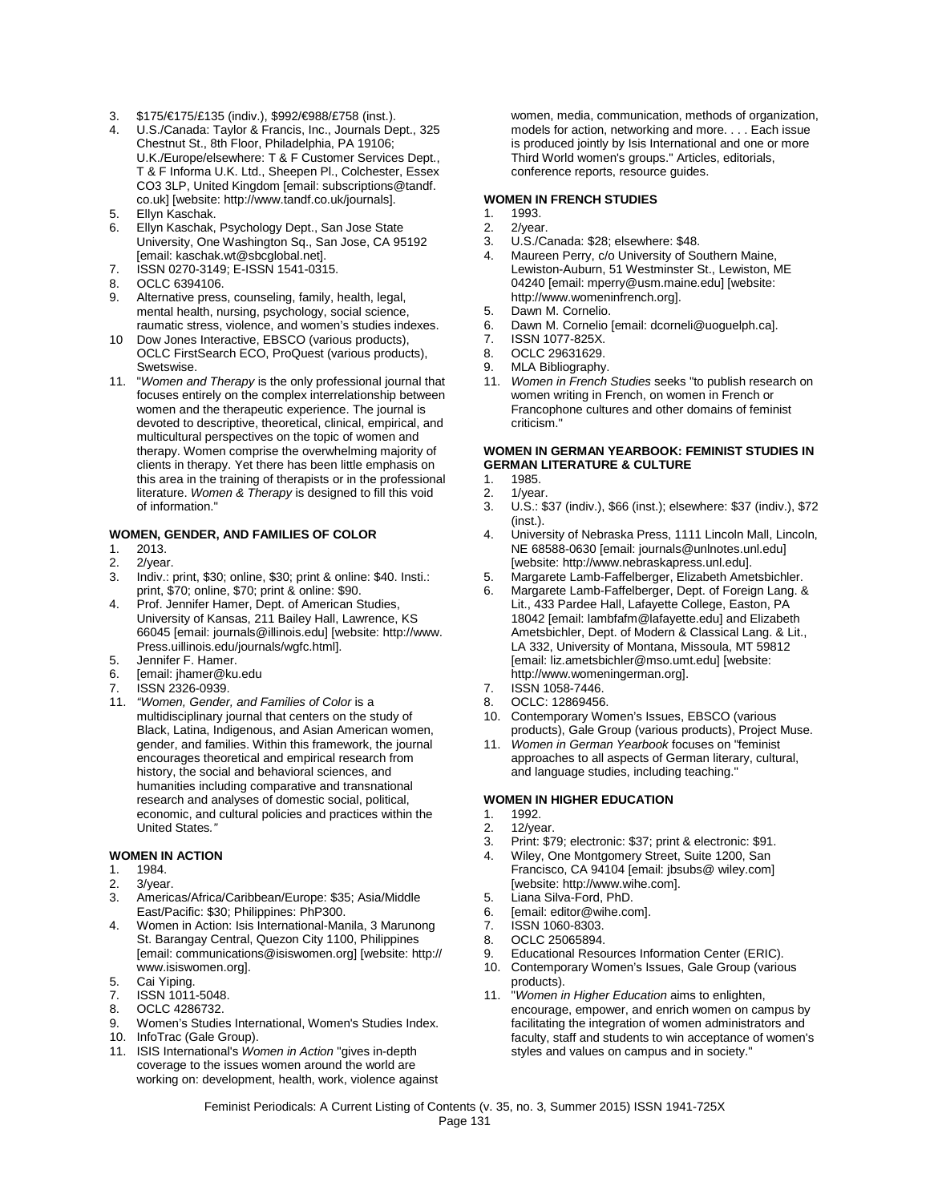3. $175/€175/£135 (indiv.), $992/€988/£758 (inst.).
4. U.S./Canada: Taylor & Francis, Inc., Journals Dept., 325 Chestnut St., 8th Floor, Philadelphia, PA 19106; U.K./Europe/elsewhere: T & F Customer Services Dept., T & F Informa U.K. Ltd., Sheepen Pl., Colchester, Essex CO3 3LP, United Kingdom [email: subscriptions@tandf.co.uk] [website: http://www.tandf.co.uk/journals].
5. Ellyn Kaschak.
6. Ellyn Kaschak, Psychology Dept., San Jose State University, One Washington Sq., San Jose, CA 95192 [email: kaschak.wt@sbcglobal.net].
7. ISSN 0270-3149; E-ISSN 1541-0315.
8. OCLC 6394106.
9. Alternative press, counseling, family, health, legal, mental health, nursing, psychology, social science, raumatic stress, violence, and women's studies indexes.
10. Dow Jones Interactive, EBSCO (various products), OCLC FirstSearch ECO, ProQuest (various products), Swetswise.
11. "*Women and Therapy* is the only professional journal that focuses entirely on the complex interrelationship between women and the therapeutic experience. The journal is devoted to descriptive, theoretical, clinical, empirical, and multicultural perspectives on the topic of women and therapy. Women comprise the overwhelming majority of clients in therapy. Yet there has been little emphasis on this area in the training of therapists or in the professional literature. *Women & Therapy* is designed to fill this void of information."

#### WOMEN, GENDER, AND FAMILIES OF COLOR

1. 2013.
2. 2/year.
3. Indiv.: print, $30; online, $30; print & online: $40. Insti.: print, $70; online, $70; print & online: $90.
4. Prof. Jennifer Hamer, Dept. of American Studies, University of Kansas, 211 Bailey Hall, Lawrence, KS 66045 [email: journals@illinois.edu] [website: http://www.Press.uillinois.edu/journals/wgfc.html].
5. Jennifer F. Hamer.
6. [email: jhamer@ku.edu
7. ISSN 2326-0939.
11. *"Women, Gender, and Families of Color* is a multidisciplinary journal that centers on the study of Black, Latina, Indigenous, and Asian American women, gender, and families. Within this framework, the journal encourages theoretical and empirical research from history, the social and behavioral sciences, and humanities including comparative and transnational research and analyses of domestic social, political, economic, and cultural policies and practices within the United States*."*

#### WOMEN IN ACTION

1. 1984.
2. 3/year.
3. Americas/Africa/Caribbean/Europe: $35; Asia/Middle East/Pacific: $30; Philippines: PhP300.
4. Women in Action: Isis International-Manila, 3 Marunong St. Barangay Central, Quezon City 1100, Philippines [email: communications@isiswomen.org] [website: http://www.isiswomen.org].
5. Cai Yiping.
7. ISSN 1011-5048.
8. OCLC 4286732.
9. Women's Studies International, Women's Studies Index.
10. InfoTrac (Gale Group).
11. ISIS International's *Women in Action* "gives in-depth coverage to the issues women around the world are working on: development, health, work, violence against women, media, communication, methods of organization, models for action, networking and more. . . . Each issue is produced jointly by Isis International and one or more Third World women's groups." Articles, editorials, conference reports, resource guides.

#### WOMEN IN FRENCH STUDIES

1. 1993.
2. 2/year.
3. U.S./Canada: $28; elsewhere: $48.
4. Maureen Perry, c/o University of Southern Maine, Lewiston-Auburn, 51 Westminster St., Lewiston, ME 04240 [email: mperry@usm.maine.edu] [website: http://www.womeninfrench.org].
5. Dawn M. Cornelio.
6. Dawn M. Cornelio [email: dcorneli@uoguelph.ca].
7. ISSN 1077-825X.
8. OCLC 29631629.
9. MLA Bibliography.
11. *Women in French Studies* seeks "to publish research on women writing in French, on women in French or Francophone cultures and other domains of feminist criticism."

#### WOMEN IN GERMAN YEARBOOK: FEMINIST STUDIES IN GERMAN LITERATURE & CULTURE

1. 1985.
2. 1/year.
3. U.S.: $37 (indiv.), $66 (inst.); elsewhere: $37 (indiv.), $72 (inst.).
4. University of Nebraska Press, 1111 Lincoln Mall, Lincoln, NE 68588-0630 [email: journals@unlnotes.unl.edu] [website: http://www.nebraskapress.unl.edu].
5. Margarete Lamb-Faffelberger, Elizabeth Ametsbichler.
6. Margarete Lamb-Faffelberger, Dept. of Foreign Lang. & Lit., 433 Pardee Hall, Lafayette College, Easton, PA 18042 [email: lambfafm@lafayette.edu] and Elizabeth Ametsbichler, Dept. of Modern & Classical Lang. & Lit., LA 332, University of Montana, Missoula, MT 59812 [email: liz.ametsbichler@mso.umt.edu] [website: http://www.womeningerman.org].
7. ISSN 1058-7446.
8. OCLC: 12869456.
10. Contemporary Women's Issues, EBSCO (various products), Gale Group (various products), Project Muse.
11. *Women in German Yearbook* focuses on "feminist approaches to all aspects of German literary, cultural, and language studies, including teaching."

#### WOMEN IN HIGHER EDUCATION

1. 1992.
2. 12/year.
3. Print: $79; electronic: $37; print & electronic: $91.
4. Wiley, One Montgomery Street, Suite 1200, San Francisco, CA 94104 [email: jbsubs@ wiley.com] [website: http://www.wihe.com].
5. Liana Silva-Ford, PhD.
6. [email: editor@wihe.com].
7. ISSN 1060-8303.
8. OCLC 25065894.
9. Educational Resources Information Center (ERIC).
10. Contemporary Women's Issues, Gale Group (various products).
11. "*Women in Higher Education* aims to enlighten, encourage, empower, and enrich women on campus by facilitating the integration of women administrators and faculty, staff and students to win acceptance of women's styles and values on campus and in society."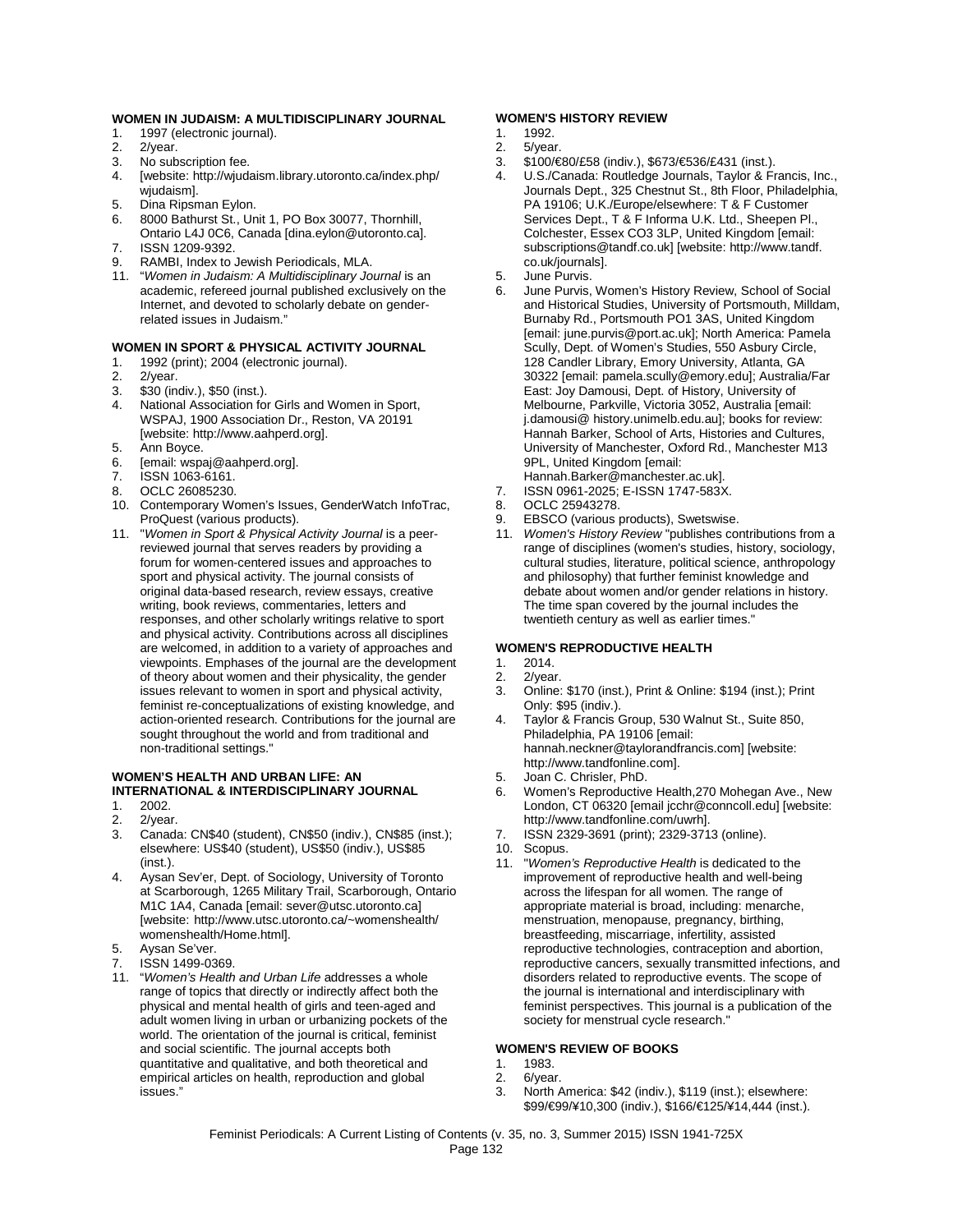### WOMEN IN JUDAISM: A MULTIDISCIPLINARY JOURNAL

1. 1997 (electronic journal).
2. 2/year.
3. No subscription fee.
4. [website: http://wjudaism.library.utoronto.ca/index.php/wjudaism].
5. Dina Ripsman Eylon.
6. 8000 Bathurst St., Unit 1, PO Box 30077, Thornhill, Ontario L4J 0C6, Canada [dina.eylon@utoronto.ca].
7. ISSN 1209-9392.
9. RAMBI, Index to Jewish Periodicals, MLA.
11. "*Women in Judaism: A Multidisciplinary Journal* is an academic, refereed journal published exclusively on the Internet, and devoted to scholarly debate on gender-related issues in Judaism."

### WOMEN IN SPORT & PHYSICAL ACTIVITY JOURNAL

1. 1992 (print); 2004 (electronic journal).
2. 2/year.
3. $30 (indiv.), $50 (inst.).
4. National Association for Girls and Women in Sport, WSPAJ, 1900 Association Dr., Reston, VA 20191 [website: http://www.aahperd.org].
5. Ann Boyce.
6. [email: wspaj@aahperd.org].
7. ISSN 1063-6161.
8. OCLC 26085230.
10. Contemporary Women's Issues, GenderWatch InfoTrac, ProQuest (various products).
11. "*Women in Sport & Physical Activity Journal* is a peer-reviewed journal that serves readers by providing a forum for women-centered issues and approaches to sport and physical activity. The journal consists of original data-based research, review essays, creative writing, book reviews, commentaries, letters and responses, and other scholarly writings relative to sport and physical activity. Contributions across all disciplines are welcomed, in addition to a variety of approaches and viewpoints. Emphases of the journal are the development of theory about women and their physicality, the gender issues relevant to women in sport and physical activity, feminist re-conceptualizations of existing knowledge, and action-oriented research. Contributions for the journal are sought throughout the world and from traditional and non-traditional settings."

### WOMEN'S HEALTH AND URBAN LIFE: AN INTERNATIONAL & INTERDISCIPLINARY JOURNAL

1. 2002.
2. 2/year.
3. Canada: CN$40 (student), CN$50 (indiv.), CN$85 (inst.); elsewhere: US$40 (student), US$50 (indiv.), US$85 (inst.).
4. Aysan Sev'er, Dept. of Sociology, University of Toronto at Scarborough, 1265 Military Trail, Scarborough, Ontario M1C 1A4, Canada [email: sever@utsc.utoronto.ca] [website: http://www.utsc.utoronto.ca/~womenshealth/womenshealth/Home.html].
5. Aysan Se'ver.
7. ISSN 1499-0369.
11. "*Women's Health and Urban Life* addresses a whole range of topics that directly or indirectly affect both the physical and mental health of girls and teen-aged and adult women living in urban or urbanizing pockets of the world. The orientation of the journal is critical, feminist and social scientific. The journal accepts both quantitative and qualitative, and both theoretical and empirical articles on health, reproduction and global issues."

### WOMEN'S HISTORY REVIEW

1. 1992.
2. 5/year.
3. $100/€80/£58 (indiv.), $673/€536/£431 (inst.).
4. U.S./Canada: Routledge Journals, Taylor & Francis, Inc., Journals Dept., 325 Chestnut St., 8th Floor, Philadelphia, PA 19106; U.K./Europe/elsewhere: T & F Customer Services Dept., T & F Informa U.K. Ltd., Sheepen Pl., Colchester, Essex CO3 3LP, United Kingdom [email: subscriptions@tandf.co.uk] [website: http://www.tandf.co.uk/journals].
5. June Purvis.
6. June Purvis, Women's History Review, School of Social and Historical Studies, University of Portsmouth, Milldam, Burnaby Rd., Portsmouth PO1 3AS, United Kingdom [email: june.purvis@port.ac.uk]; North America: Pamela Scully, Dept. of Women's Studies, 550 Asbury Circle, 128 Candler Library, Emory University, Atlanta, GA 30322 [email: pamela.scully@emory.edu]; Australia/Far East: Joy Damousi, Dept. of History, University of Melbourne, Parkville, Victoria 3052, Australia [email: j.damousi@ history.unimelb.edu.au]; books for review: Hannah Barker, School of Arts, Histories and Cultures, University of Manchester, Oxford Rd., Manchester M13 9PL, United Kingdom [email: Hannah.Barker@manchester.ac.uk].
7. ISSN 0961-2025; E-ISSN 1747-583X.
8. OCLC 25943278.
9. EBSCO (various products), Swetswise.
11. *Women's History Review* "publishes contributions from a range of disciplines (women's studies, history, sociology, cultural studies, literature, political science, anthropology and philosophy) that further feminist knowledge and debate about women and/or gender relations in history. The time span covered by the journal includes the twentieth century as well as earlier times."

### WOMEN'S REPRODUCTIVE HEALTH

1. 2014.
2. 2/year.
3. Online: $170 (inst.), Print & Online: $194 (inst.); Print Only: $95 (indiv.).
4. Taylor & Francis Group, 530 Walnut St., Suite 850, Philadelphia, PA 19106 [email: hannah.neckner@taylorandfrancis.com] [website: http://www.tandfonline.com].
5. Joan C. Chrisler, PhD.
6. Women's Reproductive Health,270 Mohegan Ave., New London, CT 06320 [email jcchr@conncoll.edu] [website: http://www.tandfonline.com/uwrh].
7. ISSN 2329-3691 (print); 2329-3713 (online).
10. Scopus.
11. "*Women's Reproductive Health* is dedicated to the improvement of reproductive health and well-being across the lifespan for all women. The range of appropriate material is broad, including: menarche, menstruation, menopause, pregnancy, birthing, breastfeeding, miscarriage, infertility, assisted reproductive technologies, contraception and abortion, reproductive cancers, sexually transmitted infections, and disorders related to reproductive events. The scope of the journal is international and interdisciplinary with feminist perspectives. This journal is a publication of the society for menstrual cycle research."

### WOMEN'S REVIEW OF BOOKS

1. 1983.
2. 6/year.
3. North America: $42 (indiv.), $119 (inst.); elsewhere: $99/€99/¥10,300 (indiv.), $166/€125/¥14,444 (inst.).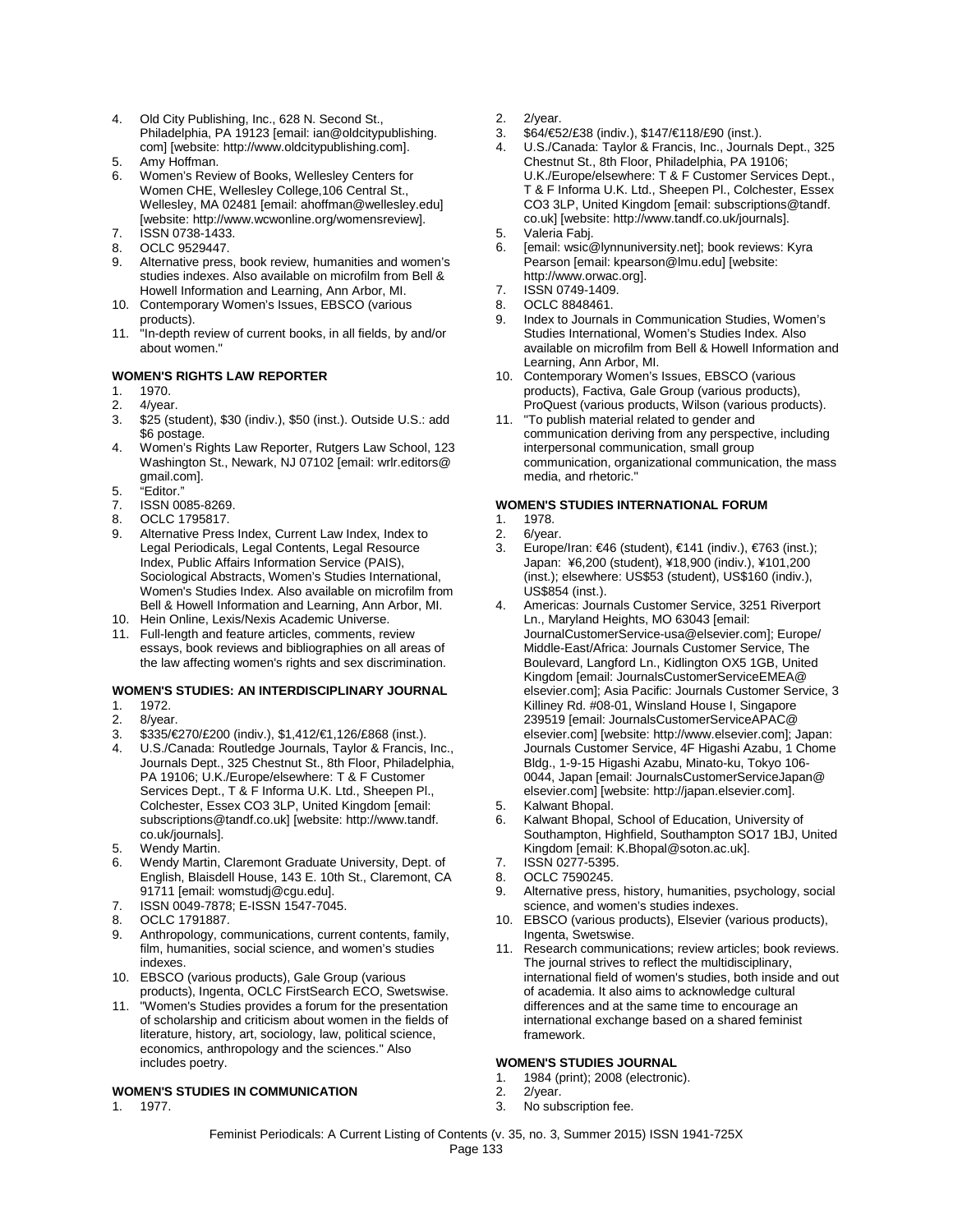4. Old City Publishing, Inc., 628 N. Second St., Philadelphia, PA 19123 [email: ian@oldcitypublishing.com] [website: http://www.oldcitypublishing.com].
5. Amy Hoffman.
6. Women's Review of Books, Wellesley Centers for Women CHE, Wellesley College,106 Central St., Wellesley, MA 02481 [email: ahoffman@wellesley.edu] [website: http://www.wcwonline.org/womensreview].
7. ISSN 0738-1433.
8. OCLC 9529447.
9. Alternative press, book review, humanities and women's studies indexes. Also available on microfilm from Bell & Howell Information and Learning, Ann Arbor, MI.
10. Contemporary Women's Issues, EBSCO (various products).
11. "In-depth review of current books, in all fields, by and/or about women."

### WOMEN'S RIGHTS LAW REPORTER

1. 1970.
2. 4/year.
3. $25 (student), $30 (indiv.), $50 (inst.). Outside U.S.: add $6 postage.
4. Women's Rights Law Reporter, Rutgers Law School, 123 Washington St., Newark, NJ 07102 [email: wrlr.editors@gmail.com].
5. "Editor."
7. ISSN 0085-8269.
8. OCLC 1795817.
9. Alternative Press Index, Current Law Index, Index to Legal Periodicals, Legal Contents, Legal Resource Index, Public Affairs Information Service (PAIS), Sociological Abstracts, Women's Studies International, Women's Studies Index. Also available on microfilm from Bell & Howell Information and Learning, Ann Arbor, MI.
10. Hein Online, Lexis/Nexis Academic Universe.
11. Full-length and feature articles, comments, review essays, book reviews and bibliographies on all areas of the law affecting women's rights and sex discrimination.

### WOMEN'S STUDIES: AN INTERDISCIPLINARY JOURNAL

1. 1972.
2. 8/year.
3. $335/€270/£200 (indiv.), $1,412/€1,126/£868 (inst.).
4. U.S./Canada: Routledge Journals, Taylor & Francis, Inc., Journals Dept., 325 Chestnut St., 8th Floor, Philadelphia, PA 19106; U.K./Europe/elsewhere: T & F Customer Services Dept., T & F Informa U.K. Ltd., Sheepen Pl., Colchester, Essex CO3 3LP, United Kingdom [email: subscriptions@tandf.co.uk] [website: http://www.tandf.co.uk/journals].
5. Wendy Martin.
6. Wendy Martin, Claremont Graduate University, Dept. of English, Blaisdell House, 143 E. 10th St., Claremont, CA 91711 [email: womstudj@cgu.edu].
7. ISSN 0049-7878; E-ISSN 1547-7045.
8. OCLC 1791887.
9. Anthropology, communications, current contents, family, film, humanities, social science, and women's studies indexes.
10. EBSCO (various products), Gale Group (various products), Ingenta, OCLC FirstSearch ECO, Swetswise.
11. "Women's Studies provides a forum for the presentation of scholarship and criticism about women in the fields of literature, history, art, sociology, law, political science, economics, anthropology and the sciences." Also includes poetry.

### WOMEN'S STUDIES IN COMMUNICATION

1. 1977.
2. 2/year.
3. $64/€52/£38 (indiv.), $147/€118/£90 (inst.).
4. U.S./Canada: Taylor & Francis, Inc., Journals Dept., 325 Chestnut St., 8th Floor, Philadelphia, PA 19106; U.K./Europe/elsewhere: T & F Customer Services Dept., T & F Informa U.K. Ltd., Sheepen Pl., Colchester, Essex CO3 3LP, United Kingdom [email: subscriptions@tandf.co.uk] [website: http://www.tandf.co.uk/journals].
5. Valeria Fabj.
6. [email: wsic@lynnuniversity.net]; book reviews: Kyra Pearson [email: kpearson@lmu.edu] [website: http://www.orwac.org].
7. ISSN 0749-1409.
8. OCLC 8848461.
9. Index to Journals in Communication Studies, Women's Studies International, Women's Studies Index. Also available on microfilm from Bell & Howell Information and Learning, Ann Arbor, MI.
10. Contemporary Women's Issues, EBSCO (various products), Factiva, Gale Group (various products), ProQuest (various products, Wilson (various products).
11. "To publish material related to gender and communication deriving from any perspective, including interpersonal communication, small group communication, organizational communication, the mass media, and rhetoric."

### WOMEN'S STUDIES INTERNATIONAL FORUM

1. 1978.
2. 6/year.
3. Europe/Iran: €46 (student), €141 (indiv.), €763 (inst.); Japan: ¥6,200 (student), ¥18,900 (indiv.), ¥101,200 (inst.); elsewhere: US$53 (student), US$160 (indiv.), US$854 (inst.).
4. Americas: Journals Customer Service, 3251 Riverport Ln., Maryland Heights, MO 63043 [email: JournalCustomerService-usa@elsevier.com]; Europe/Middle-East/Africa: Journals Customer Service, The Boulevard, Langford Ln., Kidlington OX5 1GB, United Kingdom [email: JournalsCustomerServiceEMEA@elsevier.com]; Asia Pacific: Journals Customer Service, 3 Killiney Rd. #08-01, Winsland House I, Singapore 239519 [email: JournalsCustomerServiceAPAC@elsevier.com] [website: http://www.elsevier.com]; Japan: Journals Customer Service, 4F Higashi Azabu, 1 Chome Bldg., 1-9-15 Higashi Azabu, Minato-ku, Tokyo 106-0044, Japan [email: JournalsCustomerServiceJapan@elsevier.com] [website: http://japan.elsevier.com].
5. Kalwant Bhopal.
6. Kalwant Bhopal, School of Education, University of Southampton, Highfield, Southampton SO17 1BJ, United Kingdom [email: K.Bhopal@soton.ac.uk].
7. ISSN 0277-5395.
8. OCLC 7590245.
9. Alternative press, history, humanities, psychology, social science, and women's studies indexes.
10. EBSCO (various products), Elsevier (various products), Ingenta, Swetswise.
11. Research communications; review articles; book reviews. The journal strives to reflect the multidisciplinary, international field of women's studies, both inside and out of academia. It also aims to acknowledge cultural differences and at the same time to encourage an international exchange based on a shared feminist framework.

### WOMEN'S STUDIES JOURNAL

1. 1984 (print); 2008 (electronic).
2. 2/year.
3. No subscription fee.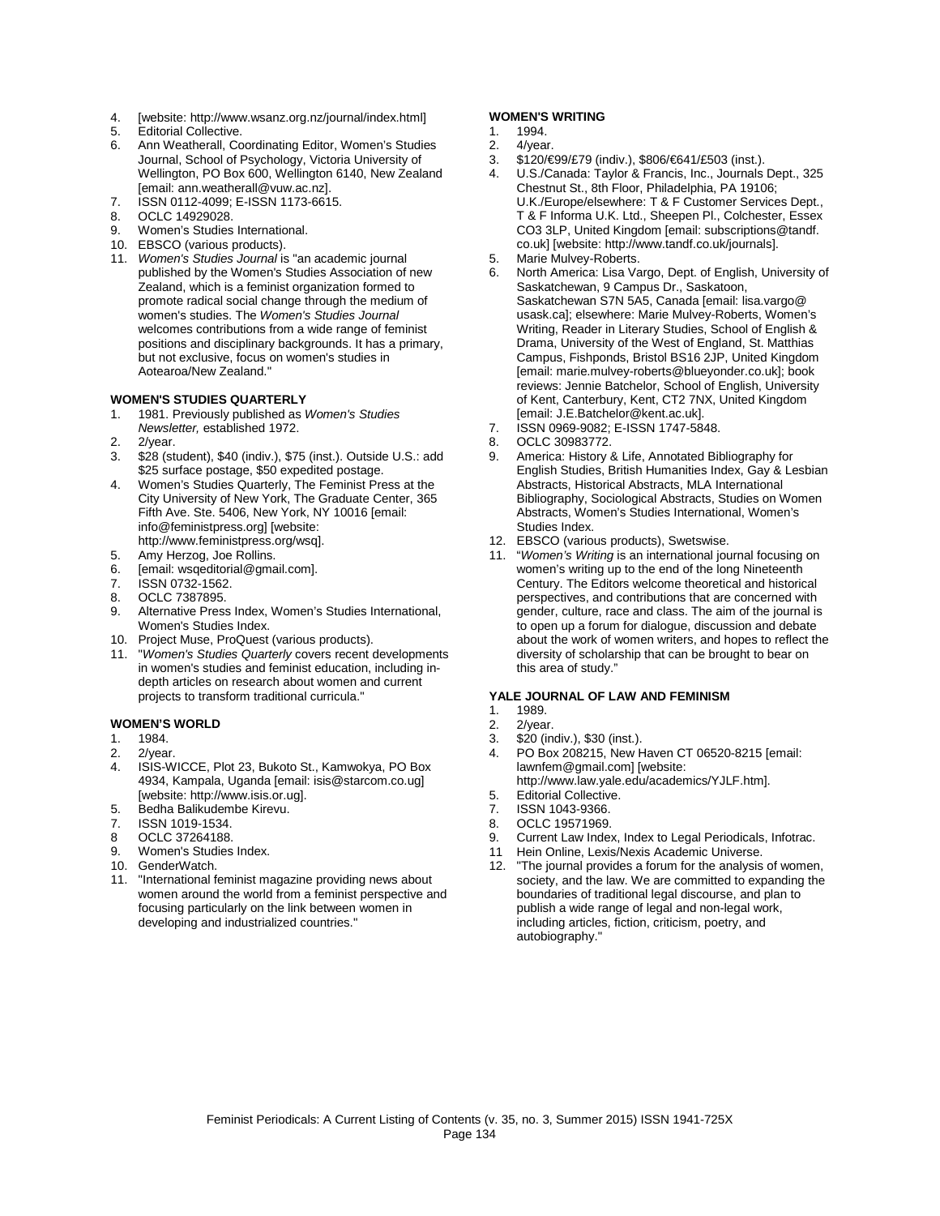4. [website: http://www.wsanz.org.nz/journal/index.html]
5. Editorial Collective.
6. Ann Weatherall, Coordinating Editor, Women's Studies Journal, School of Psychology, Victoria University of Wellington, PO Box 600, Wellington 6140, New Zealand [email: ann.weatherall@vuw.ac.nz].
7. ISSN 0112-4099; E-ISSN 1173-6615.
8. OCLC 14929028.
9. Women's Studies International.
10. EBSCO (various products).
11. *Women's Studies Journal* is "an academic journal published by the Women's Studies Association of new Zealand, which is a feminist organization formed to promote radical social change through the medium of women's studies. The *Women's Studies Journal* welcomes contributions from a wide range of feminist positions and disciplinary backgrounds. It has a primary, but not exclusive, focus on women's studies in Aotearoa/New Zealand."

**WOMEN'S STUDIES QUARTERLY**

1. 1981. Previously published as *Women's Studies Newsletter,* established 1972.
2. 2/year.
3. $28 (student), $40 (indiv.), $75 (inst.). Outside U.S.: add $25 surface postage, $50 expedited postage.
4. Women's Studies Quarterly, The Feminist Press at the City University of New York, The Graduate Center, 365 Fifth Ave. Ste. 5406, New York, NY 10016 [email: info@feministpress.org] [website: http://www.feministpress.org/wsq].
5. Amy Herzog, Joe Rollins.
6. [email: wsqeditorial@gmail.com].
7. ISSN 0732-1562.
8. OCLC 7387895.
9. Alternative Press Index, Women's Studies International, Women's Studies Index.
10. Project Muse, ProQuest (various products).
11. "*Women's Studies Quarterly* covers recent developments in women's studies and feminist education, including in-depth articles on research about women and current projects to transform traditional curricula."

**WOMEN'S WORLD**

1. 1984.
2. 2/year.
4. ISIS-WICCE, Plot 23, Bukoto St., Kamwokya, PO Box 4934, Kampala, Uganda [email: isis@starcom.co.ug] [website: http://www.isis.or.ug].
5. Bedha Balikudembe Kirevu.
7. ISSN 1019-1534.
8 OCLC 37264188.
9. Women's Studies Index.
10. GenderWatch.
11. "International feminist magazine providing news about women around the world from a feminist perspective and focusing particularly on the link between women in developing and industrialized countries."

**WOMEN'S WRITING**

1. 1994.
2. 4/year.
3. $120/€99/£79 (indiv.), $806/€641/£503 (inst.).
4. U.S./Canada: Taylor & Francis, Inc., Journals Dept., 325 Chestnut St., 8th Floor, Philadelphia, PA 19106; U.K./Europe/elsewhere: T & F Customer Services Dept., T & F Informa U.K. Ltd., Sheepen Pl., Colchester, Essex CO3 3LP, United Kingdom [email: subscriptions@tandf.co.uk] [website: http://www.tandf.co.uk/journals].
5. Marie Mulvey-Roberts.
6. North America: Lisa Vargo, Dept. of English, University of Saskatchewan, 9 Campus Dr., Saskatoon, Saskatchewan S7N 5A5, Canada [email: lisa.vargo@usask.ca]; elsewhere: Marie Mulvey-Roberts, Women's Writing, Reader in Literary Studies, School of English & Drama, University of the West of England, St. Matthias Campus, Fishponds, Bristol BS16 2JP, United Kingdom [email: marie.mulvey-roberts@blueyonder.co.uk]; book reviews: Jennie Batchelor, School of English, University of Kent, Canterbury, Kent, CT2 7NX, United Kingdom [email: J.E.Batchelor@kent.ac.uk].
7. ISSN 0969-9082; E-ISSN 1747-5848.
8. OCLC 30983772.
9. America: History & Life, Annotated Bibliography for English Studies, British Humanities Index, Gay & Lesbian Abstracts, Historical Abstracts, MLA International Bibliography, Sociological Abstracts, Studies on Women Abstracts, Women's Studies International, Women's Studies Index.
12. EBSCO (various products), Swetswise.
11. "*Women's Writing* is an international journal focusing on women's writing up to the end of the long Nineteenth Century. The Editors welcome theoretical and historical perspectives, and contributions that are concerned with gender, culture, race and class. The aim of the journal is to open up a forum for dialogue, discussion and debate about the work of women writers, and hopes to reflect the diversity of scholarship that can be brought to bear on this area of study."

**YALE JOURNAL OF LAW AND FEMINISM**

1. 1989.
2. 2/year.
3. $20 (indiv.), $30 (inst.).
4. PO Box 208215, New Haven CT 06520-8215 [email: lawnfem@gmail.com] [website: http://www.law.yale.edu/academics/YJLF.htm].
5. Editorial Collective.
7. ISSN 1043-9366.
8. OCLC 19571969.
9. Current Law Index, Index to Legal Periodicals, Infotrac.
11 Hein Online, Lexis/Nexis Academic Universe.
12. "The journal provides a forum for the analysis of women, society, and the law. We are committed to expanding the boundaries of traditional legal discourse, and plan to publish a wide range of legal and non-legal work, including articles, fiction, criticism, poetry, and autobiography."